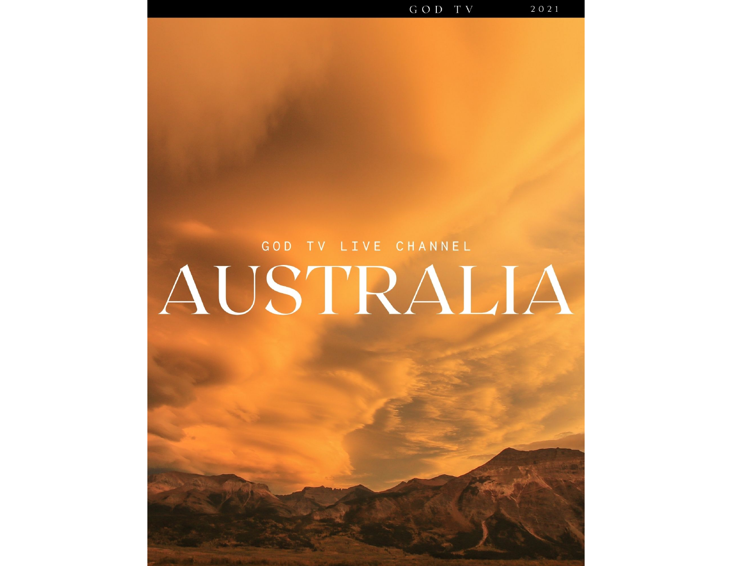GOD TV 2021

GOD TV LIVE CHANNEL

# AUSTRALIA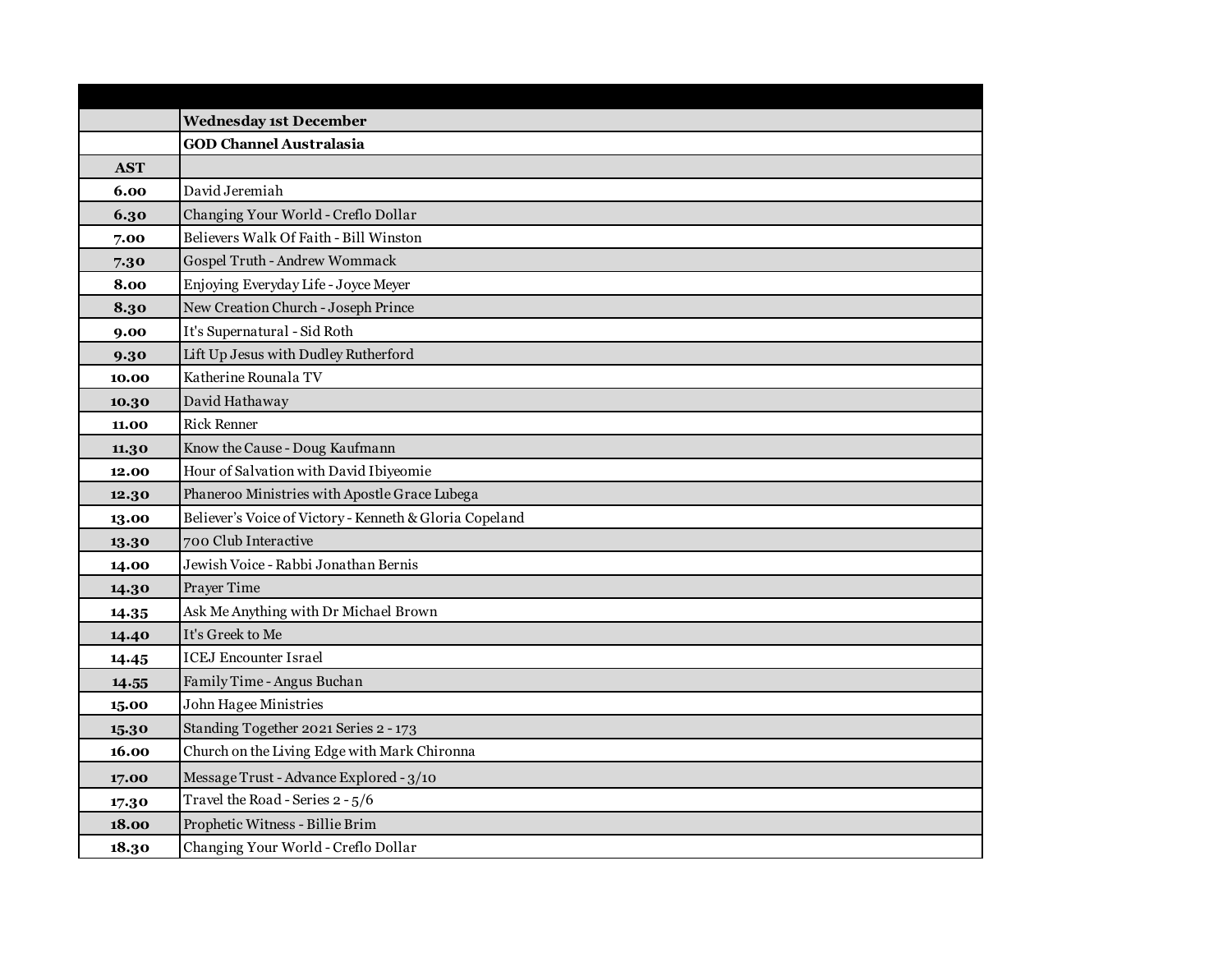| | |
|---|---|
| | **Wednesday 1st December** |
| | **GOD Channel Australasia** |
| **AST** | |
| **6.00** | David Jeremiah |
| **6.30** | Changing Your World - Creflo Dollar |
| **7.00** | Believers Walk Of Faith - Bill Winston |
| **7.30** | Gospel Truth - Andrew Wommack |
| **8.00** | Enjoying Everyday Life - Joyce Meyer |
| **8.30** | New Creation Church - Joseph Prince |
| **9.00** | It's Supernatural - Sid Roth |
| **9.30** | Lift Up Jesus with Dudley Rutherford |
| **10.00** | Katherine Rounala TV |
| **10.30** | David Hathaway |
| **11.00** | Rick Renner |
| **11.30** | Know the Cause - Doug Kaufmann |
| **12.00** | Hour of Salvation with David Ibiyeomie |
| **12.30** | Phaneroo Ministries with Apostle Grace Lubega |
| **13.00** | Believer's Voice of Victory - Kenneth & Gloria Copeland |
| **13.30** | 700 Club Interactive |
| **14.00** | Jewish Voice - Rabbi Jonathan Bernis |
| **14.30** | Prayer Time |
| **14.35** | Ask Me Anything with Dr Michael Brown |
| **14.40** | It's Greek to Me |
| **14.45** | ICEJ Encounter Israel |
| **14.55** | Family Time - Angus Buchan |
| **15.00** | John Hagee Ministries |
| **15.30** | Standing Together 2021 Series 2 - 173 |
| **16.00** | Church on the Living Edge with Mark Chironna |
| **17.00** | Message Trust - Advance Explored - 3/10 |
| **17.30** | Travel the Road - Series 2 - 5/6 |
| **18.00** | Prophetic Witness - Billie Brim |
| **18.30** | Changing Your World - Creflo Dollar |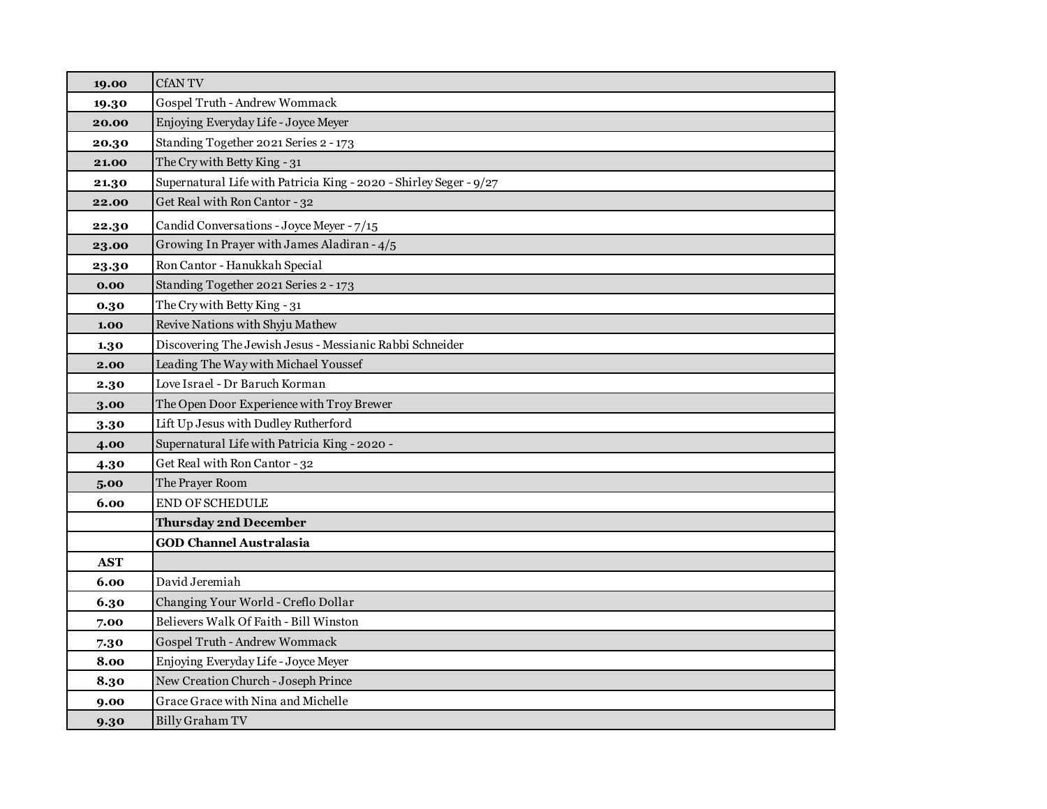| | |
|---|---|
| **19.00** | CfAN TV |
| **19.30** | Gospel Truth - Andrew Wommack |
| **20.00** | Enjoying Everyday Life - Joyce Meyer |
| **20.30** | Standing Together 2021 Series 2 - 173 |
| **21.00** | The Cry with Betty King - 31 |
| **21.30** | Supernatural Life with Patricia King - 2020 - Shirley Seger - 9/27 |
| **22.00** | Get Real with Ron Cantor - 32 |
| **22.30** | Candid Conversations - Joyce Meyer - 7/15 |
| **23.00** | Growing In Prayer with James Aladiran - 4/5 |
| **23.30** | Ron Cantor - Hanukkah Special |
| **0.00** | Standing Together 2021 Series 2 - 173 |
| **0.30** | The Cry with Betty King - 31 |
| **1.00** | Revive Nations with Shyju Mathew |
| **1.30** | Discovering The Jewish Jesus - Messianic Rabbi Schneider |
| **2.00** | Leading The Way with Michael Youssef |
| **2.30** | Love Israel - Dr Baruch Korman |
| **3.00** | The Open Door Experience with Troy Brewer |
| **3.30** | Lift Up Jesus with Dudley Rutherford |
| **4.00** | Supernatural Life with Patricia King - 2020 - |
| **4.30** | Get Real with Ron Cantor - 32 |
| **5.00** | The Prayer Room |
| **6.00** | END OF SCHEDULE |
| | **Thursday 2nd December** |
| | **GOD Channel Australasia** |
| **AST** | |
| **6.00** | David Jeremiah |
| **6.30** | Changing Your World - Creflo Dollar |
| **7.00** | Believers Walk Of Faith - Bill Winston |
| **7.30** | Gospel Truth - Andrew Wommack |
| **8.00** | Enjoying Everyday Life - Joyce Meyer |
| **8.30** | New Creation Church - Joseph Prince |
| **9.00** | Grace Grace with Nina and Michelle |
| **9.30** | Billy Graham TV |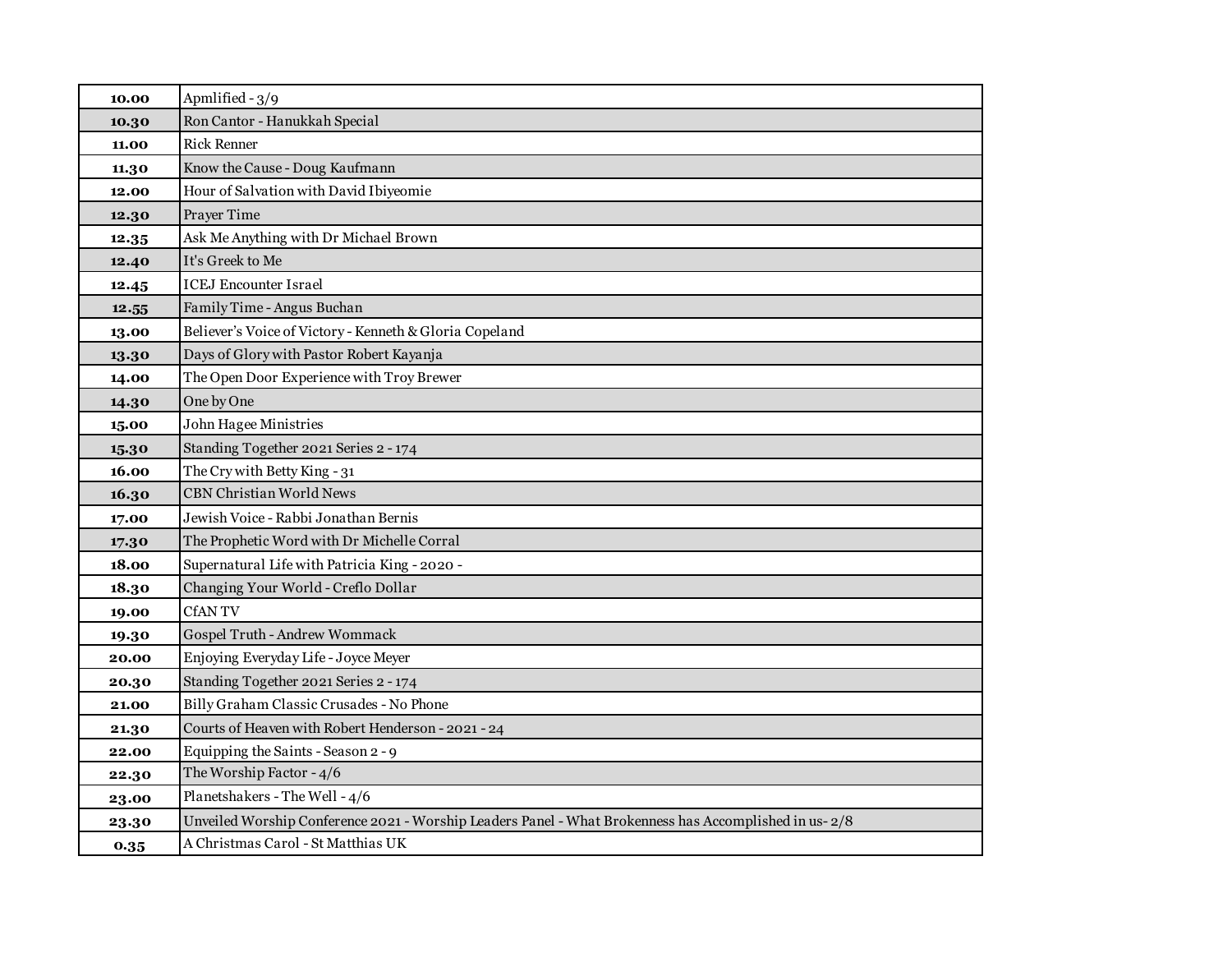| | |
|---|---|
| **10.00** | Apmlified - 3/9 |
| **10.30** | Ron Cantor - Hanukkah Special |
| **11.00** | Rick Renner |
| **11.30** | Know the Cause - Doug Kaufmann |
| **12.00** | Hour of Salvation with David Ibiyeomie |
| **12.30** | Prayer Time |
| **12.35** | Ask Me Anything with Dr Michael Brown |
| **12.40** | It's Greek to Me |
| **12.45** | ICEJ Encounter Israel |
| **12.55** | Family Time - Angus Buchan |
| **13.00** | Believer's Voice of Victory - Kenneth & Gloria Copeland |
| **13.30** | Days of Glory with Pastor Robert Kayanja |
| **14.00** | The Open Door Experience with Troy Brewer |
| **14.30** | One by One |
| **15.00** | John Hagee Ministries |
| **15.30** | Standing Together 2021 Series 2 - 174 |
| **16.00** | The Cry with Betty King - 31 |
| **16.30** | CBN Christian World News |
| **17.00** | Jewish Voice - Rabbi Jonathan Bernis |
| **17.30** | The Prophetic Word with Dr Michelle Corral |
| **18.00** | Supernatural Life with Patricia King - 2020 - |
| **18.30** | Changing Your World - Creflo Dollar |
| **19.00** | CfAN TV |
| **19.30** | Gospel Truth - Andrew Wommack |
| **20.00** | Enjoying Everyday Life - Joyce Meyer |
| **20.30** | Standing Together 2021 Series 2 - 174 |
| **21.00** | Billy Graham Classic Crusades - No Phone |
| **21.30** | Courts of Heaven with Robert Henderson - 2021 - 24 |
| **22.00** | Equipping the Saints - Season 2 - 9 |
| **22.30** | The Worship Factor - 4/6 |
| **23.00** | Planetshakers - The Well - 4/6 |
| **23.30** | Unveiled Worship Conference 2021 - Worship Leaders Panel - What Brokenness has Accomplished in us- 2/8 |
| **0.35** | A Christmas Carol - St Matthias UK |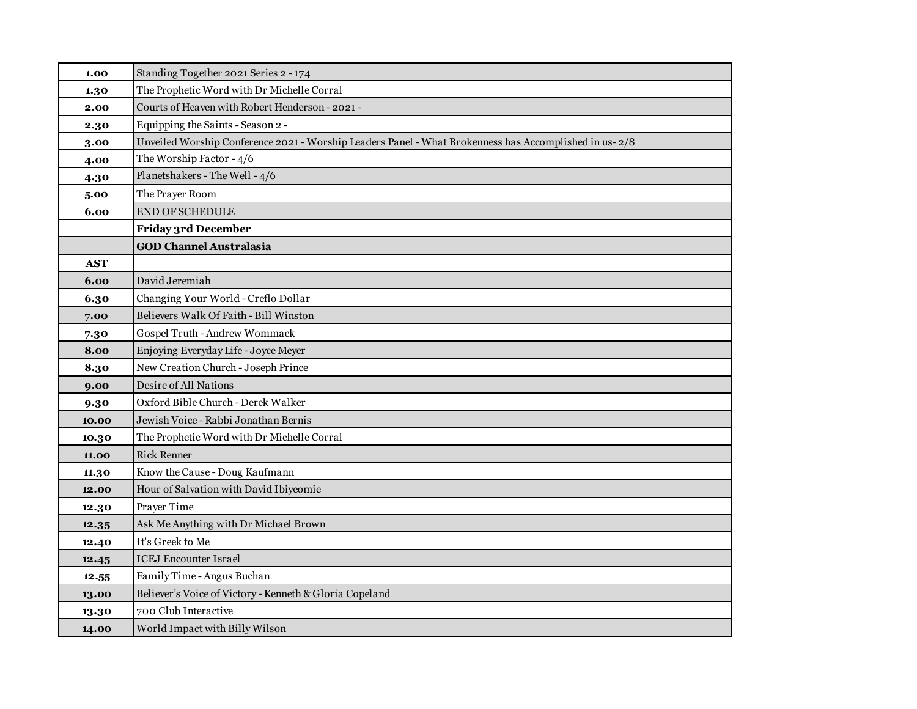| | |
|---|---|
| **1.00** | Standing Together 2021 Series 2 - 174 |
| **1.30** | The Prophetic Word with Dr Michelle Corral |
| **2.00** | Courts of Heaven with Robert Henderson - 2021 - |
| **2.30** | Equipping the Saints - Season 2 - |
| **3.00** | Unveiled Worship Conference 2021 - Worship Leaders Panel - What Brokenness has Accomplished in us- 2/8 |
| **4.00** | The Worship Factor - 4/6 |
| **4.30** | Planetshakers - The Well - 4/6 |
| **5.00** | The Prayer Room |
| **6.00** | END OF SCHEDULE |
| | **Friday 3rd December** |
| | **GOD Channel Australasia** |
| **AST** | |
| **6.00** | David Jeremiah |
| **6.30** | Changing Your World - Creflo Dollar |
| **7.00** | Believers Walk Of Faith - Bill Winston |
| **7.30** | Gospel Truth - Andrew Wommack |
| **8.00** | Enjoying Everyday Life - Joyce Meyer |
| **8.30** | New Creation Church - Joseph Prince |
| **9.00** | Desire of All Nations |
| **9.30** | Oxford Bible Church - Derek Walker |
| **10.00** | Jewish Voice - Rabbi Jonathan Bernis |
| **10.30** | The Prophetic Word with Dr Michelle Corral |
| **11.00** | Rick Renner |
| **11.30** | Know the Cause - Doug Kaufmann |
| **12.00** | Hour of Salvation with David Ibiyeomie |
| **12.30** | Prayer Time |
| **12.35** | Ask Me Anything with Dr Michael Brown |
| **12.40** | It's Greek to Me |
| **12.45** | ICEJ Encounter Israel |
| **12.55** | Family Time - Angus Buchan |
| **13.00** | Believer's Voice of Victory - Kenneth & Gloria Copeland |
| **13.30** | 700 Club Interactive |
| **14.00** | World Impact with Billy Wilson |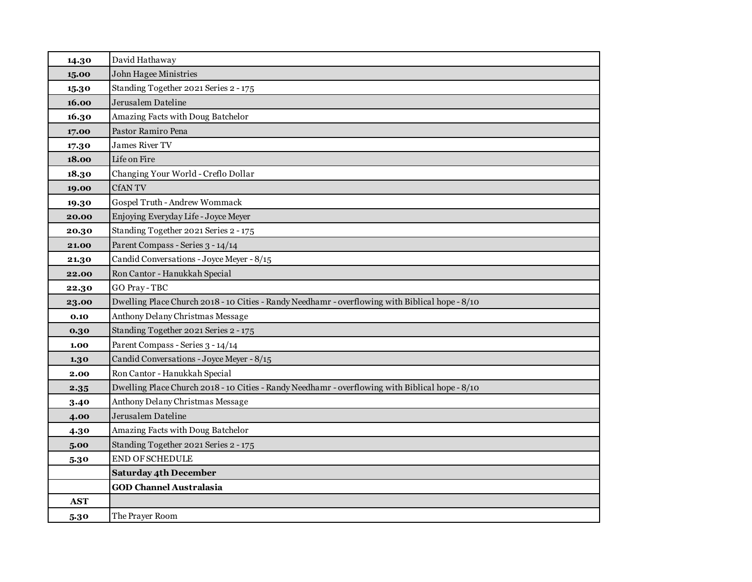| | |
|---|---|
| **14.30** | David Hathaway |
| **15.00** | John Hagee Ministries |
| **15.30** | Standing Together 2021 Series 2 - 175 |
| **16.00** | Jerusalem Dateline |
| **16.30** | Amazing Facts with Doug Batchelor |
| **17.00** | Pastor Ramiro Pena |
| **17.30** | James River TV |
| **18.00** | Life on Fire |
| **18.30** | Changing Your World - Creflo Dollar |
| **19.00** | CfAN TV |
| **19.30** | Gospel Truth - Andrew Wommack |
| **20.00** | Enjoying Everyday Life - Joyce Meyer |
| **20.30** | Standing Together 2021 Series 2 - 175 |
| **21.00** | Parent Compass - Series 3 - 14/14 |
| **21.30** | Candid Conversations - Joyce Meyer - 8/15 |
| **22.00** | Ron Cantor - Hanukkah Special |
| **22.30** | GO Pray - TBC |
| **23.00** | Dwelling Place Church 2018 - 10 Cities - Randy Needhamr - overflowing with Biblical hope - 8/10 |
| **0.10** | Anthony Delany Christmas Message |
| **0.30** | Standing Together 2021 Series 2 - 175 |
| **1.00** | Parent Compass - Series 3 - 14/14 |
| **1.30** | Candid Conversations - Joyce Meyer - 8/15 |
| **2.00** | Ron Cantor - Hanukkah Special |
| **2.35** | Dwelling Place Church 2018 - 10 Cities - Randy Needhamr - overflowing with Biblical hope - 8/10 |
| **3.40** | Anthony Delany Christmas Message |
| **4.00** | Jerusalem Dateline |
| **4.30** | Amazing Facts with Doug Batchelor |
| **5.00** | Standing Together 2021 Series 2 - 175 |
| **5.30** | END OF SCHEDULE |
| | **Saturday 4th December** |
| | **GOD Channel Australasia** |
| **AST** | |
| **5.30** | The Prayer Room |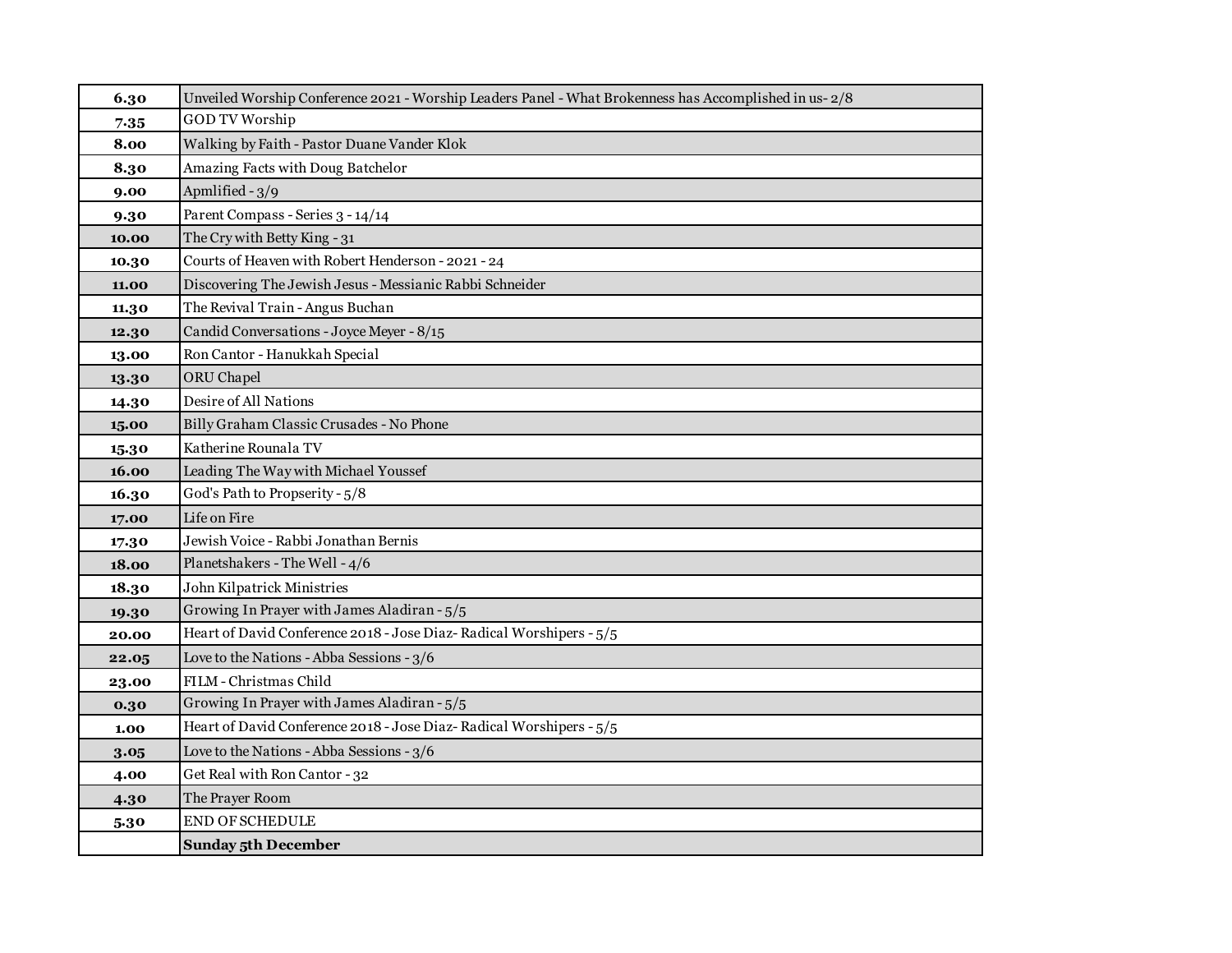| | |
|---|---|
| **6.30** | Unveiled Worship Conference 2021 - Worship Leaders Panel - What Brokenness has Accomplished in us- 2/8 |
| **7.35** | GOD TV Worship |
| **8.00** | Walking by Faith - Pastor Duane Vander Klok |
| **8.30** | Amazing Facts with Doug Batchelor |
| **9.00** | Apmlified - 3/9 |
| **9.30** | Parent Compass - Series 3 - 14/14 |
| **10.00** | The Cry with Betty King - 31 |
| **10.30** | Courts of Heaven with Robert Henderson - 2021 - 24 |
| **11.00** | Discovering The Jewish Jesus - Messianic Rabbi Schneider |
| **11.30** | The Revival Train - Angus Buchan |
| **12.30** | Candid Conversations - Joyce Meyer - 8/15 |
| **13.00** | Ron Cantor - Hanukkah Special |
| **13.30** | ORU Chapel |
| **14.30** | Desire of All Nations |
| **15.00** | Billy Graham Classic Crusades - No Phone |
| **15.30** | Katherine Rounala TV |
| **16.00** | Leading The Way with Michael Youssef |
| **16.30** | God's Path to Propserity - 5/8 |
| **17.00** | Life on Fire |
| **17.30** | Jewish Voice - Rabbi Jonathan Bernis |
| **18.00** | Planetshakers - The Well - 4/6 |
| **18.30** | John Kilpatrick Ministries |
| **19.30** | Growing In Prayer with James Aladiran - 5/5 |
| **20.00** | Heart of David Conference 2018 - Jose Diaz- Radical Worshipers - 5/5 |
| **22.05** | Love to the Nations - Abba Sessions - 3/6 |
| **23.00** | FILM - Christmas Child |
| **0.30** | Growing In Prayer with James Aladiran - 5/5 |
| **1.00** | Heart of David Conference 2018 - Jose Diaz- Radical Worshipers - 5/5 |
| **3.05** | Love to the Nations - Abba Sessions - 3/6 |
| **4.00** | Get Real with Ron Cantor - 32 |
| **4.30** | The Prayer Room |
| **5.30** | END OF SCHEDULE |
| | **Sunday 5th December** |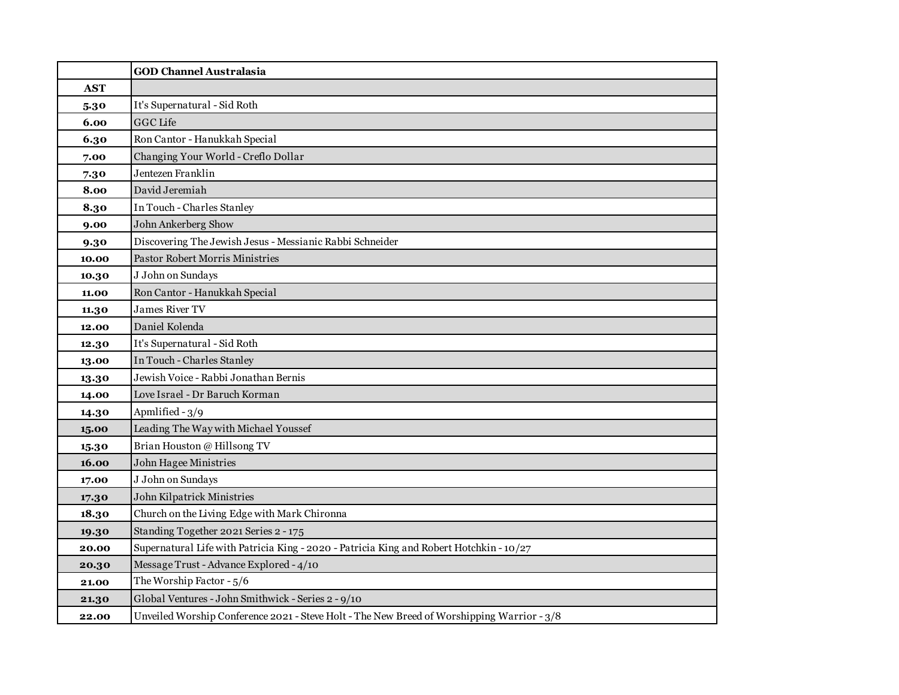| | GOD Channel Australasia |
|---|---|
| AST | |
| 5.30 | It's Supernatural - Sid Roth |
| 6.00 | GGC Life |
| 6.30 | Ron Cantor - Hanukkah Special |
| 7.00 | Changing Your World - Creflo Dollar |
| 7.30 | Jentezen Franklin |
| 8.00 | David Jeremiah |
| 8.30 | In Touch - Charles Stanley |
| 9.00 | John Ankerberg Show |
| 9.30 | Discovering The Jewish Jesus - Messianic Rabbi Schneider |
| 10.00 | Pastor Robert Morris Ministries |
| 10.30 | J John on Sundays |
| 11.00 | Ron Cantor - Hanukkah Special |
| 11.30 | James River TV |
| 12.00 | Daniel Kolenda |
| 12.30 | It's Supernatural - Sid Roth |
| 13.00 | In Touch - Charles Stanley |
| 13.30 | Jewish Voice - Rabbi Jonathan Bernis |
| 14.00 | Love Israel - Dr Baruch Korman |
| 14.30 | Apmlified - 3/9 |
| 15.00 | Leading The Way with Michael Youssef |
| 15.30 | Brian Houston @ Hillsong TV |
| 16.00 | John Hagee Ministries |
| 17.00 | J John on Sundays |
| 17.30 | John Kilpatrick Ministries |
| 18.30 | Church on the Living Edge with Mark Chironna |
| 19.30 | Standing Together 2021 Series 2 - 175 |
| 20.00 | Supernatural Life with Patricia King - 2020 - Patricia King and Robert Hotchkin - 10/27 |
| 20.30 | Message Trust - Advance Explored - 4/10 |
| 21.00 | The Worship Factor - 5/6 |
| 21.30 | Global Ventures - John Smithwick - Series 2 - 9/10 |
| 22.00 | Unveiled Worship Conference 2021 - Steve Holt - The New Breed of Worshipping Warrior - 3/8 |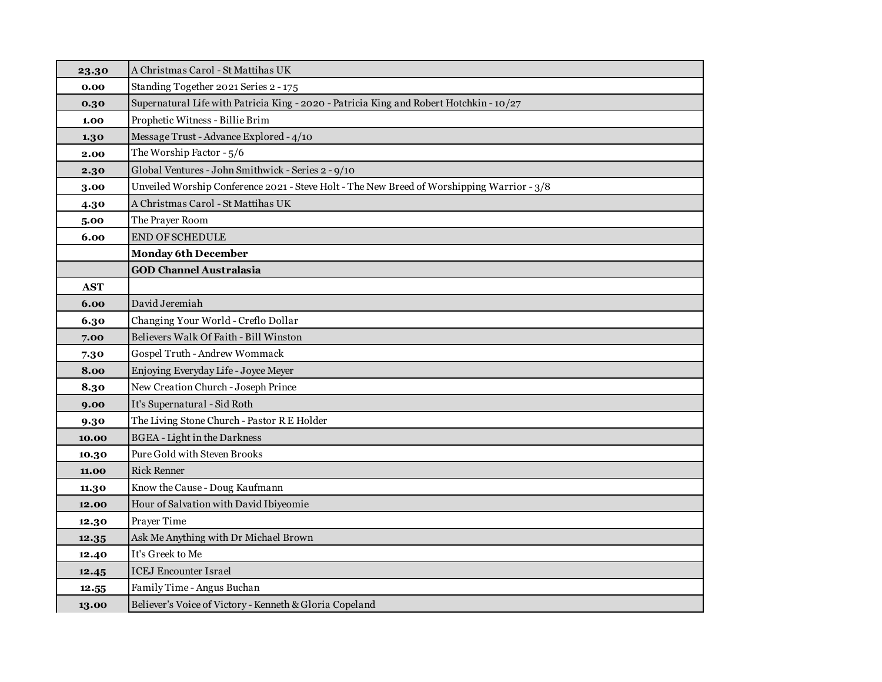| | |
|---|---|
| **23.30** | A Christmas Carol - St Mattihas UK |
| **0.00** | Standing Together 2021 Series 2 - 175 |
| **0.30** | Supernatural Life with Patricia King - 2020 - Patricia King and Robert Hotchkin - 10/27 |
| **1.00** | Prophetic Witness - Billie Brim |
| **1.30** | Message Trust - Advance Explored - 4/10 |
| **2.00** | The Worship Factor - 5/6 |
| **2.30** | Global Ventures - John Smithwick - Series 2 - 9/10 |
| **3.00** | Unveiled Worship Conference 2021 - Steve Holt - The New Breed of Worshipping Warrior - 3/8 |
| **4.30** | A Christmas Carol - St Mattihas UK |
| **5.00** | The Prayer Room |
| **6.00** | END OF SCHEDULE |
| | **Monday 6th December** |
| | **GOD Channel Australasia** |
| **AST** | |
| **6.00** | David Jeremiah |
| **6.30** | Changing Your World - Creflo Dollar |
| **7.00** | Believers Walk Of Faith - Bill Winston |
| **7.30** | Gospel Truth - Andrew Wommack |
| **8.00** | Enjoying Everyday Life - Joyce Meyer |
| **8.30** | New Creation Church - Joseph Prince |
| **9.00** | It's Supernatural - Sid Roth |
| **9.30** | The Living Stone Church - Pastor R E Holder |
| **10.00** | BGEA - Light in the Darkness |
| **10.30** | Pure Gold with Steven Brooks |
| **11.00** | Rick Renner |
| **11.30** | Know the Cause - Doug Kaufmann |
| **12.00** | Hour of Salvation with David Ibiyeomie |
| **12.30** | Prayer Time |
| **12.35** | Ask Me Anything with Dr Michael Brown |
| **12.40** | It's Greek to Me |
| **12.45** | ICEJ Encounter Israel |
| **12.55** | Family Time - Angus Buchan |
| **13.00** | Believer's Voice of Victory - Kenneth & Gloria Copeland |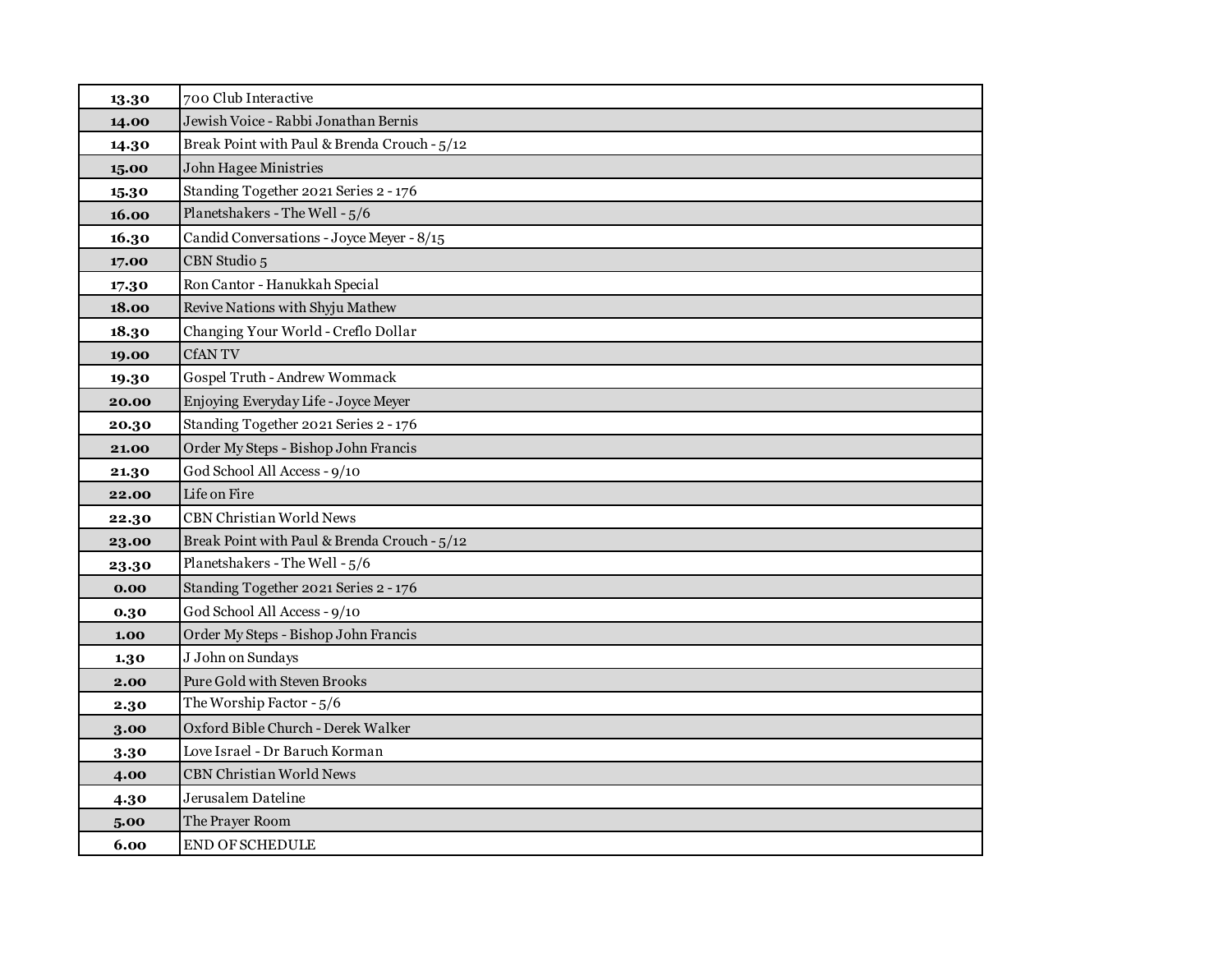| | |
|---|---|
| 13.30 | 700 Club Interactive |
| 14.00 | Jewish Voice - Rabbi Jonathan Bernis |
| 14.30 | Break Point with Paul & Brenda Crouch - 5/12 |
| 15.00 | John Hagee Ministries |
| 15.30 | Standing Together 2021 Series 2 - 176 |
| 16.00 | Planetshakers - The Well - 5/6 |
| 16.30 | Candid Conversations - Joyce Meyer - 8/15 |
| 17.00 | CBN Studio 5 |
| 17.30 | Ron Cantor - Hanukkah Special |
| 18.00 | Revive Nations with Shyju Mathew |
| 18.30 | Changing Your World - Creflo Dollar |
| 19.00 | CfAN TV |
| 19.30 | Gospel Truth - Andrew Wommack |
| 20.00 | Enjoying Everyday Life - Joyce Meyer |
| 20.30 | Standing Together 2021 Series 2 - 176 |
| 21.00 | Order My Steps - Bishop John Francis |
| 21.30 | God School All Access - 9/10 |
| 22.00 | Life on Fire |
| 22.30 | CBN Christian World News |
| 23.00 | Break Point with Paul & Brenda Crouch - 5/12 |
| 23.30 | Planetshakers - The Well - 5/6 |
| 0.00 | Standing Together 2021 Series 2 - 176 |
| 0.30 | God School All Access - 9/10 |
| 1.00 | Order My Steps - Bishop John Francis |
| 1.30 | J John on Sundays |
| 2.00 | Pure Gold with Steven Brooks |
| 2.30 | The Worship Factor - 5/6 |
| 3.00 | Oxford Bible Church - Derek Walker |
| 3.30 | Love Israel - Dr Baruch Korman |
| 4.00 | CBN Christian World News |
| 4.30 | Jerusalem Dateline |
| 5.00 | The Prayer Room |
| 6.00 | END OF SCHEDULE |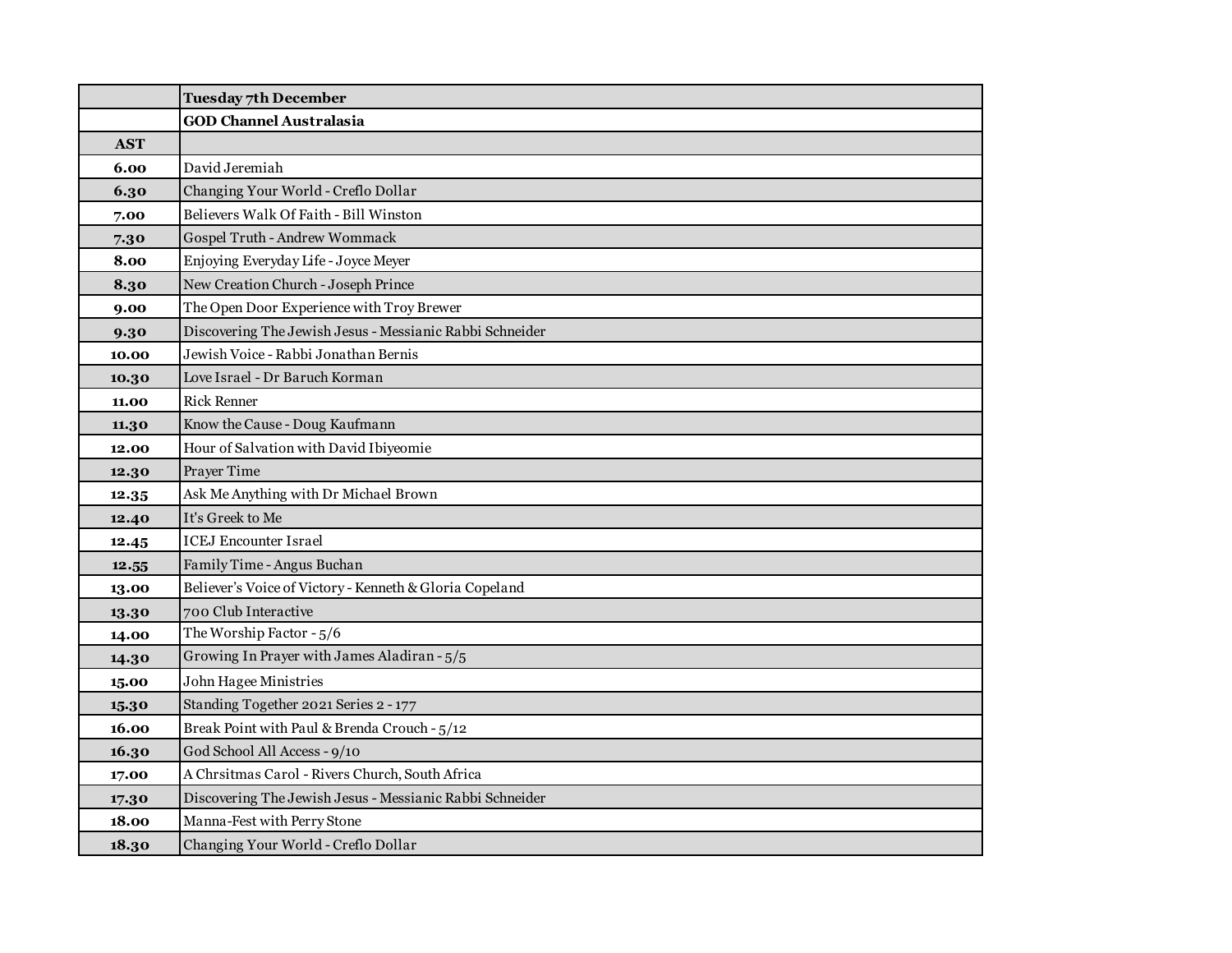| | |
|---|---|
| | **Tuesday 7th December** |
| | **GOD Channel Australasia** |
| **AST** | |
| **6.00** | David Jeremiah |
| **6.30** | Changing Your World - Creflo Dollar |
| **7.00** | Believers Walk Of Faith - Bill Winston |
| **7.30** | Gospel Truth - Andrew Wommack |
| **8.00** | Enjoying Everyday Life - Joyce Meyer |
| **8.30** | New Creation Church - Joseph Prince |
| **9.00** | The Open Door Experience with Troy Brewer |
| **9.30** | Discovering The Jewish Jesus - Messianic Rabbi Schneider |
| **10.00** | Jewish Voice - Rabbi Jonathan Bernis |
| **10.30** | Love Israel - Dr Baruch Korman |
| **11.00** | Rick Renner |
| **11.30** | Know the Cause - Doug Kaufmann |
| **12.00** | Hour of Salvation with David Ibiyeomie |
| **12.30** | Prayer Time |
| **12.35** | Ask Me Anything with Dr Michael Brown |
| **12.40** | It's Greek to Me |
| **12.45** | ICEJ Encounter Israel |
| **12.55** | Family Time - Angus Buchan |
| **13.00** | Believer's Voice of Victory - Kenneth & Gloria Copeland |
| **13.30** | 700 Club Interactive |
| **14.00** | The Worship Factor - 5/6 |
| **14.30** | Growing In Prayer with James Aladiran - 5/5 |
| **15.00** | John Hagee Ministries |
| **15.30** | Standing Together 2021 Series 2 - 177 |
| **16.00** | Break Point with Paul & Brenda Crouch - 5/12 |
| **16.30** | God School All Access - 9/10 |
| **17.00** | A Chrsitmas Carol - Rivers Church, South Africa |
| **17.30** | Discovering The Jewish Jesus - Messianic Rabbi Schneider |
| **18.00** | Manna-Fest with Perry Stone |
| **18.30** | Changing Your World - Creflo Dollar |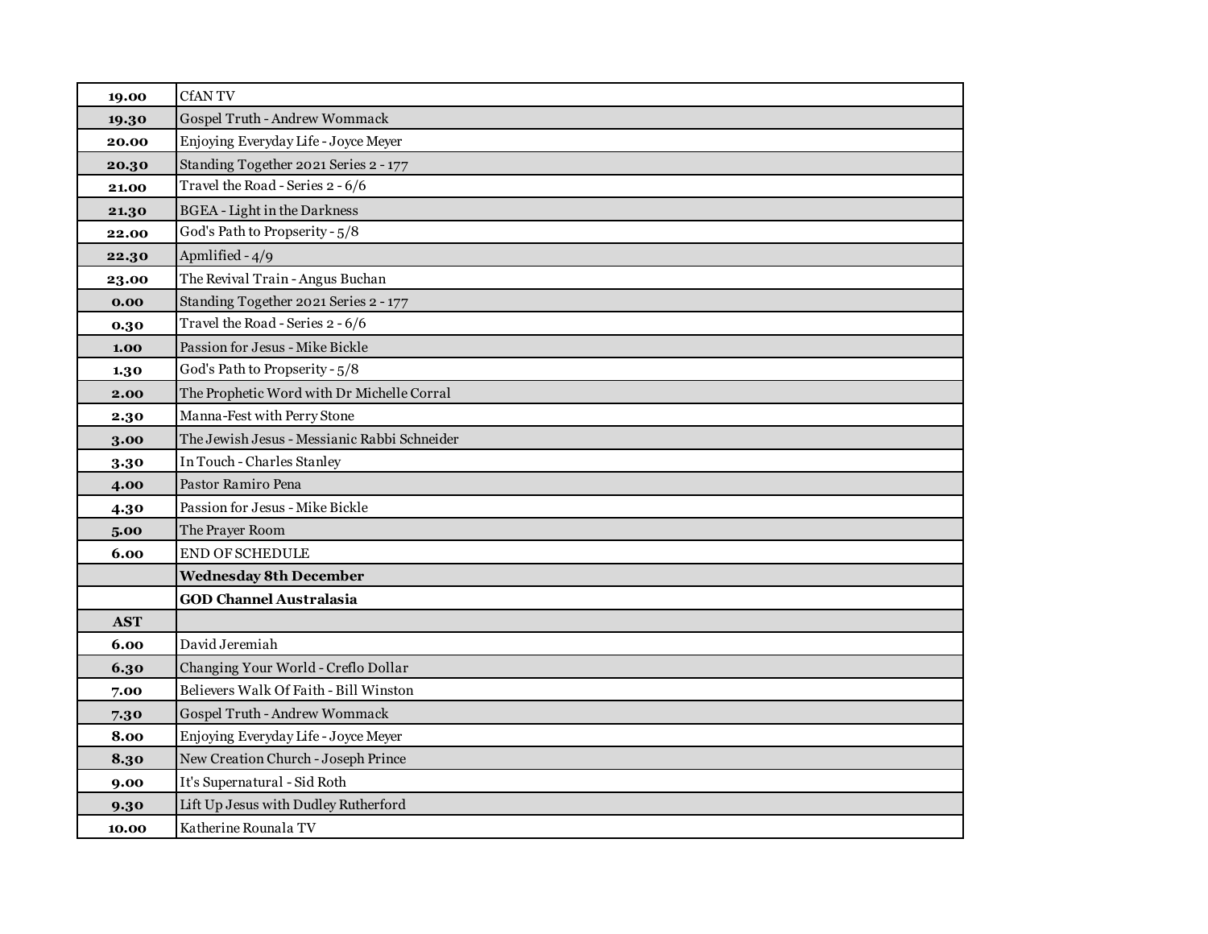| | |
|---|---|
| **19.00** | CfAN TV |
| **19.30** | Gospel Truth - Andrew Wommack |
| **20.00** | Enjoying Everyday Life - Joyce Meyer |
| **20.30** | Standing Together 2021 Series 2 - 177 |
| **21.00** | Travel the Road - Series 2 - 6/6 |
| **21.30** | BGEA - Light in the Darkness |
| **22.00** | God's Path to Propserity - 5/8 |
| **22.30** | Apmlified - 4/9 |
| **23.00** | The Revival Train - Angus Buchan |
| **0.00** | Standing Together 2021 Series 2 - 177 |
| **0.30** | Travel the Road - Series 2 - 6/6 |
| **1.00** | Passion for Jesus - Mike Bickle |
| **1.30** | God's Path to Propserity - 5/8 |
| **2.00** | The Prophetic Word with Dr Michelle Corral |
| **2.30** | Manna-Fest with Perry Stone |
| **3.00** | The Jewish Jesus - Messianic Rabbi Schneider |
| **3.30** | In Touch - Charles Stanley |
| **4.00** | Pastor Ramiro Pena |
| **4.30** | Passion for Jesus - Mike Bickle |
| **5.00** | The Prayer Room |
| **6.00** | END OF SCHEDULE |
| | **Wednesday 8th December** |
| | **GOD Channel Australasia** |
| **AST** | |
| **6.00** | David Jeremiah |
| **6.30** | Changing Your World - Creflo Dollar |
| **7.00** | Believers Walk Of Faith - Bill Winston |
| **7.30** | Gospel Truth - Andrew Wommack |
| **8.00** | Enjoying Everyday Life - Joyce Meyer |
| **8.30** | New Creation Church - Joseph Prince |
| **9.00** | It's Supernatural - Sid Roth |
| **9.30** | Lift Up Jesus with Dudley Rutherford |
| **10.00** | Katherine Rounala TV |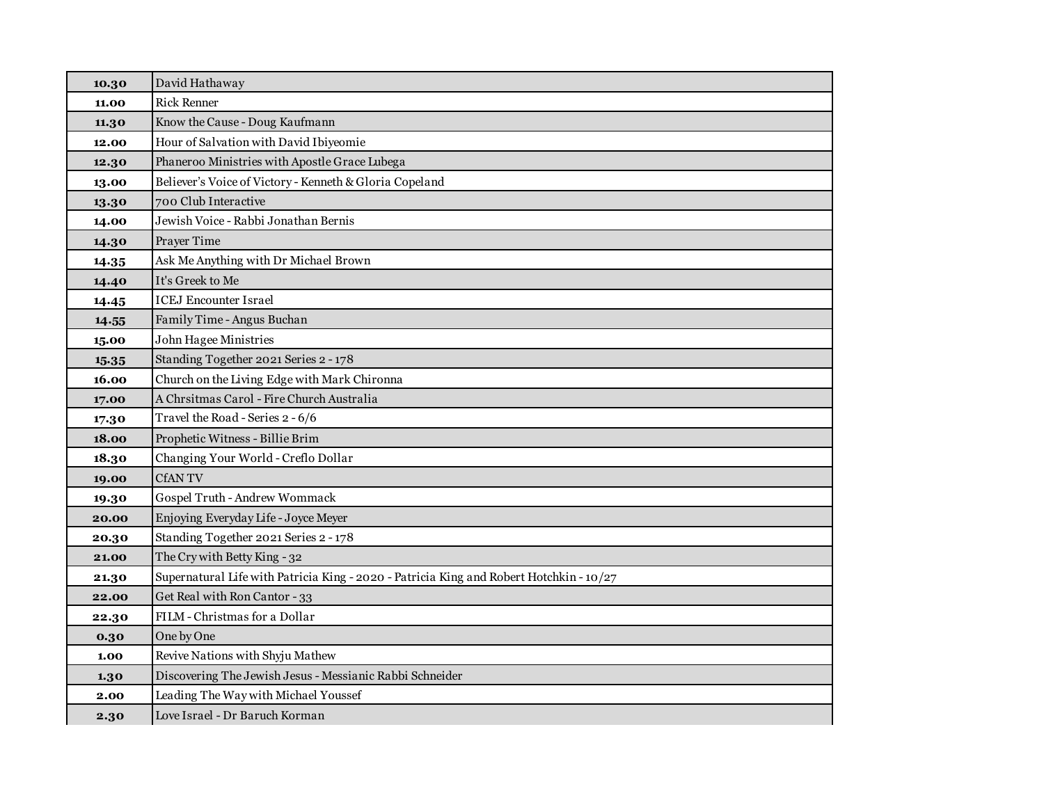| | |
|---|---|
| **10.30** | David Hathaway |
| **11.00** | Rick Renner |
| **11.30** | Know the Cause - Doug Kaufmann |
| **12.00** | Hour of Salvation with David Ibiyeomie |
| **12.30** | Phaneroo Ministries with Apostle Grace Lubega |
| **13.00** | Believer's Voice of Victory - Kenneth & Gloria Copeland |
| **13.30** | 700 Club Interactive |
| **14.00** | Jewish Voice - Rabbi Jonathan Bernis |
| **14.30** | Prayer Time |
| **14.35** | Ask Me Anything with Dr Michael Brown |
| **14.40** | It's Greek to Me |
| **14.45** | ICEJ Encounter Israel |
| **14.55** | Family Time - Angus Buchan |
| **15.00** | John Hagee Ministries |
| **15.35** | Standing Together 2021 Series 2 - 178 |
| **16.00** | Church on the Living Edge with Mark Chironna |
| **17.00** | A Chrsitmas Carol - Fire Church Australia |
| **17.30** | Travel the Road - Series 2 - 6/6 |
| **18.00** | Prophetic Witness - Billie Brim |
| **18.30** | Changing Your World - Creflo Dollar |
| **19.00** | CfAN TV |
| **19.30** | Gospel Truth - Andrew Wommack |
| **20.00** | Enjoying Everyday Life - Joyce Meyer |
| **20.30** | Standing Together 2021 Series 2 - 178 |
| **21.00** | The Cry with Betty King - 32 |
| **21.30** | Supernatural Life with Patricia King - 2020 - Patricia King and Robert Hotchkin - 10/27 |
| **22.00** | Get Real with Ron Cantor - 33 |
| **22.30** | FILM - Christmas for a Dollar |
| **0.30** | One by One |
| **1.00** | Revive Nations with Shyju Mathew |
| **1.30** | Discovering The Jewish Jesus - Messianic Rabbi Schneider |
| **2.00** | Leading The Way with Michael Youssef |
| **2.30** | Love Israel - Dr Baruch Korman |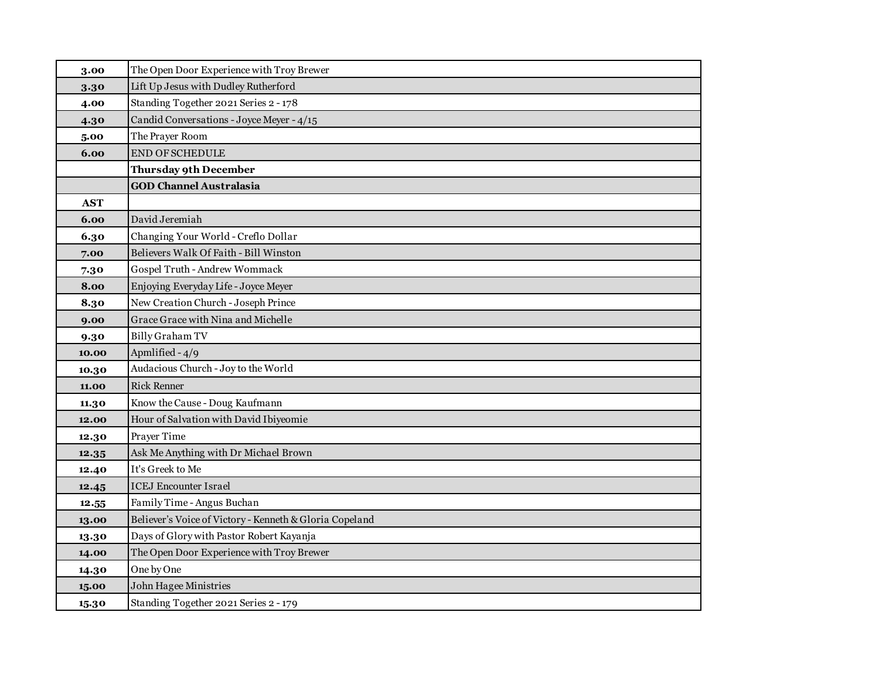| | |
|---|---|
| **3.00** | The Open Door Experience with Troy Brewer |
| **3.30** | Lift Up Jesus with Dudley Rutherford |
| **4.00** | Standing Together 2021 Series 2 - 178 |
| **4.30** | Candid Conversations - Joyce Meyer - 4/15 |
| **5.00** | The Prayer Room |
| **6.00** | END OF SCHEDULE |
| | **Thursday 9th December** |
| | **GOD Channel Australasia** |
| **AST** | |
| **6.00** | David Jeremiah |
| **6.30** | Changing Your World - Creflo Dollar |
| **7.00** | Believers Walk Of Faith - Bill Winston |
| **7.30** | Gospel Truth - Andrew Wommack |
| **8.00** | Enjoying Everyday Life - Joyce Meyer |
| **8.30** | New Creation Church - Joseph Prince |
| **9.00** | Grace Grace with Nina and Michelle |
| **9.30** | Billy Graham TV |
| **10.00** | Apmlified - 4/9 |
| **10.30** | Audacious Church - Joy to the World |
| **11.00** | Rick Renner |
| **11.30** | Know the Cause - Doug Kaufmann |
| **12.00** | Hour of Salvation with David Ibiyeomie |
| **12.30** | Prayer Time |
| **12.35** | Ask Me Anything with Dr Michael Brown |
| **12.40** | It's Greek to Me |
| **12.45** | ICEJ Encounter Israel |
| **12.55** | Family Time - Angus Buchan |
| **13.00** | Believer's Voice of Victory - Kenneth & Gloria Copeland |
| **13.30** | Days of Glory with Pastor Robert Kayanja |
| **14.00** | The Open Door Experience with Troy Brewer |
| **14.30** | One by One |
| **15.00** | John Hagee Ministries |
| **15.30** | Standing Together 2021 Series 2 - 179 |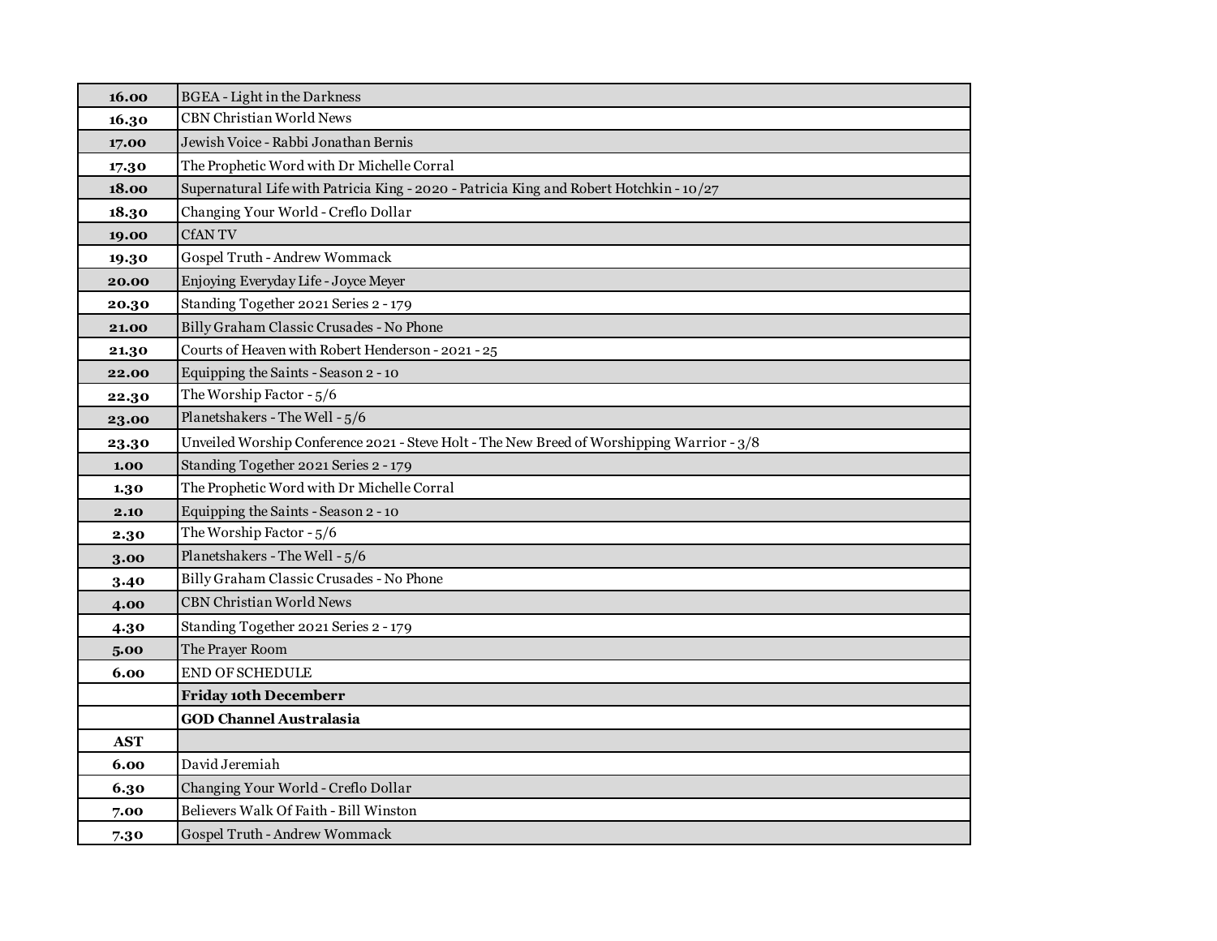| | |
|---|---|
| **16.00** | BGEA - Light in the Darkness |
| **16.30** | CBN Christian World News |
| **17.00** | Jewish Voice - Rabbi Jonathan Bernis |
| **17.30** | The Prophetic Word with Dr Michelle Corral |
| **18.00** | Supernatural Life with Patricia King - 2020 - Patricia King and Robert Hotchkin - 10/27 |
| **18.30** | Changing Your World - Creflo Dollar |
| **19.00** | CfAN TV |
| **19.30** | Gospel Truth - Andrew Wommack |
| **20.00** | Enjoying Everyday Life - Joyce Meyer |
| **20.30** | Standing Together 2021 Series 2 - 179 |
| **21.00** | Billy Graham Classic Crusades - No Phone |
| **21.30** | Courts of Heaven with Robert Henderson - 2021 - 25 |
| **22.00** | Equipping the Saints - Season 2 - 10 |
| **22.30** | The Worship Factor - 5/6 |
| **23.00** | Planetshakers - The Well - 5/6 |
| **23.30** | Unveiled Worship Conference 2021 - Steve Holt - The New Breed of Worshipping Warrior - 3/8 |
| **1.00** | Standing Together 2021 Series 2 - 179 |
| **1.30** | The Prophetic Word with Dr Michelle Corral |
| **2.10** | Equipping the Saints - Season 2 - 10 |
| **2.30** | The Worship Factor - 5/6 |
| **3.00** | Planetshakers - The Well - 5/6 |
| **3.40** | Billy Graham Classic Crusades - No Phone |
| **4.00** | CBN Christian World News |
| **4.30** | Standing Together 2021 Series 2 - 179 |
| **5.00** | The Prayer Room |
| **6.00** | END OF SCHEDULE |
| | **Friday 10th Decemberr** |
| | **GOD Channel Australasia** |
| **AST** | |
| **6.00** | David Jeremiah |
| **6.30** | Changing Your World - Creflo Dollar |
| **7.00** | Believers Walk Of Faith - Bill Winston |
| **7.30** | Gospel Truth - Andrew Wommack |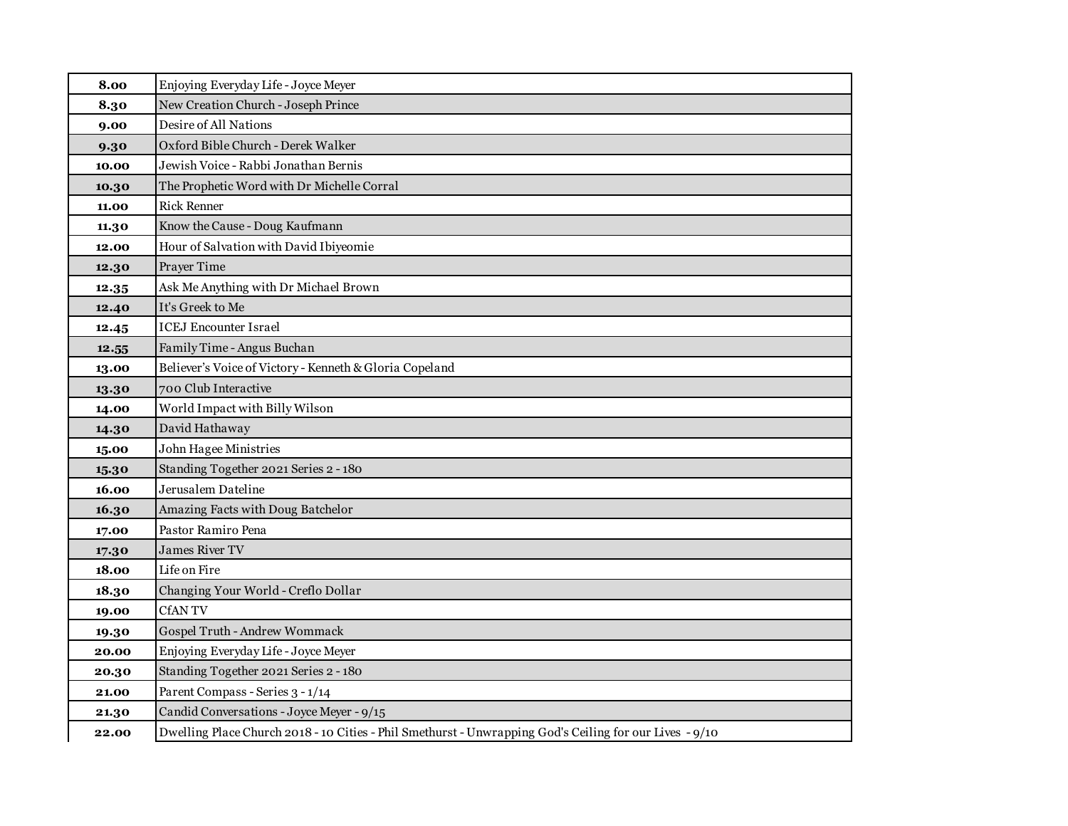| | |
|---|---|
| **8.00** | Enjoying Everyday Life - Joyce Meyer |
| **8.30** | New Creation Church - Joseph Prince |
| **9.00** | Desire of All Nations |
| **9.30** | Oxford Bible Church - Derek Walker |
| **10.00** | Jewish Voice - Rabbi Jonathan Bernis |
| **10.30** | The Prophetic Word with Dr Michelle Corral |
| **11.00** | Rick Renner |
| **11.30** | Know the Cause - Doug Kaufmann |
| **12.00** | Hour of Salvation with David Ibiyeomie |
| **12.30** | Prayer Time |
| **12.35** | Ask Me Anything with Dr Michael Brown |
| **12.40** | It's Greek to Me |
| **12.45** | ICEJ Encounter Israel |
| **12.55** | Family Time - Angus Buchan |
| **13.00** | Believer's Voice of Victory - Kenneth & Gloria Copeland |
| **13.30** | 700 Club Interactive |
| **14.00** | World Impact with Billy Wilson |
| **14.30** | David Hathaway |
| **15.00** | John Hagee Ministries |
| **15.30** | Standing Together 2021 Series 2 - 180 |
| **16.00** | Jerusalem Dateline |
| **16.30** | Amazing Facts with Doug Batchelor |
| **17.00** | Pastor Ramiro Pena |
| **17.30** | James River TV |
| **18.00** | Life on Fire |
| **18.30** | Changing Your World - Creflo Dollar |
| **19.00** | CfAN TV |
| **19.30** | Gospel Truth - Andrew Wommack |
| **20.00** | Enjoying Everyday Life - Joyce Meyer |
| **20.30** | Standing Together 2021 Series 2 - 180 |
| **21.00** | Parent Compass - Series 3 - 1/14 |
| **21.30** | Candid Conversations - Joyce Meyer - 9/15 |
| **22.00** | Dwelling Place Church 2018 - 10 Cities - Phil Smethurst - Unwrapping God's Ceiling for our Lives - 9/10 |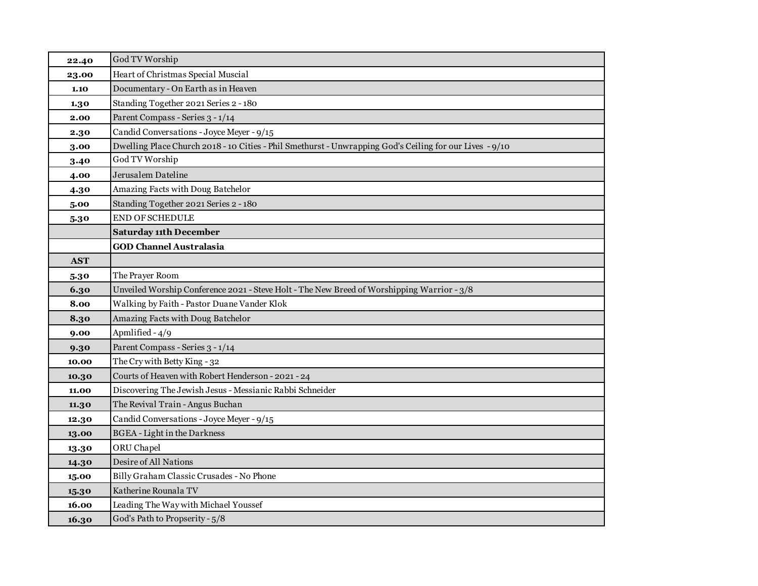| | |
|---|---|
| **22.40** | God TV Worship |
| **23.00** | Heart of Christmas Special Muscial |
| **1.10** | Documentary - On Earth as in Heaven |
| **1.30** | Standing Together 2021 Series 2 - 180 |
| **2.00** | Parent Compass - Series 3 - 1/14 |
| **2.30** | Candid Conversations - Joyce Meyer - 9/15 |
| **3.00** | Dwelling Place Church 2018 - 10 Cities - Phil Smethurst - Unwrapping God's Ceiling for our Lives - 9/10 |
| **3.40** | God TV Worship |
| **4.00** | Jerusalem Dateline |
| **4.30** | Amazing Facts with Doug Batchelor |
| **5.00** | Standing Together 2021 Series 2 - 180 |
| **5.30** | END OF SCHEDULE |
| | **Saturday 11th December** |
| | **GOD Channel Australasia** |
| **AST** | |
| **5.30** | The Prayer Room |
| **6.30** | Unveiled Worship Conference 2021 - Steve Holt - The New Breed of Worshipping Warrior - 3/8 |
| **8.00** | Walking by Faith - Pastor Duane Vander Klok |
| **8.30** | Amazing Facts with Doug Batchelor |
| **9.00** | Apmlified - 4/9 |
| **9.30** | Parent Compass - Series 3 - 1/14 |
| **10.00** | The Cry with Betty King - 32 |
| **10.30** | Courts of Heaven with Robert Henderson - 2021 - 24 |
| **11.00** | Discovering The Jewish Jesus - Messianic Rabbi Schneider |
| **11.30** | The Revival Train - Angus Buchan |
| **12.30** | Candid Conversations - Joyce Meyer - 9/15 |
| **13.00** | BGEA - Light in the Darkness |
| **13.30** | ORU Chapel |
| **14.30** | Desire of All Nations |
| **15.00** | Billy Graham Classic Crusades - No Phone |
| **15.30** | Katherine Rounala TV |
| **16.00** | Leading The Way with Michael Youssef |
| **16.30** | God's Path to Propsperity - 5/8 |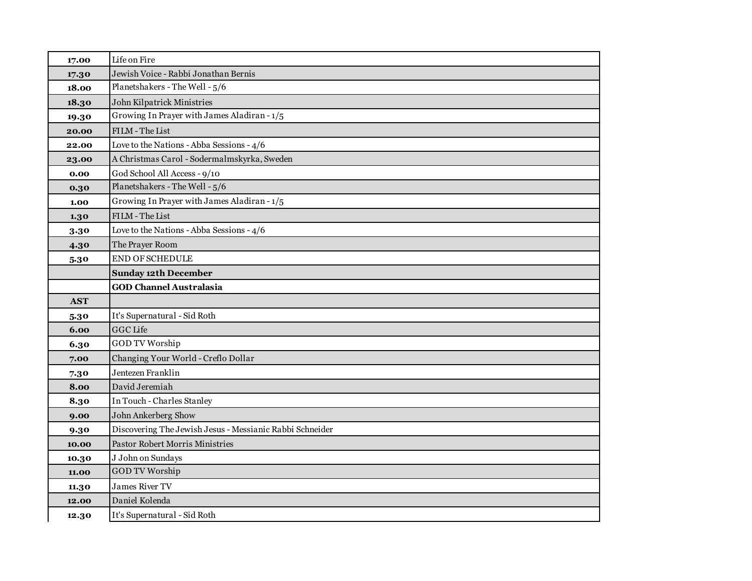| | |
|---|---|
| **17.00** | Life on Fire |
| **17.30** | Jewish Voice - Rabbi Jonathan Bernis |
| **18.00** | Planetshakers - The Well - 5/6 |
| **18.30** | John Kilpatrick Ministries |
| **19.30** | Growing In Prayer with James Aladiran - 1/5 |
| **20.00** | FILM - The List |
| **22.00** | Love to the Nations - Abba Sessions - 4/6 |
| **23.00** | A Christmas Carol - Sodermalmskyrka, Sweden |
| **0.00** | God School All Access - 9/10 |
| **0.30** | Planetshakers - The Well - 5/6 |
| **1.00** | Growing In Prayer with James Aladiran - 1/5 |
| **1.30** | FILM - The List |
| **3.30** | Love to the Nations - Abba Sessions - 4/6 |
| **4.30** | The Prayer Room |
| **5.30** | END OF SCHEDULE |
| | **Sunday 12th December** |
| | **GOD Channel Australasia** |
| **AST** | |
| **5.30** | It's Supernatural - Sid Roth |
| **6.00** | GGC Life |
| **6.30** | GOD TV Worship |
| **7.00** | Changing Your World - Creflo Dollar |
| **7.30** | Jentezen Franklin |
| **8.00** | David Jeremiah |
| **8.30** | In Touch - Charles Stanley |
| **9.00** | John Ankerberg Show |
| **9.30** | Discovering The Jewish Jesus - Messianic Rabbi Schneider |
| **10.00** | Pastor Robert Morris Ministries |
| **10.30** | J John on Sundays |
| **11.00** | GOD TV Worship |
| **11.30** | James River TV |
| **12.00** | Daniel Kolenda |
| **12.30** | It's Supernatural - Sid Roth |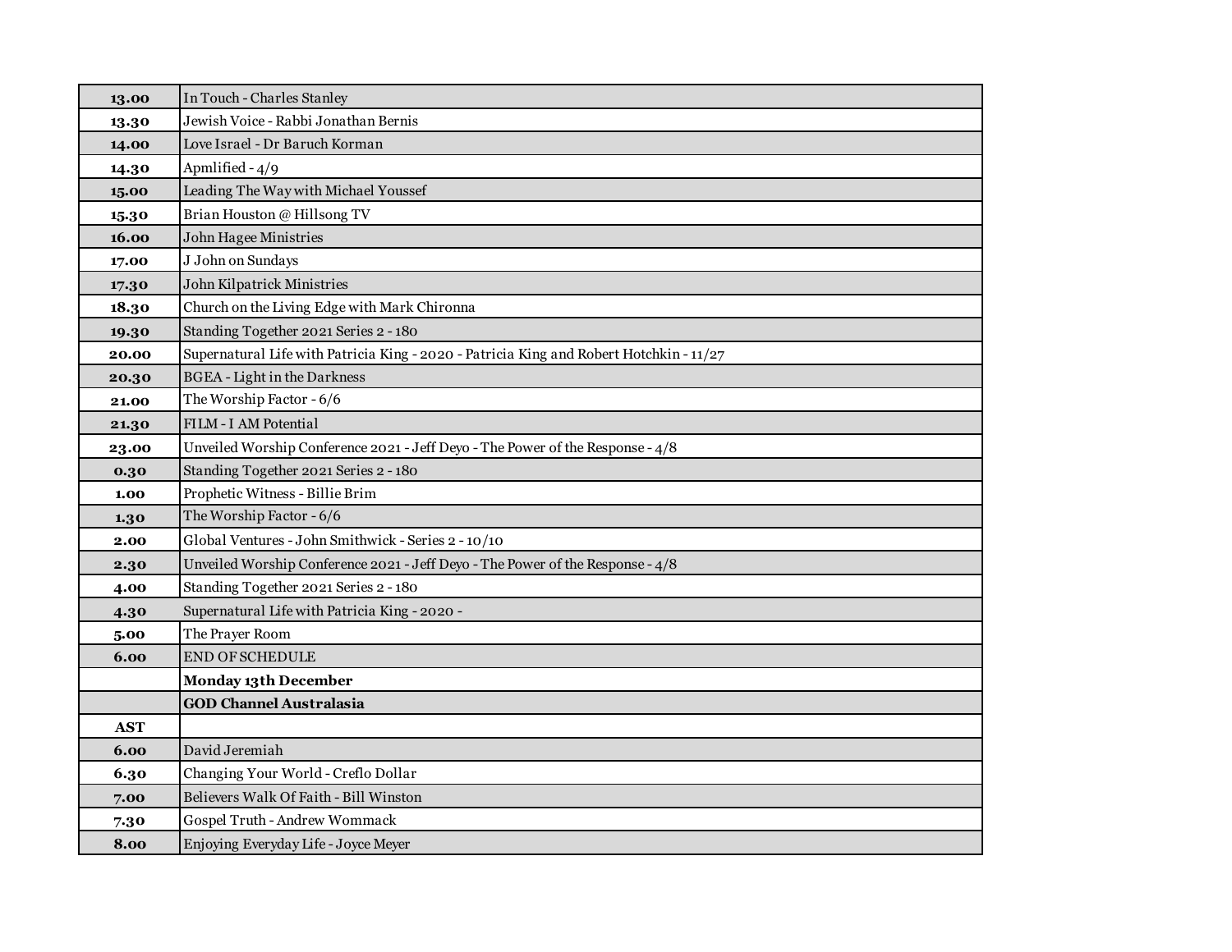| | |
|---|---|
| 13.00 | In Touch - Charles Stanley |
| 13.30 | Jewish Voice - Rabbi Jonathan Bernis |
| 14.00 | Love Israel - Dr Baruch Korman |
| 14.30 | Apmlified - 4/9 |
| 15.00 | Leading The Way with Michael Youssef |
| 15.30 | Brian Houston @ Hillsong TV |
| 16.00 | John Hagee Ministries |
| 17.00 | J John on Sundays |
| 17.30 | John Kilpatrick Ministries |
| 18.30 | Church on the Living Edge with Mark Chironna |
| 19.30 | Standing Together 2021 Series 2 - 180 |
| 20.00 | Supernatural Life with Patricia King - 2020 - Patricia King and Robert Hotchkin - 11/27 |
| 20.30 | BGEA - Light in the Darkness |
| 21.00 | The Worship Factor - 6/6 |
| 21.30 | FILM - I AM Potential |
| 23.00 | Unveiled Worship Conference 2021 - Jeff Deyo - The Power of the Response - 4/8 |
| 0.30 | Standing Together 2021 Series 2 - 180 |
| 1.00 | Prophetic Witness - Billie Brim |
| 1.30 | The Worship Factor - 6/6 |
| 2.00 | Global Ventures - John Smithwick - Series 2 - 10/10 |
| 2.30 | Unveiled Worship Conference 2021 - Jeff Deyo - The Power of the Response - 4/8 |
| 4.00 | Standing Together 2021 Series 2 - 180 |
| 4.30 | Supernatural Life with Patricia King - 2020 - |
| 5.00 | The Prayer Room |
| 6.00 | END OF SCHEDULE |
| | **Monday 13th December** |
| | **GOD Channel Australasia** |
| **AST** | |
| 6.00 | David Jeremiah |
| 6.30 | Changing Your World - Creflo Dollar |
| 7.00 | Believers Walk Of Faith - Bill Winston |
| 7.30 | Gospel Truth - Andrew Wommack |
| 8.00 | Enjoying Everyday Life - Joyce Meyer |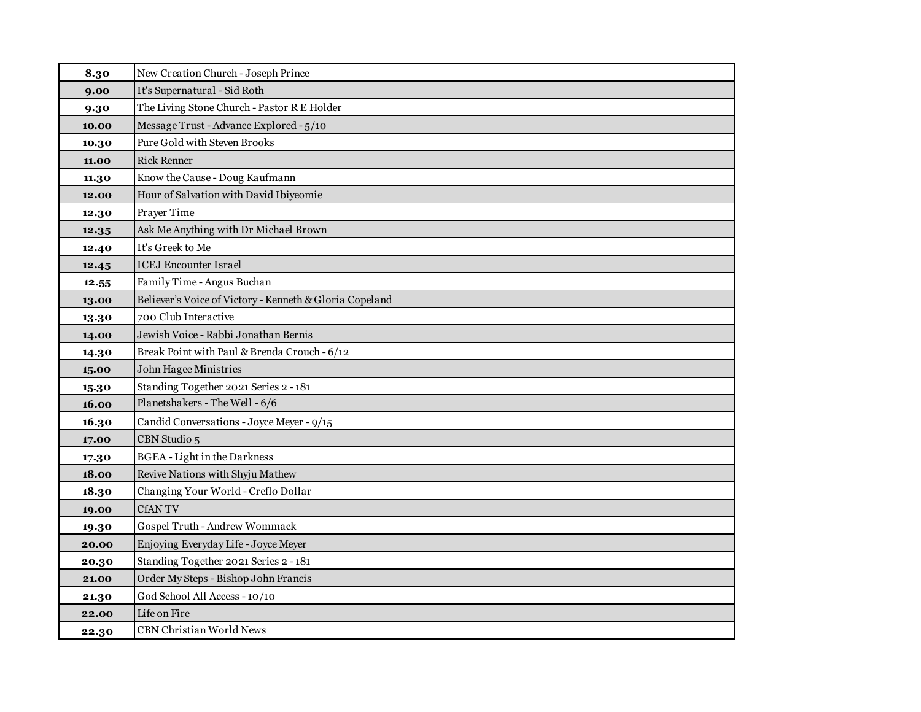| | |
|---|---|
| **8.30** | New Creation Church - Joseph Prince |
| **9.00** | It's Supernatural - Sid Roth |
| **9.30** | The Living Stone Church - Pastor R E Holder |
| **10.00** | Message Trust - Advance Explored - 5/10 |
| **10.30** | Pure Gold with Steven Brooks |
| **11.00** | Rick Renner |
| **11.30** | Know the Cause - Doug Kaufmann |
| **12.00** | Hour of Salvation with David Ibiyeomie |
| **12.30** | Prayer Time |
| **12.35** | Ask Me Anything with Dr Michael Brown |
| **12.40** | It's Greek to Me |
| **12.45** | ICEJ Encounter Israel |
| **12.55** | Family Time - Angus Buchan |
| **13.00** | Believer's Voice of Victory - Kenneth & Gloria Copeland |
| **13.30** | 700 Club Interactive |
| **14.00** | Jewish Voice - Rabbi Jonathan Bernis |
| **14.30** | Break Point with Paul & Brenda Crouch - 6/12 |
| **15.00** | John Hagee Ministries |
| **15.30** | Standing Together 2021 Series 2 - 181 |
| **16.00** | Planetshakers - The Well - 6/6 |
| **16.30** | Candid Conversations - Joyce Meyer - 9/15 |
| **17.00** | CBN Studio 5 |
| **17.30** | BGEA - Light in the Darkness |
| **18.00** | Revive Nations with Shyju Mathew |
| **18.30** | Changing Your World - Creflo Dollar |
| **19.00** | CfAN TV |
| **19.30** | Gospel Truth - Andrew Wommack |
| **20.00** | Enjoying Everyday Life - Joyce Meyer |
| **20.30** | Standing Together 2021 Series 2 - 181 |
| **21.00** | Order My Steps - Bishop John Francis |
| **21.30** | God School All Access - 10/10 |
| **22.00** | Life on Fire |
| **22.30** | CBN Christian World News |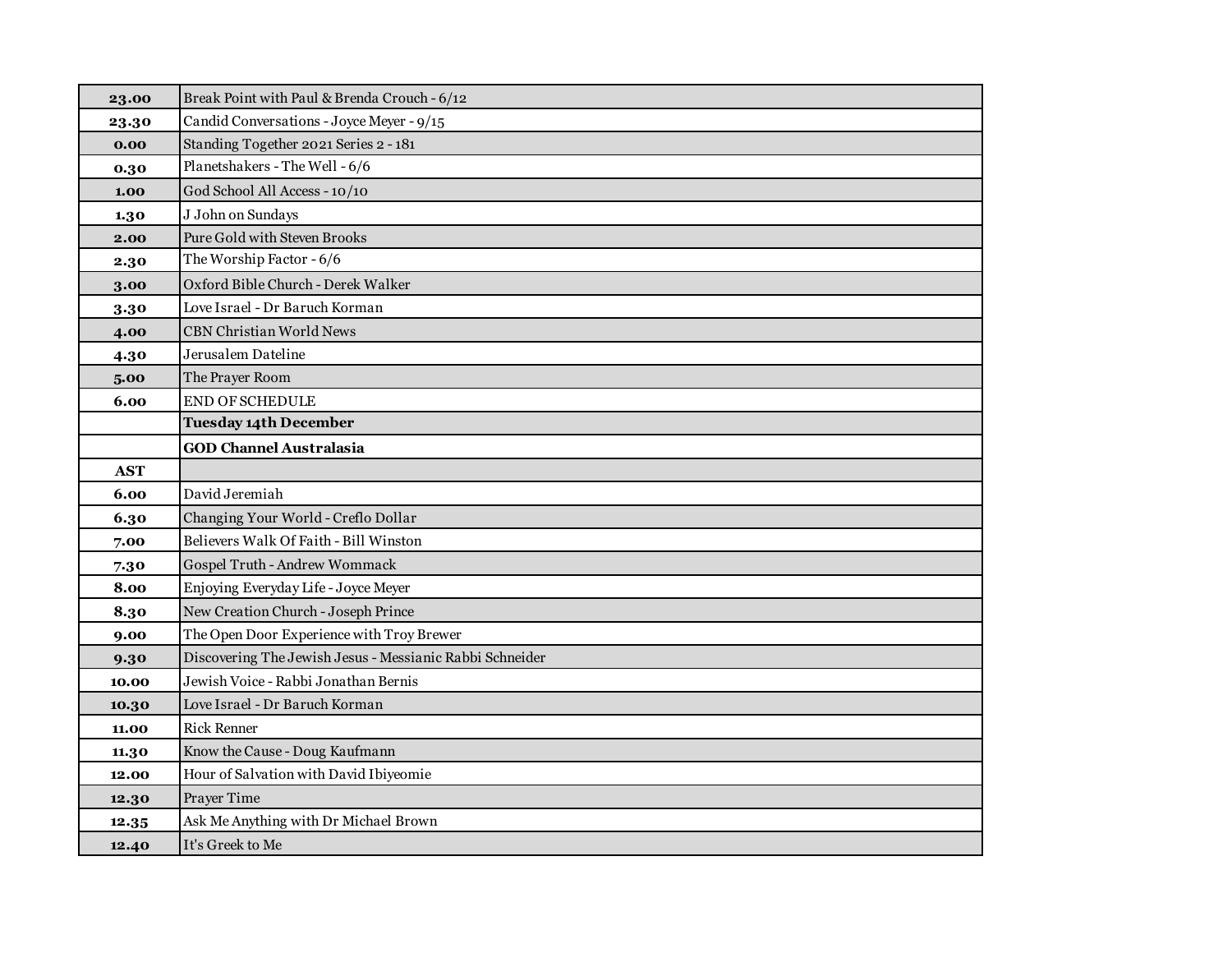| | |
|---|---|
| 23.00 | Break Point with Paul & Brenda Crouch - 6/12 |
| 23.30 | Candid Conversations - Joyce Meyer - 9/15 |
| 0.00 | Standing Together 2021 Series 2 - 181 |
| 0.30 | Planetshakers - The Well - 6/6 |
| 1.00 | God School All Access - 10/10 |
| 1.30 | J John on Sundays |
| 2.00 | Pure Gold with Steven Brooks |
| 2.30 | The Worship Factor - 6/6 |
| 3.00 | Oxford Bible Church - Derek Walker |
| 3.30 | Love Israel - Dr Baruch Korman |
| 4.00 | CBN Christian World News |
| 4.30 | Jerusalem Dateline |
| 5.00 | The Prayer Room |
| 6.00 | END OF SCHEDULE |
| | **Tuesday 14th December** |
| | **GOD Channel Australasia** |
| **AST** | |
| 6.00 | David Jeremiah |
| 6.30 | Changing Your World - Creflo Dollar |
| 7.00 | Believers Walk Of Faith - Bill Winston |
| 7.30 | Gospel Truth - Andrew Wommack |
| 8.00 | Enjoying Everyday Life - Joyce Meyer |
| 8.30 | New Creation Church - Joseph Prince |
| 9.00 | The Open Door Experience with Troy Brewer |
| 9.30 | Discovering The Jewish Jesus - Messianic Rabbi Schneider |
| 10.00 | Jewish Voice - Rabbi Jonathan Bernis |
| 10.30 | Love Israel - Dr Baruch Korman |
| 11.00 | Rick Renner |
| 11.30 | Know the Cause - Doug Kaufmann |
| 12.00 | Hour of Salvation with David Ibiyeomie |
| 12.30 | Prayer Time |
| 12.35 | Ask Me Anything with Dr Michael Brown |
| 12.40 | It's Greek to Me |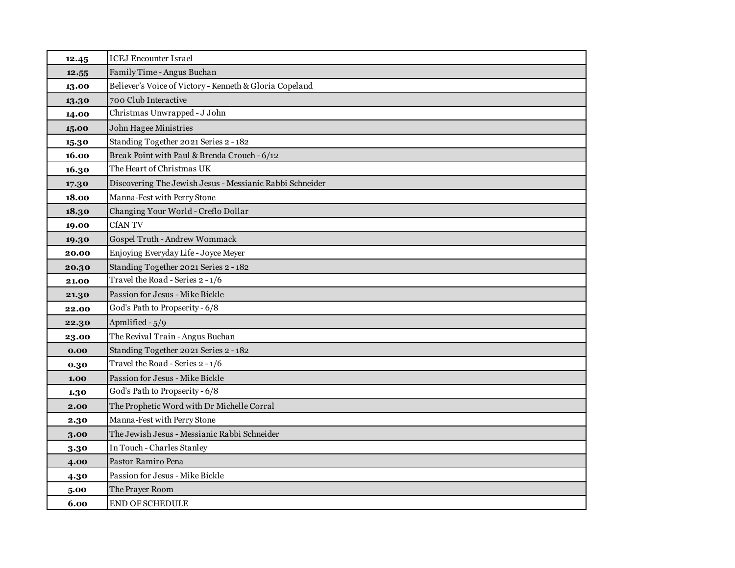| | |
|---|---|
| 12.45 | ICEJ Encounter Israel |
| 12.55 | Family Time - Angus Buchan |
| 13.00 | Believer's Voice of Victory - Kenneth & Gloria Copeland |
| 13.30 | 700 Club Interactive |
| 14.00 | Christmas Unwrapped - J John |
| 15.00 | John Hagee Ministries |
| 15.30 | Standing Together 2021 Series 2 - 182 |
| 16.00 | Break Point with Paul & Brenda Crouch - 6/12 |
| 16.30 | The Heart of Christmas UK |
| 17.30 | Discovering The Jewish Jesus - Messianic Rabbi Schneider |
| 18.00 | Manna-Fest with Perry Stone |
| 18.30 | Changing Your World - Creflo Dollar |
| 19.00 | CfAN TV |
| 19.30 | Gospel Truth - Andrew Wommack |
| 20.00 | Enjoying Everyday Life - Joyce Meyer |
| 20.30 | Standing Together 2021 Series 2 - 182 |
| 21.00 | Travel the Road - Series 2 - 1/6 |
| 21.30 | Passion for Jesus - Mike Bickle |
| 22.00 | God's Path to Propserity - 6/8 |
| 22.30 | Apmlified - 5/9 |
| 23.00 | The Revival Train - Angus Buchan |
| 0.00 | Standing Together 2021 Series 2 - 182 |
| 0.30 | Travel the Road - Series 2 - 1/6 |
| 1.00 | Passion for Jesus - Mike Bickle |
| 1.30 | God's Path to Propserity - 6/8 |
| 2.00 | The Prophetic Word with Dr Michelle Corral |
| 2.30 | Manna-Fest with Perry Stone |
| 3.00 | The Jewish Jesus - Messianic Rabbi Schneider |
| 3.30 | In Touch - Charles Stanley |
| 4.00 | Pastor Ramiro Pena |
| 4.30 | Passion for Jesus - Mike Bickle |
| 5.00 | The Prayer Room |
| 6.00 | END OF SCHEDULE |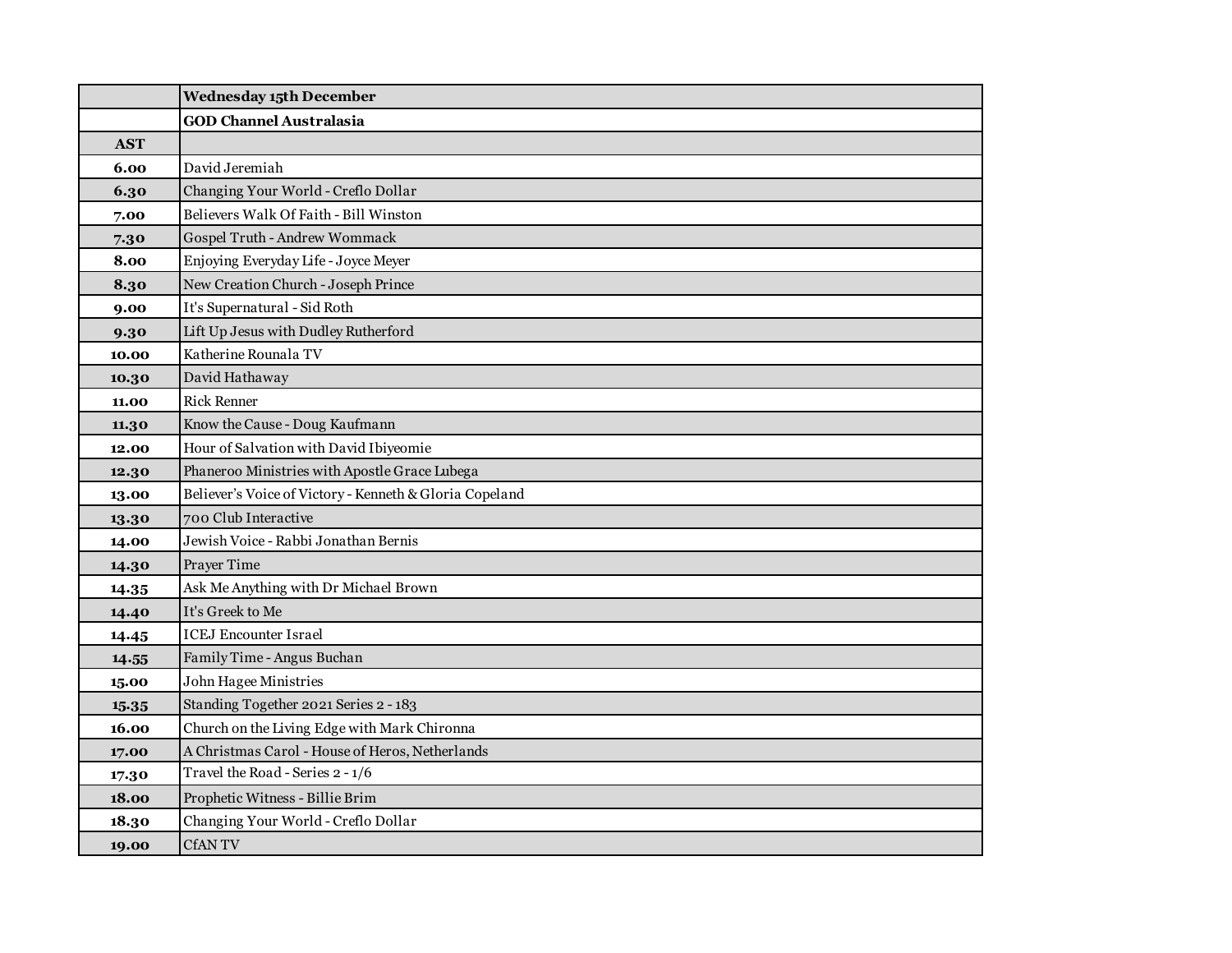| | |
|---|---|
| | **Wednesday 15th December** |
| | **GOD Channel Australasia** |
| **AST** | |
| **6.00** | David Jeremiah |
| **6.30** | Changing Your World - Creflo Dollar |
| **7.00** | Believers Walk Of Faith - Bill Winston |
| **7.30** | Gospel Truth - Andrew Wommack |
| **8.00** | Enjoying Everyday Life - Joyce Meyer |
| **8.30** | New Creation Church - Joseph Prince |
| **9.00** | It's Supernatural - Sid Roth |
| **9.30** | Lift Up Jesus with Dudley Rutherford |
| **10.00** | Katherine Rounala TV |
| **10.30** | David Hathaway |
| **11.00** | Rick Renner |
| **11.30** | Know the Cause - Doug Kaufmann |
| **12.00** | Hour of Salvation with David Ibiyeomie |
| **12.30** | Phaneroo Ministries with Apostle Grace Lubega |
| **13.00** | Believer's Voice of Victory - Kenneth & Gloria Copeland |
| **13.30** | 700 Club Interactive |
| **14.00** | Jewish Voice - Rabbi Jonathan Bernis |
| **14.30** | Prayer Time |
| **14.35** | Ask Me Anything with Dr Michael Brown |
| **14.40** | It's Greek to Me |
| **14.45** | ICEJ Encounter Israel |
| **14.55** | Family Time - Angus Buchan |
| **15.00** | John Hagee Ministries |
| **15.35** | Standing Together 2021 Series 2 - 183 |
| **16.00** | Church on the Living Edge with Mark Chironna |
| **17.00** | A Christmas Carol - House of Heros, Netherlands |
| **17.30** | Travel the Road - Series 2 - 1/6 |
| **18.00** | Prophetic Witness - Billie Brim |
| **18.30** | Changing Your World - Creflo Dollar |
| **19.00** | CfAN TV |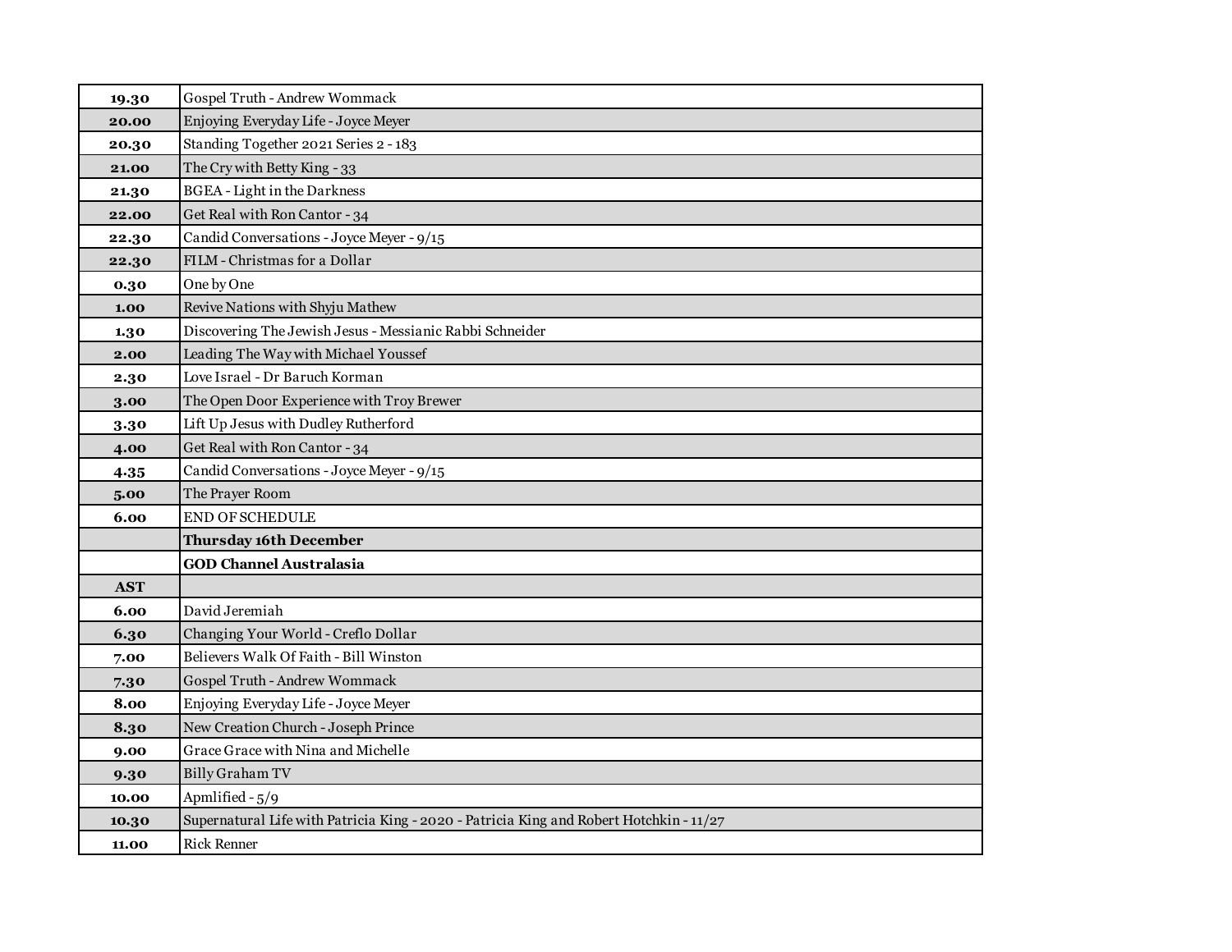| | |
|---|---|
| 19.30 | Gospel Truth - Andrew Wommack |
| 20.00 | Enjoying Everyday Life - Joyce Meyer |
| 20.30 | Standing Together 2021 Series 2 - 183 |
| 21.00 | The Cry with Betty King - 33 |
| 21.30 | BGEA - Light in the Darkness |
| 22.00 | Get Real with Ron Cantor - 34 |
| 22.30 | Candid Conversations - Joyce Meyer - 9/15 |
| 22.30 | FILM - Christmas for a Dollar |
| 0.30 | One by One |
| 1.00 | Revive Nations with Shyju Mathew |
| 1.30 | Discovering The Jewish Jesus - Messianic Rabbi Schneider |
| 2.00 | Leading The Way with Michael Youssef |
| 2.30 | Love Israel - Dr Baruch Korman |
| 3.00 | The Open Door Experience with Troy Brewer |
| 3.30 | Lift Up Jesus with Dudley Rutherford |
| 4.00 | Get Real with Ron Cantor - 34 |
| 4.35 | Candid Conversations - Joyce Meyer - 9/15 |
| 5.00 | The Prayer Room |
| 6.00 | END OF SCHEDULE |
| | **Thursday 16th December** |
| | **GOD Channel Australasia** |
| **AST** | |
| 6.00 | David Jeremiah |
| 6.30 | Changing Your World - Creflo Dollar |
| 7.00 | Believers Walk Of Faith - Bill Winston |
| 7.30 | Gospel Truth - Andrew Wommack |
| 8.00 | Enjoying Everyday Life - Joyce Meyer |
| 8.30 | New Creation Church - Joseph Prince |
| 9.00 | Grace Grace with Nina and Michelle |
| 9.30 | Billy Graham TV |
| 10.00 | Apmlified - 5/9 |
| 10.30 | Supernatural Life with Patricia King - 2020 - Patricia King and Robert Hotchkin - 11/27 |
| 11.00 | Rick Renner |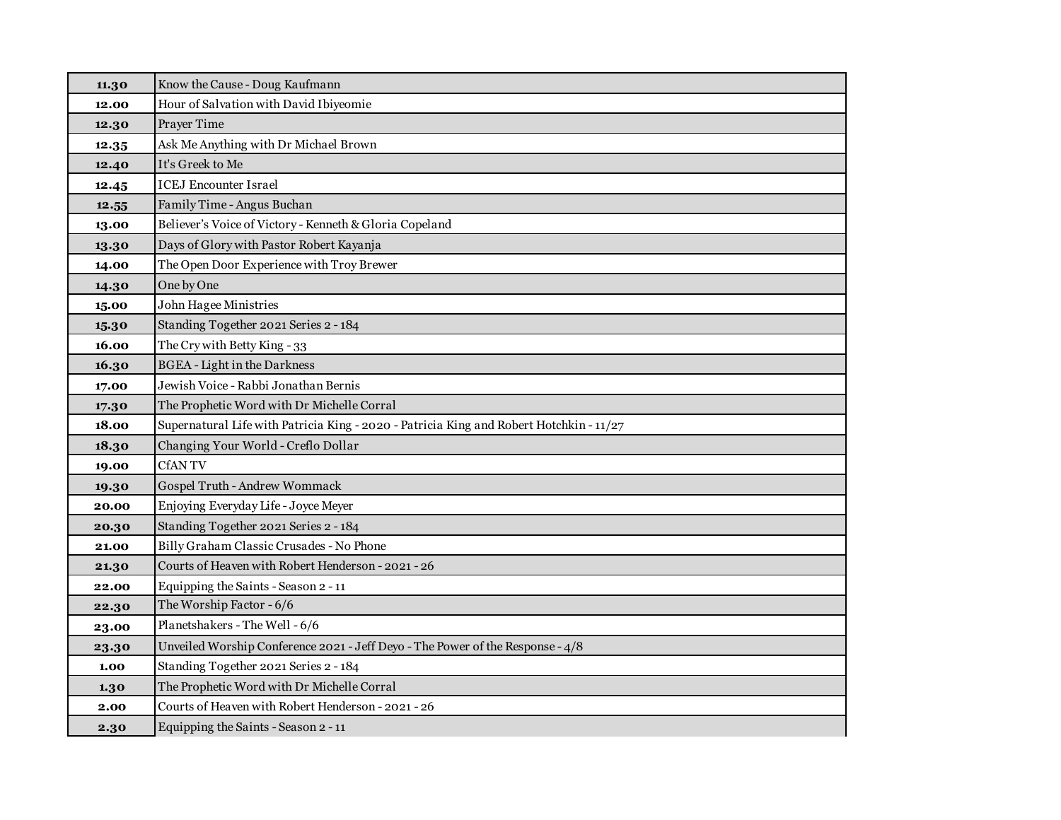| | |
|---|---|
| 11.30 | Know the Cause - Doug Kaufmann |
| 12.00 | Hour of Salvation with David Ibiyeomie |
| 12.30 | Prayer Time |
| 12.35 | Ask Me Anything with Dr Michael Brown |
| 12.40 | It's Greek to Me |
| 12.45 | ICEJ Encounter Israel |
| 12.55 | Family Time - Angus Buchan |
| 13.00 | Believer's Voice of Victory - Kenneth & Gloria Copeland |
| 13.30 | Days of Glory with Pastor Robert Kayanja |
| 14.00 | The Open Door Experience with Troy Brewer |
| 14.30 | One by One |
| 15.00 | John Hagee Ministries |
| 15.30 | Standing Together 2021 Series 2 - 184 |
| 16.00 | The Cry with Betty King - 33 |
| 16.30 | BGEA - Light in the Darkness |
| 17.00 | Jewish Voice - Rabbi Jonathan Bernis |
| 17.30 | The Prophetic Word with Dr Michelle Corral |
| 18.00 | Supernatural Life with Patricia King - 2020 - Patricia King and Robert Hotchkin - 11/27 |
| 18.30 | Changing Your World - Creflo Dollar |
| 19.00 | CfAN TV |
| 19.30 | Gospel Truth - Andrew Wommack |
| 20.00 | Enjoying Everyday Life - Joyce Meyer |
| 20.30 | Standing Together 2021 Series 2 - 184 |
| 21.00 | Billy Graham Classic Crusades - No Phone |
| 21.30 | Courts of Heaven with Robert Henderson - 2021 - 26 |
| 22.00 | Equipping the Saints - Season 2 - 11 |
| 22.30 | The Worship Factor - 6/6 |
| 23.00 | Planetshakers - The Well - 6/6 |
| 23.30 | Unveiled Worship Conference 2021 - Jeff Deyo - The Power of the Response - 4/8 |
| 1.00 | Standing Together 2021 Series 2 - 184 |
| 1.30 | The Prophetic Word with Dr Michelle Corral |
| 2.00 | Courts of Heaven with Robert Henderson - 2021 - 26 |
| 2.30 | Equipping the Saints - Season 2 - 11 |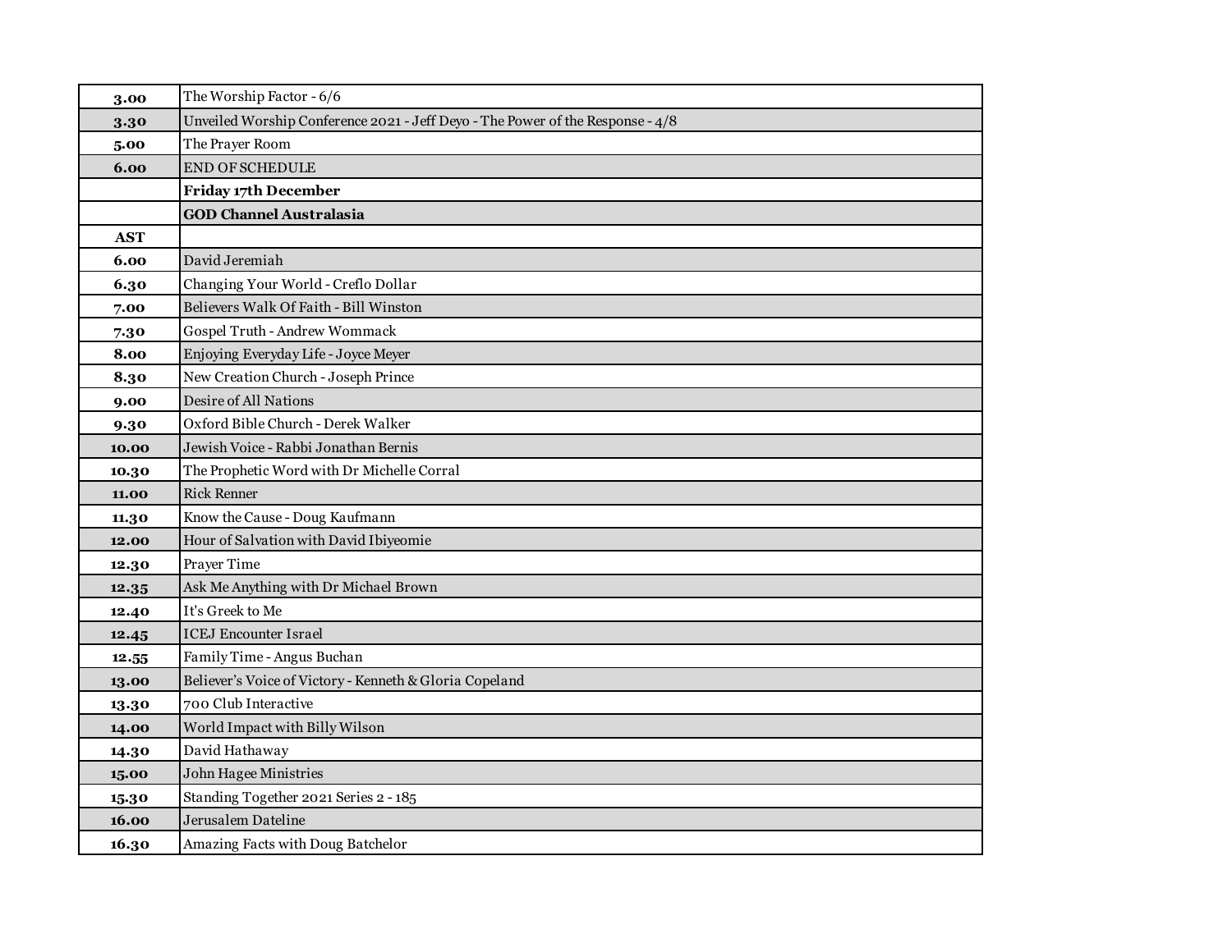| | |
|---|---|
| **3.00** | The Worship Factor - 6/6 |
| **3.30** | Unveiled Worship Conference 2021 - Jeff Deyo - The Power of the Response - 4/8 |
| **5.00** | The Prayer Room |
| **6.00** | END OF SCHEDULE |
| | **Friday 17th December** |
| | **GOD Channel Australasia** |
| **AST** | |
| **6.00** | David Jeremiah |
| **6.30** | Changing Your World - Creflo Dollar |
| **7.00** | Believers Walk Of Faith - Bill Winston |
| **7.30** | Gospel Truth - Andrew Wommack |
| **8.00** | Enjoying Everyday Life - Joyce Meyer |
| **8.30** | New Creation Church - Joseph Prince |
| **9.00** | Desire of All Nations |
| **9.30** | Oxford Bible Church - Derek Walker |
| **10.00** | Jewish Voice - Rabbi Jonathan Bernis |
| **10.30** | The Prophetic Word with Dr Michelle Corral |
| **11.00** | Rick Renner |
| **11.30** | Know the Cause - Doug Kaufmann |
| **12.00** | Hour of Salvation with David Ibiyeomie |
| **12.30** | Prayer Time |
| **12.35** | Ask Me Anything with Dr Michael Brown |
| **12.40** | It's Greek to Me |
| **12.45** | ICEJ Encounter Israel |
| **12.55** | Family Time - Angus Buchan |
| **13.00** | Believer's Voice of Victory - Kenneth & Gloria Copeland |
| **13.30** | 700 Club Interactive |
| **14.00** | World Impact with Billy Wilson |
| **14.30** | David Hathaway |
| **15.00** | John Hagee Ministries |
| **15.30** | Standing Together 2021 Series 2 - 185 |
| **16.00** | Jerusalem Dateline |
| **16.30** | Amazing Facts with Doug Batchelor |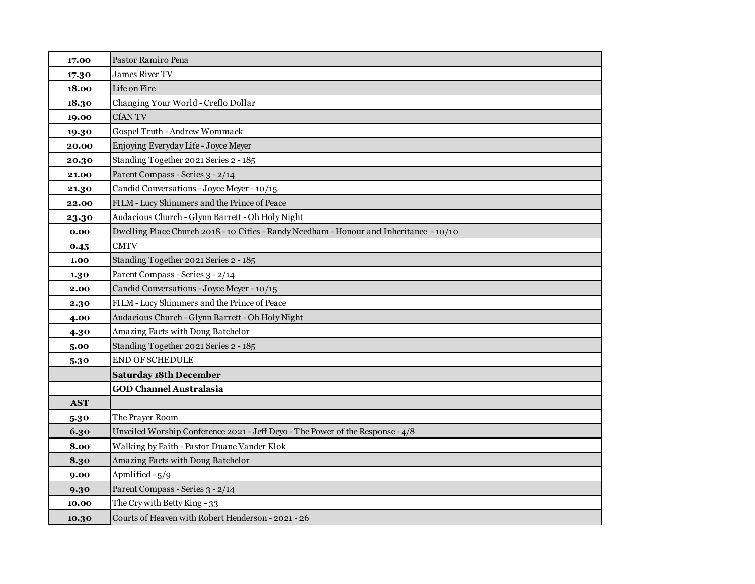| | |
|---|---|
| **17.00** | Pastor Ramiro Pena |
| **17.30** | James River TV |
| **18.00** | Life on Fire |
| **18.30** | Changing Your World - Creflo Dollar |
| **19.00** | CfAN TV |
| **19.30** | Gospel Truth - Andrew Wommack |
| **20.00** | Enjoying Everyday Life - Joyce Meyer |
| **20.30** | Standing Together 2021 Series 2 - 185 |
| **21.00** | Parent Compass - Series 3 - 2/14 |
| **21.30** | Candid Conversations - Joyce Meyer - 10/15 |
| **22.00** | FILM - Lucy Shimmers and the Prince of Peace |
| **23.30** | Audacious Church - Glynn Barrett - Oh Holy Night |
| **0.00** | Dwelling Place Church 2018 - 10 Cities - Randy Needham - Honour and Inheritance - 10/10 |
| **0.45** | CMTV |
| **1.00** | Standing Together 2021 Series 2 - 185 |
| **1.30** | Parent Compass - Series 3 - 2/14 |
| **2.00** | Candid Conversations - Joyce Meyer - 10/15 |
| **2.30** | FILM - Lucy Shimmers and the Prince of Peace |
| **4.00** | Audacious Church - Glynn Barrett - Oh Holy Night |
| **4.30** | Amazing Facts with Doug Batchelor |
| **5.00** | Standing Together 2021 Series 2 - 185 |
| **5.30** | END OF SCHEDULE |
| | **Saturday 18th December** |
| | **GOD Channel Australasia** |
| **AST** | |
| **5.30** | The Prayer Room |
| **6.30** | Unveiled Worship Conference 2021 - Jeff Deyo - The Power of the Response - 4/8 |
| **8.00** | Walking by Faith - Pastor Duane Vander Klok |
| **8.30** | Amazing Facts with Doug Batchelor |
| **9.00** | Apmlified - 5/9 |
| **9.30** | Parent Compass - Series 3 - 2/14 |
| **10.00** | The Cry with Betty King - 33 |
| **10.30** | Courts of Heaven with Robert Henderson - 2021 - 26 |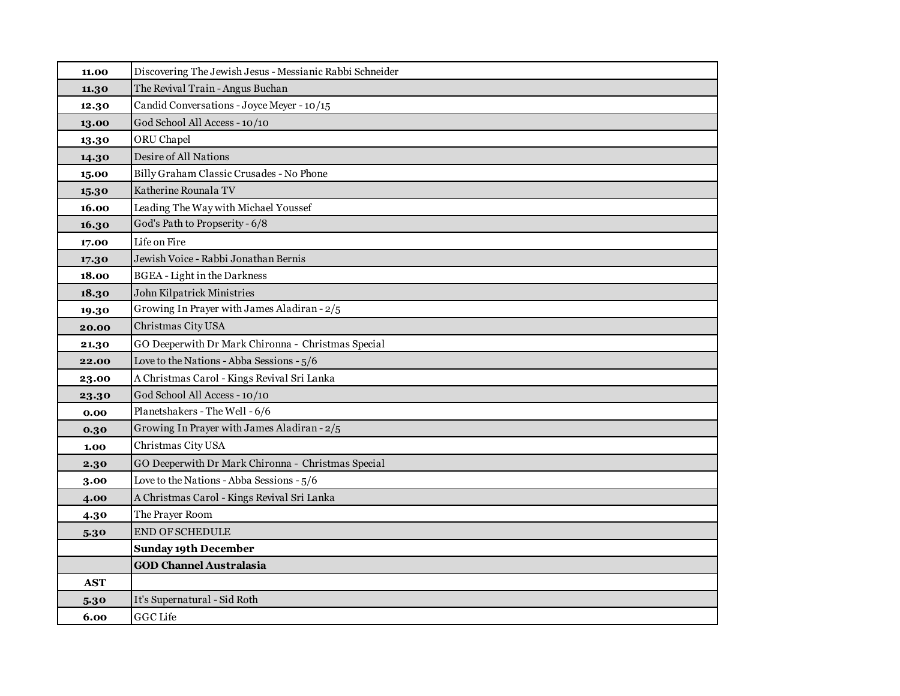| | |
|---|---|
| 11.00 | Discovering The Jewish Jesus - Messianic Rabbi Schneider |
| 11.30 | The Revival Train - Angus Buchan |
| 12.30 | Candid Conversations - Joyce Meyer - 10/15 |
| 13.00 | God School All Access - 10/10 |
| 13.30 | ORU Chapel |
| 14.30 | Desire of All Nations |
| 15.00 | Billy Graham Classic Crusades - No Phone |
| 15.30 | Katherine Rounala TV |
| 16.00 | Leading The Way with Michael Youssef |
| 16.30 | God's Path to Propserity - 6/8 |
| 17.00 | Life on Fire |
| 17.30 | Jewish Voice - Rabbi Jonathan Bernis |
| 18.00 | BGEA - Light in the Darkness |
| 18.30 | John Kilpatrick Ministries |
| 19.30 | Growing In Prayer with James Aladiran - 2/5 |
| 20.00 | Christmas City USA |
| 21.30 | GO Deeperwith Dr Mark Chironna - Christmas Special |
| 22.00 | Love to the Nations - Abba Sessions - 5/6 |
| 23.00 | A Christmas Carol - Kings Revival Sri Lanka |
| 23.30 | God School All Access - 10/10 |
| 0.00 | Planetshakers - The Well - 6/6 |
| 0.30 | Growing In Prayer with James Aladiran - 2/5 |
| 1.00 | Christmas City USA |
| 2.30 | GO Deeperwith Dr Mark Chironna - Christmas Special |
| 3.00 | Love to the Nations - Abba Sessions - 5/6 |
| 4.00 | A Christmas Carol - Kings Revival Sri Lanka |
| 4.30 | The Prayer Room |
| 5.30 | END OF SCHEDULE |
| | **Sunday 19th December** |
| | **GOD Channel Australasia** |
| **AST** | |
| 5.30 | It's Supernatural - Sid Roth |
| 6.00 | GGC Life |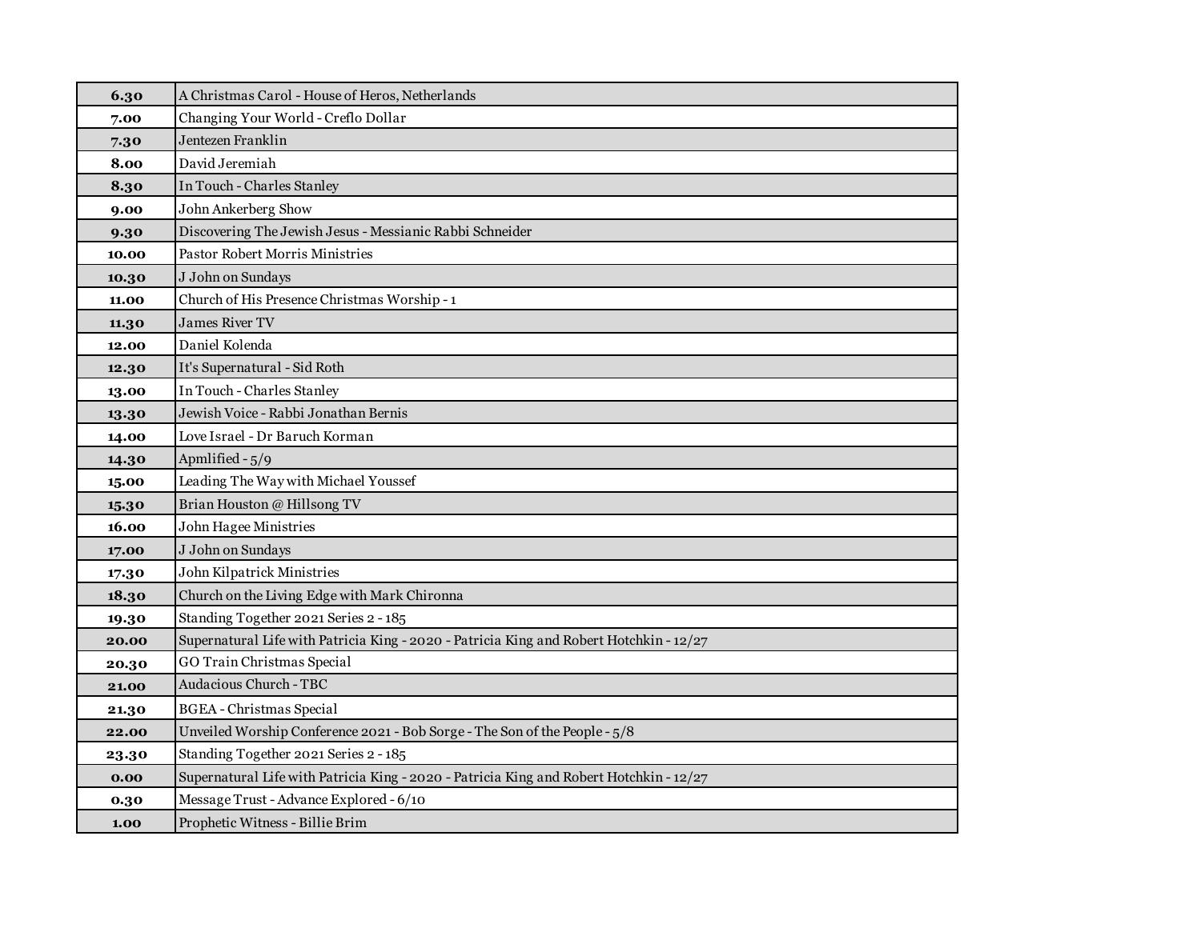| | |
|---|---|
| **6.30** | A Christmas Carol - House of Heros, Netherlands |
| **7.00** | Changing Your World - Creflo Dollar |
| **7.30** | Jentezen Franklin |
| **8.00** | David Jeremiah |
| **8.30** | In Touch - Charles Stanley |
| **9.00** | John Ankerberg Show |
| **9.30** | Discovering The Jewish Jesus - Messianic Rabbi Schneider |
| **10.00** | Pastor Robert Morris Ministries |
| **10.30** | J John on Sundays |
| **11.00** | Church of His Presence Christmas Worship - 1 |
| **11.30** | James River TV |
| **12.00** | Daniel Kolenda |
| **12.30** | It's Supernatural - Sid Roth |
| **13.00** | In Touch - Charles Stanley |
| **13.30** | Jewish Voice - Rabbi Jonathan Bernis |
| **14.00** | Love Israel - Dr Baruch Korman |
| **14.30** | Apmlified - 5/9 |
| **15.00** | Leading The Way with Michael Youssef |
| **15.30** | Brian Houston @ Hillsong TV |
| **16.00** | John Hagee Ministries |
| **17.00** | J John on Sundays |
| **17.30** | John Kilpatrick Ministries |
| **18.30** | Church on the Living Edge with Mark Chironna |
| **19.30** | Standing Together 2021 Series 2 - 185 |
| **20.00** | Supernatural Life with Patricia King - 2020 - Patricia King and Robert Hotchkin - 12/27 |
| **20.30** | GO Train Christmas Special |
| **21.00** | Audacious Church - TBC |
| **21.30** | BGEA - Christmas Special |
| **22.00** | Unveiled Worship Conference 2021 - Bob Sorge - The Son of the People - 5/8 |
| **23.30** | Standing Together 2021 Series 2 - 185 |
| **0.00** | Supernatural Life with Patricia King - 2020 - Patricia King and Robert Hotchkin - 12/27 |
| **0.30** | Message Trust - Advance Explored - 6/10 |
| **1.00** | Prophetic Witness - Billie Brim |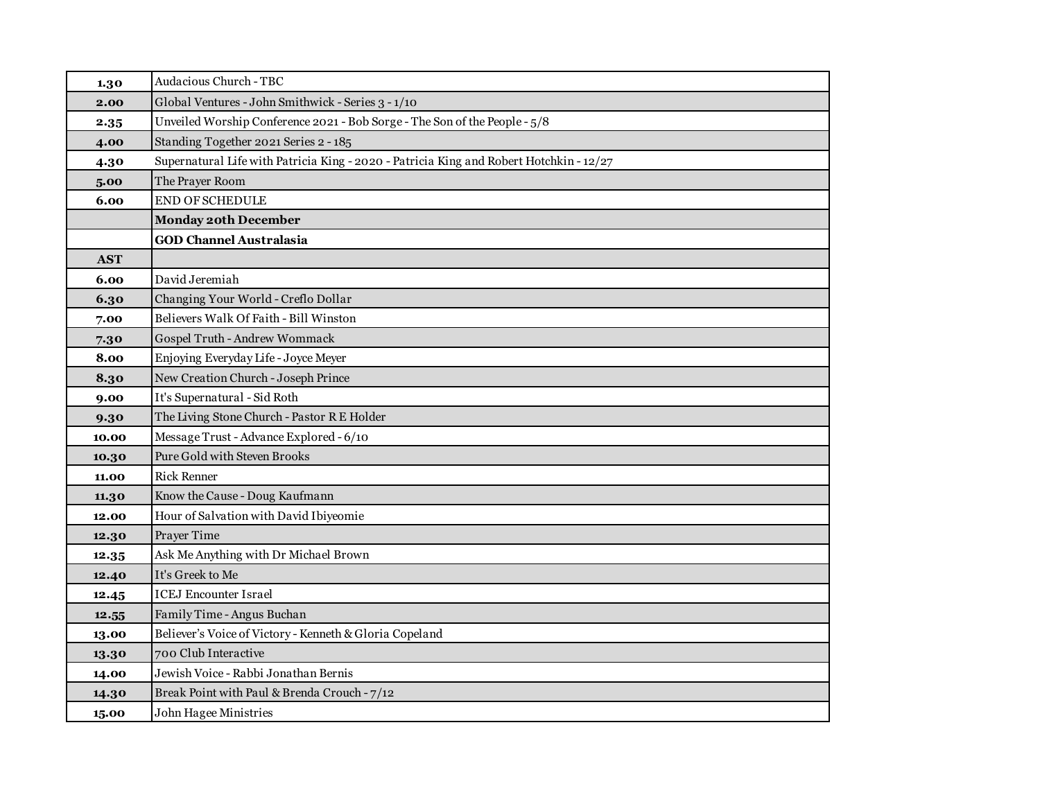| | |
|---|---|
| **1.30** | Audacious Church - TBC |
| **2.00** | Global Ventures - John Smithwick - Series 3 - 1/10 |
| **2.35** | Unveiled Worship Conference 2021 - Bob Sorge - The Son of the People - 5/8 |
| **4.00** | Standing Together 2021 Series 2 - 185 |
| **4.30** | Supernatural Life with Patricia King - 2020 - Patricia King and Robert Hotchkin - 12/27 |
| **5.00** | The Prayer Room |
| **6.00** | END OF SCHEDULE |
| | **Monday 20th December** |
| | **GOD Channel Australasia** |
| **AST** | |
| **6.00** | David Jeremiah |
| **6.30** | Changing Your World - Creflo Dollar |
| **7.00** | Believers Walk Of Faith - Bill Winston |
| **7.30** | Gospel Truth - Andrew Wommack |
| **8.00** | Enjoying Everyday Life - Joyce Meyer |
| **8.30** | New Creation Church - Joseph Prince |
| **9.00** | It's Supernatural - Sid Roth |
| **9.30** | The Living Stone Church - Pastor R E Holder |
| **10.00** | Message Trust - Advance Explored - 6/10 |
| **10.30** | Pure Gold with Steven Brooks |
| **11.00** | Rick Renner |
| **11.30** | Know the Cause - Doug Kaufmann |
| **12.00** | Hour of Salvation with David Ibiyeomie |
| **12.30** | Prayer Time |
| **12.35** | Ask Me Anything with Dr Michael Brown |
| **12.40** | It's Greek to Me |
| **12.45** | ICEJ Encounter Israel |
| **12.55** | Family Time - Angus Buchan |
| **13.00** | Believer's Voice of Victory - Kenneth & Gloria Copeland |
| **13.30** | 700 Club Interactive |
| **14.00** | Jewish Voice - Rabbi Jonathan Bernis |
| **14.30** | Break Point with Paul & Brenda Crouch - 7/12 |
| **15.00** | John Hagee Ministries |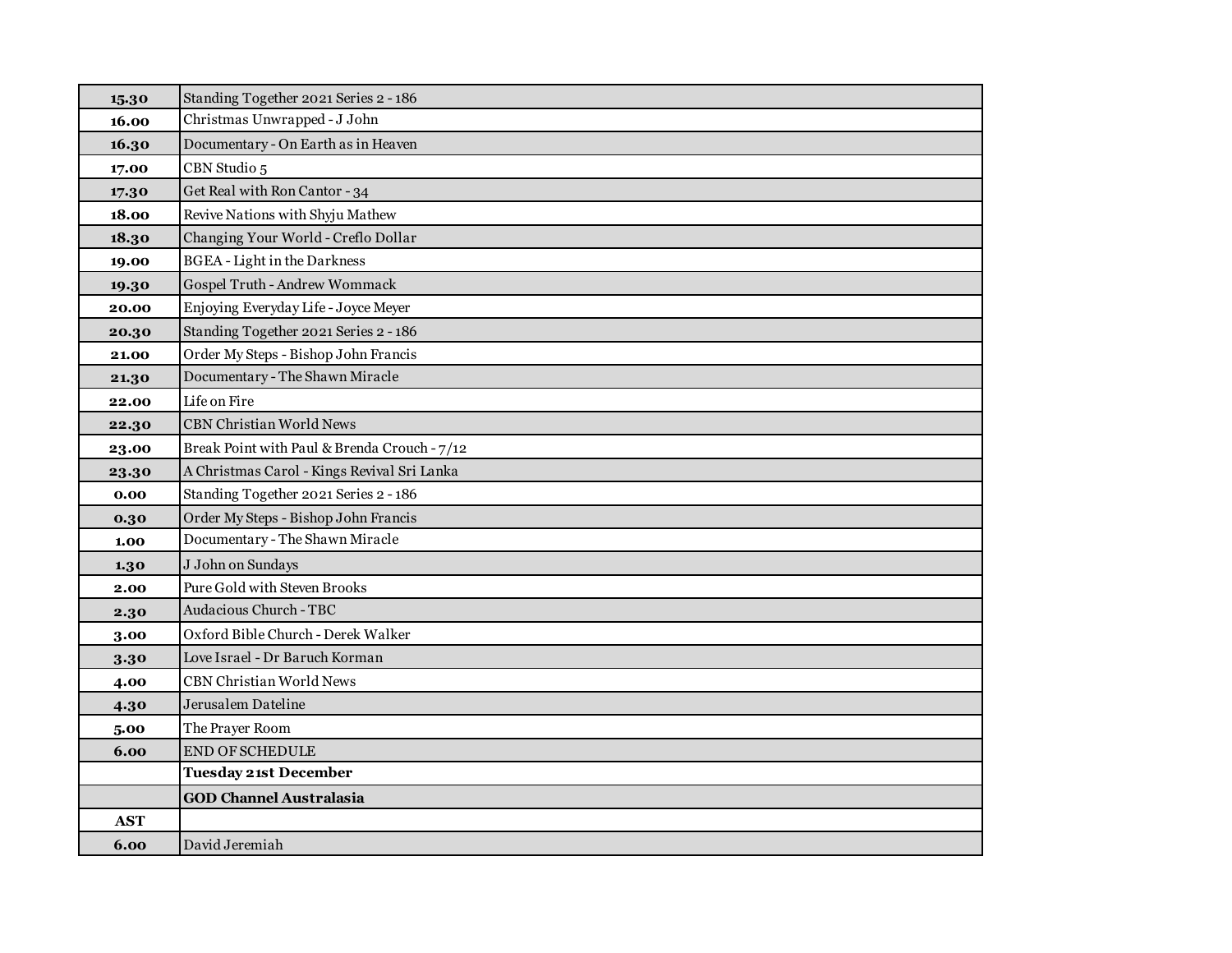| | |
|---|---|
| **15.30** | Standing Together 2021 Series 2 - 186 |
| **16.00** | Christmas Unwrapped - J John |
| **16.30** | Documentary - On Earth as in Heaven |
| **17.00** | CBN Studio 5 |
| **17.30** | Get Real with Ron Cantor - 34 |
| **18.00** | Revive Nations with Shyju Mathew |
| **18.30** | Changing Your World - Creflo Dollar |
| **19.00** | BGEA - Light in the Darkness |
| **19.30** | Gospel Truth - Andrew Wommack |
| **20.00** | Enjoying Everyday Life - Joyce Meyer |
| **20.30** | Standing Together 2021 Series 2 - 186 |
| **21.00** | Order My Steps - Bishop John Francis |
| **21.30** | Documentary - The Shawn Miracle |
| **22.00** | Life on Fire |
| **22.30** | CBN Christian World News |
| **23.00** | Break Point with Paul & Brenda Crouch - 7/12 |
| **23.30** | A Christmas Carol - Kings Revival Sri Lanka |
| **0.00** | Standing Together 2021 Series 2 - 186 |
| **0.30** | Order My Steps - Bishop John Francis |
| **1.00** | Documentary - The Shawn Miracle |
| **1.30** | J John on Sundays |
| **2.00** | Pure Gold with Steven Brooks |
| **2.30** | Audacious Church - TBC |
| **3.00** | Oxford Bible Church - Derek Walker |
| **3.30** | Love Israel - Dr Baruch Korman |
| **4.00** | CBN Christian World News |
| **4.30** | Jerusalem Dateline |
| **5.00** | The Prayer Room |
| **6.00** | END OF SCHEDULE |
| | **Tuesday 21st December** |
| | **GOD Channel Australasia** |
| **AST** | |
| **6.00** | David Jeremiah |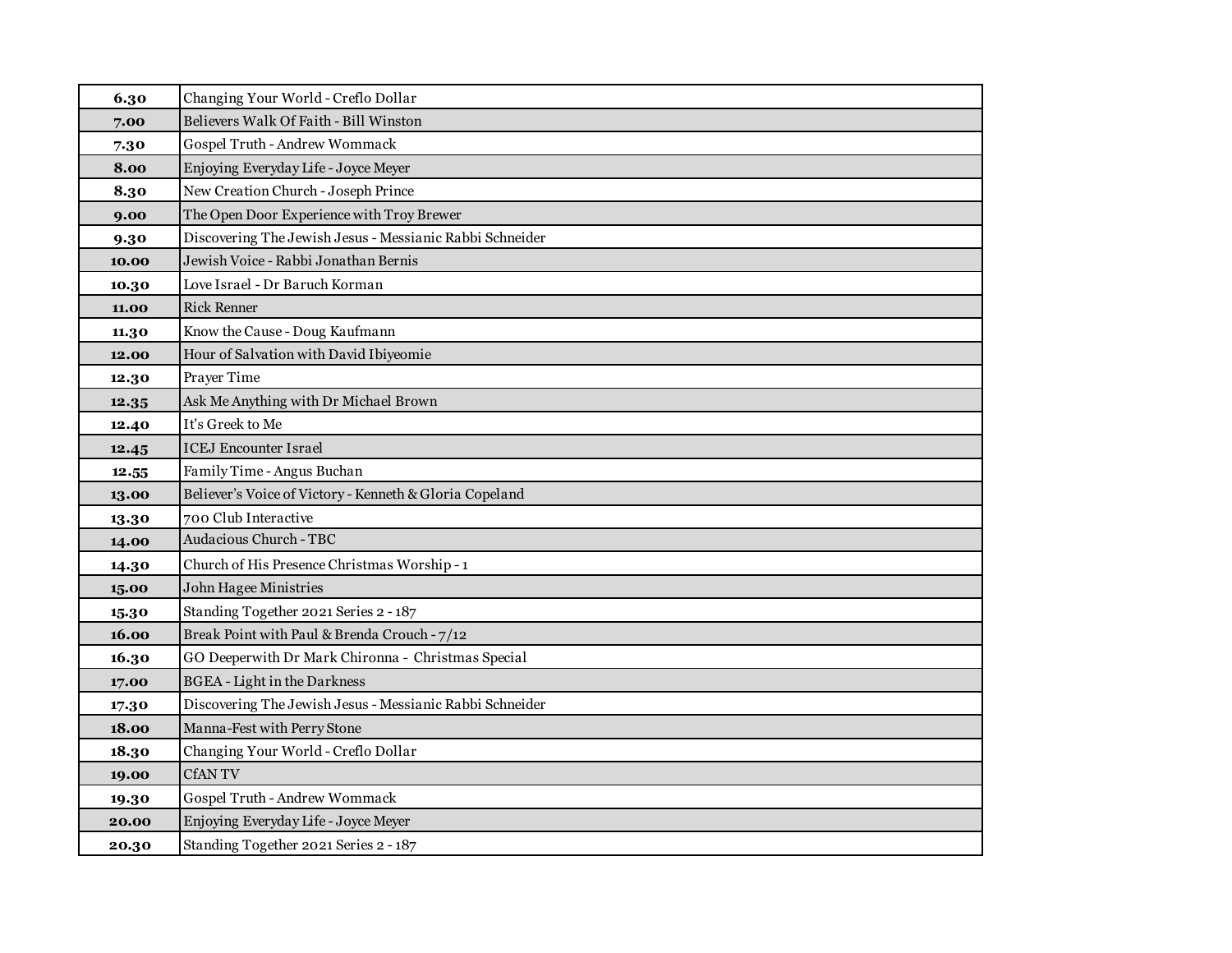| | |
|---|---|
| **6.30** | Changing Your World - Creflo Dollar |
| **7.00** | Believers Walk Of Faith - Bill Winston |
| **7.30** | Gospel Truth - Andrew Wommack |
| **8.00** | Enjoying Everyday Life - Joyce Meyer |
| **8.30** | New Creation Church - Joseph Prince |
| **9.00** | The Open Door Experience with Troy Brewer |
| **9.30** | Discovering The Jewish Jesus - Messianic Rabbi Schneider |
| **10.00** | Jewish Voice - Rabbi Jonathan Bernis |
| **10.30** | Love Israel - Dr Baruch Korman |
| **11.00** | Rick Renner |
| **11.30** | Know the Cause - Doug Kaufmann |
| **12.00** | Hour of Salvation with David Ibiyeomie |
| **12.30** | Prayer Time |
| **12.35** | Ask Me Anything with Dr Michael Brown |
| **12.40** | It's Greek to Me |
| **12.45** | ICEJ Encounter Israel |
| **12.55** | Family Time - Angus Buchan |
| **13.00** | Believer's Voice of Victory - Kenneth & Gloria Copeland |
| **13.30** | 700 Club Interactive |
| **14.00** | Audacious Church - TBC |
| **14.30** | Church of His Presence Christmas Worship - 1 |
| **15.00** | John Hagee Ministries |
| **15.30** | Standing Together 2021 Series 2 - 187 |
| **16.00** | Break Point with Paul & Brenda Crouch - 7/12 |
| **16.30** | GO Deeperwith Dr Mark Chironna - Christmas Special |
| **17.00** | BGEA - Light in the Darkness |
| **17.30** | Discovering The Jewish Jesus - Messianic Rabbi Schneider |
| **18.00** | Manna-Fest with Perry Stone |
| **18.30** | Changing Your World - Creflo Dollar |
| **19.00** | CfAN TV |
| **19.30** | Gospel Truth - Andrew Wommack |
| **20.00** | Enjoying Everyday Life - Joyce Meyer |
| **20.30** | Standing Together 2021 Series 2 - 187 |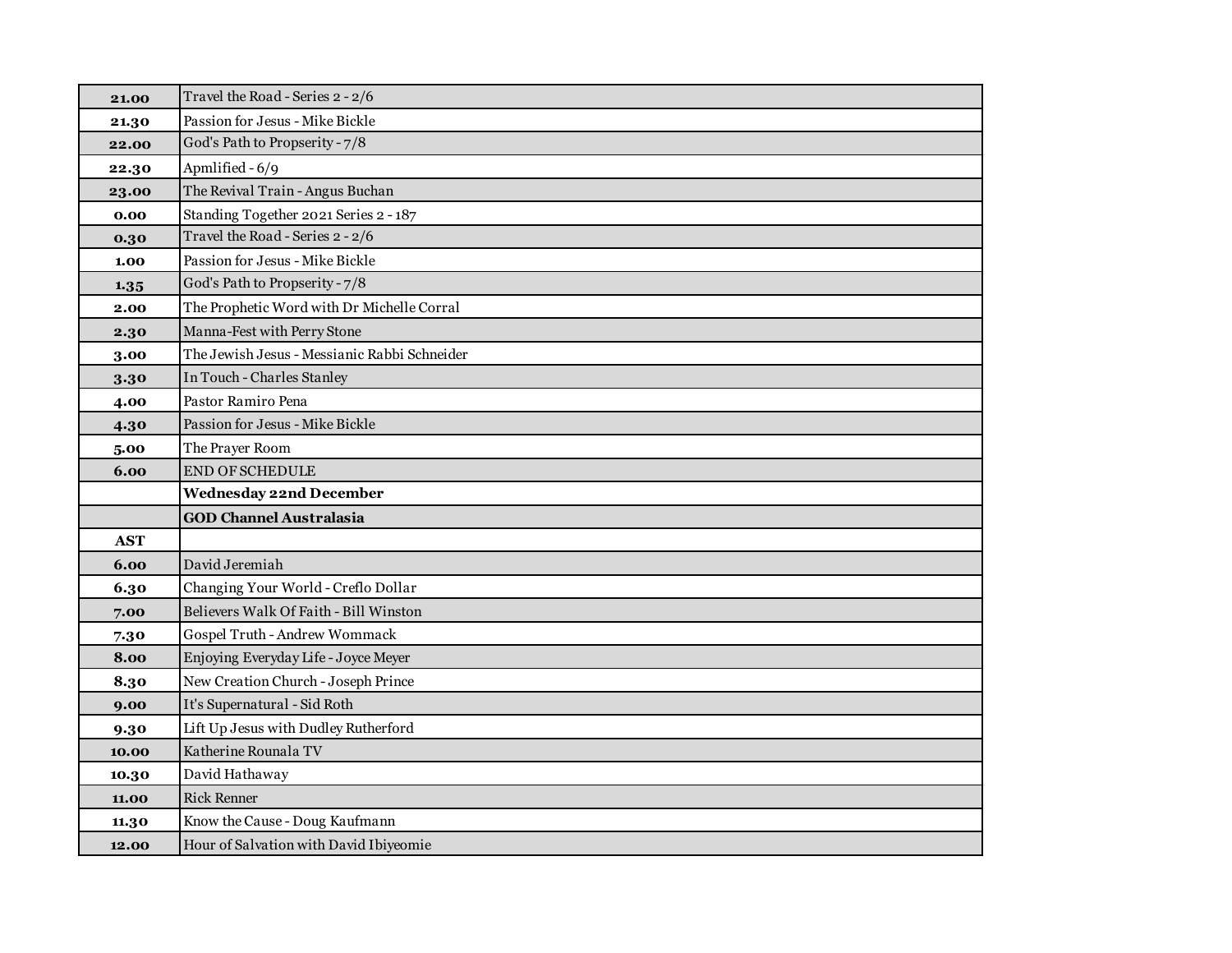| | |
|---|---|
| **21.00** | Travel the Road - Series 2 - 2/6 |
| **21.30** | Passion for Jesus - Mike Bickle |
| **22.00** | God's Path to Propserity - 7/8 |
| **22.30** | Apmlified - 6/9 |
| **23.00** | The Revival Train - Angus Buchan |
| **0.00** | Standing Together 2021 Series 2 - 187 |
| **0.30** | Travel the Road - Series 2 - 2/6 |
| **1.00** | Passion for Jesus - Mike Bickle |
| **1.35** | God's Path to Propserity - 7/8 |
| **2.00** | The Prophetic Word with Dr Michelle Corral |
| **2.30** | Manna-Fest with Perry Stone |
| **3.00** | The Jewish Jesus - Messianic Rabbi Schneider |
| **3.30** | In Touch - Charles Stanley |
| **4.00** | Pastor Ramiro Pena |
| **4.30** | Passion for Jesus - Mike Bickle |
| **5.00** | The Prayer Room |
| **6.00** | END OF SCHEDULE |
| | **Wednesday 22nd December** |
| | **GOD Channel Australasia** |
| **AST** | |
| **6.00** | David Jeremiah |
| **6.30** | Changing Your World - Creflo Dollar |
| **7.00** | Believers Walk Of Faith - Bill Winston |
| **7.30** | Gospel Truth - Andrew Wommack |
| **8.00** | Enjoying Everyday Life - Joyce Meyer |
| **8.30** | New Creation Church - Joseph Prince |
| **9.00** | It's Supernatural - Sid Roth |
| **9.30** | Lift Up Jesus with Dudley Rutherford |
| **10.00** | Katherine Rounala TV |
| **10.30** | David Hathaway |
| **11.00** | Rick Renner |
| **11.30** | Know the Cause - Doug Kaufmann |
| **12.00** | Hour of Salvation with David Ibiyeomie |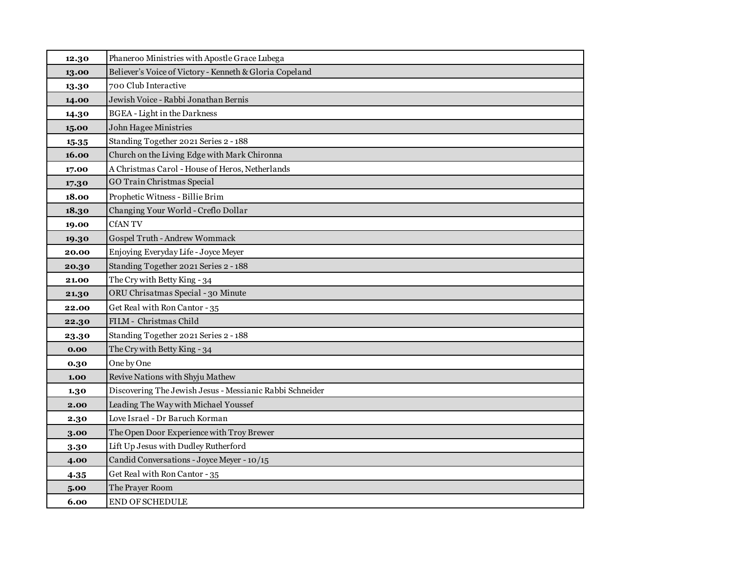| | |
|---|---|
| **12.30** | Phaneroo Ministries with Apostle Grace Lubega |
| **13.00** | Believer's Voice of Victory - Kenneth & Gloria Copeland |
| **13.30** | 700 Club Interactive |
| **14.00** | Jewish Voice - Rabbi Jonathan Bernis |
| **14.30** | BGEA - Light in the Darkness |
| **15.00** | John Hagee Ministries |
| **15.35** | Standing Together 2021 Series 2 - 188 |
| **16.00** | Church on the Living Edge with Mark Chironna |
| **17.00** | A Christmas Carol - House of Heros, Netherlands |
| **17.30** | GO Train Christmas Special |
| **18.00** | Prophetic Witness - Billie Brim |
| **18.30** | Changing Your World - Creflo Dollar |
| **19.00** | CfAN TV |
| **19.30** | Gospel Truth - Andrew Wommack |
| **20.00** | Enjoying Everyday Life - Joyce Meyer |
| **20.30** | Standing Together 2021 Series 2 - 188 |
| **21.00** | The Cry with Betty King - 34 |
| **21.30** | ORU Chrisatmas Special - 30 Minute |
| **22.00** | Get Real with Ron Cantor - 35 |
| **22.30** | FILM - Christmas Child |
| **23.30** | Standing Together 2021 Series 2 - 188 |
| **0.00** | The Cry with Betty King - 34 |
| **0.30** | One by One |
| **1.00** | Revive Nations with Shyju Mathew |
| **1.30** | Discovering The Jewish Jesus - Messianic Rabbi Schneider |
| **2.00** | Leading The Way with Michael Youssef |
| **2.30** | Love Israel - Dr Baruch Korman |
| **3.00** | The Open Door Experience with Troy Brewer |
| **3.30** | Lift Up Jesus with Dudley Rutherford |
| **4.00** | Candid Conversations - Joyce Meyer - 10/15 |
| **4.35** | Get Real with Ron Cantor - 35 |
| **5.00** | The Prayer Room |
| **6.00** | END OF SCHEDULE |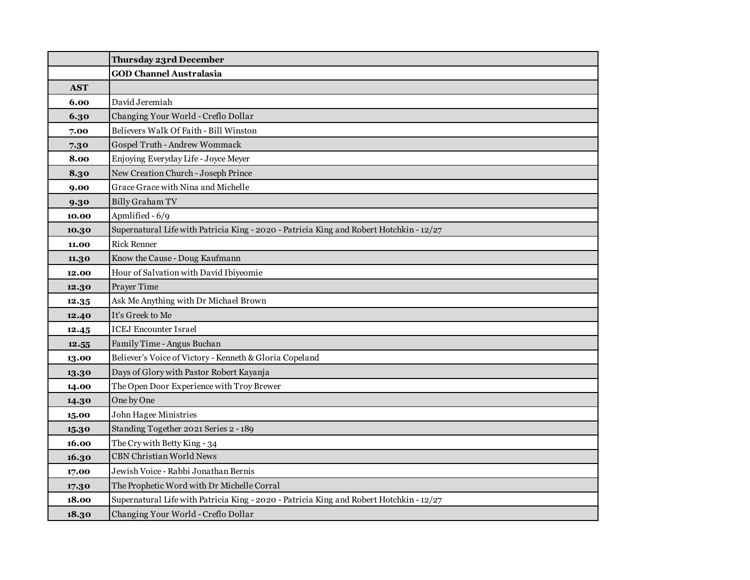| | |
|---|---|
| | **Thursday 23rd December** |
| | **GOD Channel Australasia** |
| **AST** | |
| **6.00** | David Jeremiah |
| **6.30** | Changing Your World - Creflo Dollar |
| **7.00** | Believers Walk Of Faith - Bill Winston |
| **7.30** | Gospel Truth - Andrew Wommack |
| **8.00** | Enjoying Everyday Life - Joyce Meyer |
| **8.30** | New Creation Church - Joseph Prince |
| **9.00** | Grace Grace with Nina and Michelle |
| **9.30** | Billy Graham TV |
| **10.00** | Apmlified - 6/9 |
| **10.30** | Supernatural Life with Patricia King - 2020 - Patricia King and Robert Hotchkin - 12/27 |
| **11.00** | Rick Renner |
| **11.30** | Know the Cause - Doug Kaufmann |
| **12.00** | Hour of Salvation with David Ibiyeomie |
| **12.30** | Prayer Time |
| **12.35** | Ask Me Anything with Dr Michael Brown |
| **12.40** | It's Greek to Me |
| **12.45** | ICEJ Encounter Israel |
| **12.55** | Family Time - Angus Buchan |
| **13.00** | Believer's Voice of Victory - Kenneth & Gloria Copeland |
| **13.30** | Days of Glory with Pastor Robert Kayanja |
| **14.00** | The Open Door Experience with Troy Brewer |
| **14.30** | One by One |
| **15.00** | John Hagee Ministries |
| **15.30** | Standing Together 2021 Series 2 - 189 |
| **16.00** | The Cry with Betty King - 34 |
| **16.30** | CBN Christian World News |
| **17.00** | Jewish Voice - Rabbi Jonathan Bernis |
| **17.30** | The Prophetic Word with Dr Michelle Corral |
| **18.00** | Supernatural Life with Patricia King - 2020 - Patricia King and Robert Hotchkin - 12/27 |
| **18.30** | Changing Your World - Creflo Dollar |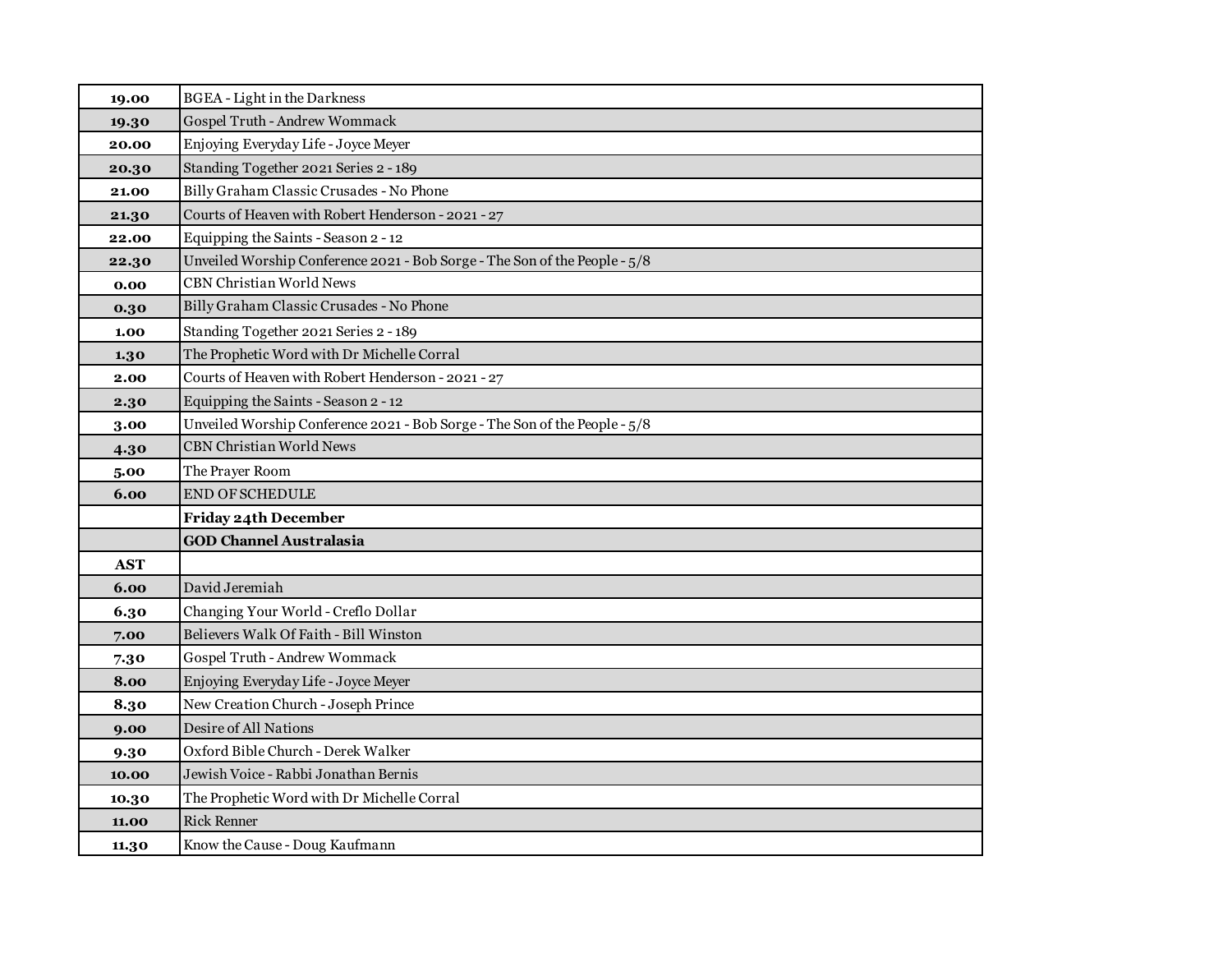| | |
|---|---|
| **19.00** | BGEA - Light in the Darkness |
| **19.30** | Gospel Truth - Andrew Wommack |
| **20.00** | Enjoying Everyday Life - Joyce Meyer |
| **20.30** | Standing Together 2021 Series 2 - 189 |
| **21.00** | Billy Graham Classic Crusades - No Phone |
| **21.30** | Courts of Heaven with Robert Henderson - 2021 - 27 |
| **22.00** | Equipping the Saints - Season 2 - 12 |
| **22.30** | Unveiled Worship Conference 2021 - Bob Sorge - The Son of the People - 5/8 |
| **0.00** | CBN Christian World News |
| **0.30** | Billy Graham Classic Crusades - No Phone |
| **1.00** | Standing Together 2021 Series 2 - 189 |
| **1.30** | The Prophetic Word with Dr Michelle Corral |
| **2.00** | Courts of Heaven with Robert Henderson - 2021 - 27 |
| **2.30** | Equipping the Saints - Season 2 - 12 |
| **3.00** | Unveiled Worship Conference 2021 - Bob Sorge - The Son of the People - 5/8 |
| **4.30** | CBN Christian World News |
| **5.00** | The Prayer Room |
| **6.00** | END OF SCHEDULE |
| | **Friday 24th December** |
| | **GOD Channel Australasia** |
| **AST** | |
| **6.00** | David Jeremiah |
| **6.30** | Changing Your World - Creflo Dollar |
| **7.00** | Believers Walk Of Faith - Bill Winston |
| **7.30** | Gospel Truth - Andrew Wommack |
| **8.00** | Enjoying Everyday Life - Joyce Meyer |
| **8.30** | New Creation Church - Joseph Prince |
| **9.00** | Desire of All Nations |
| **9.30** | Oxford Bible Church - Derek Walker |
| **10.00** | Jewish Voice - Rabbi Jonathan Bernis |
| **10.30** | The Prophetic Word with Dr Michelle Corral |
| **11.00** | Rick Renner |
| **11.30** | Know the Cause - Doug Kaufmann |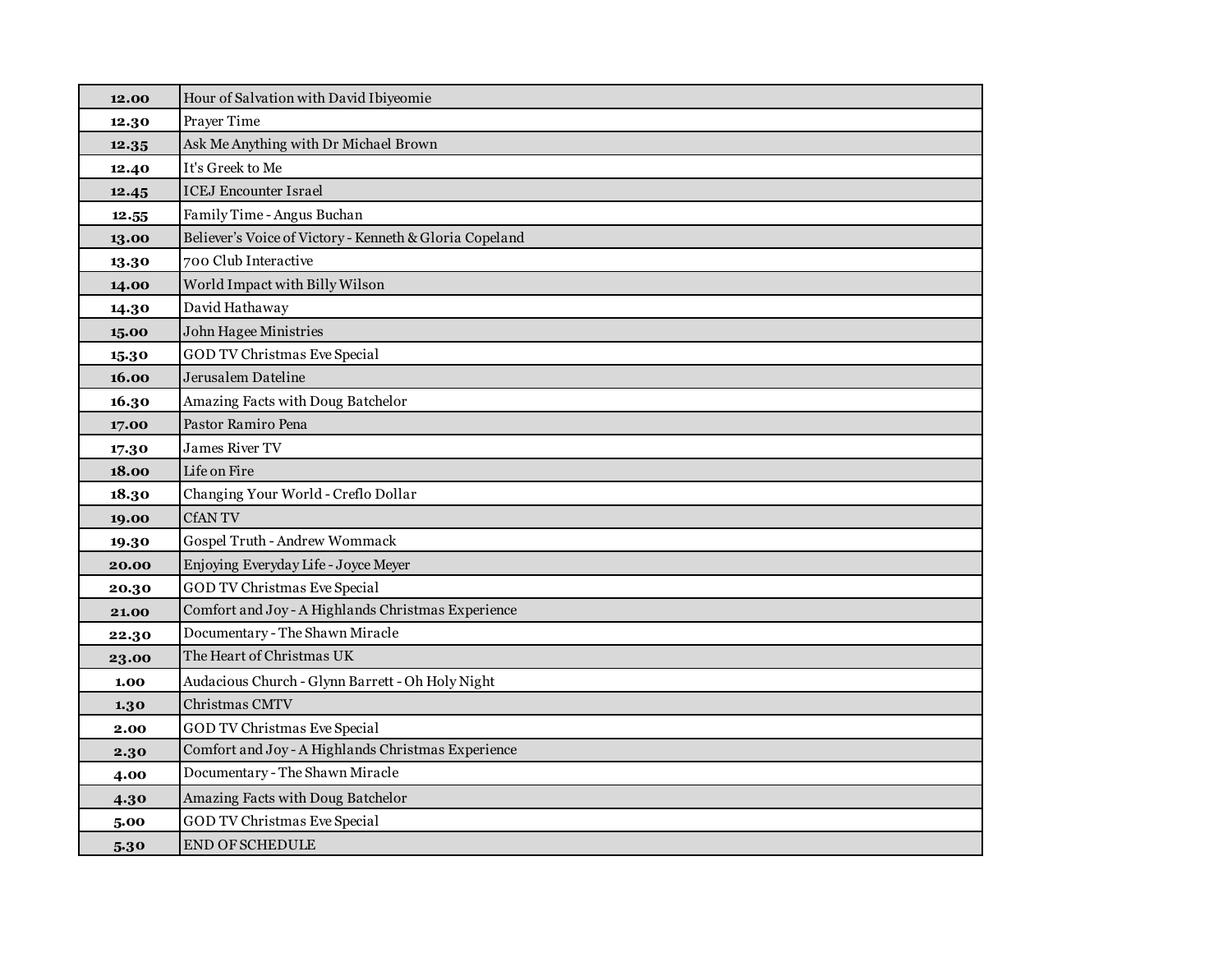| | |
|---|---|
| 12.00 | Hour of Salvation with David Ibiyeomie |
| 12.30 | Prayer Time |
| 12.35 | Ask Me Anything with Dr Michael Brown |
| 12.40 | It's Greek to Me |
| 12.45 | ICEJ Encounter Israel |
| 12.55 | Family Time - Angus Buchan |
| 13.00 | Believer's Voice of Victory - Kenneth & Gloria Copeland |
| 13.30 | 700 Club Interactive |
| 14.00 | World Impact with Billy Wilson |
| 14.30 | David Hathaway |
| 15.00 | John Hagee Ministries |
| 15.30 | GOD TV Christmas Eve Special |
| 16.00 | Jerusalem Dateline |
| 16.30 | Amazing Facts with Doug Batchelor |
| 17.00 | Pastor Ramiro Pena |
| 17.30 | James River TV |
| 18.00 | Life on Fire |
| 18.30 | Changing Your World - Creflo Dollar |
| 19.00 | CfAN TV |
| 19.30 | Gospel Truth - Andrew Wommack |
| 20.00 | Enjoying Everyday Life - Joyce Meyer |
| 20.30 | GOD TV Christmas Eve Special |
| 21.00 | Comfort and Joy - A Highlands Christmas Experience |
| 22.30 | Documentary - The Shawn Miracle |
| 23.00 | The Heart of Christmas UK |
| 1.00 | Audacious Church - Glynn Barrett - Oh Holy Night |
| 1.30 | Christmas CMTV |
| 2.00 | GOD TV Christmas Eve Special |
| 2.30 | Comfort and Joy - A Highlands Christmas Experience |
| 4.00 | Documentary - The Shawn Miracle |
| 4.30 | Amazing Facts with Doug Batchelor |
| 5.00 | GOD TV Christmas Eve Special |
| 5.30 | END OF SCHEDULE |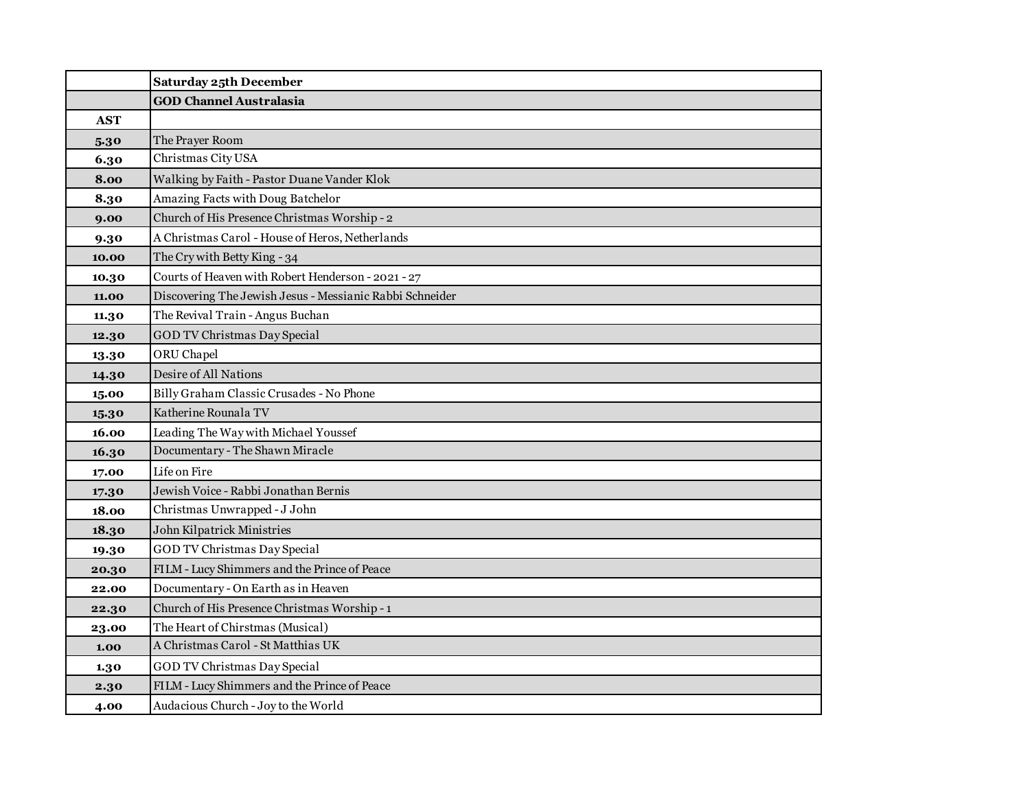| | Saturday 25th December |
|---|---|
| | **GOD Channel Australasia** |
| **AST** | |
| **5.30** | The Prayer Room |
| **6.30** | Christmas City USA |
| **8.00** | Walking by Faith - Pastor Duane Vander Klok |
| **8.30** | Amazing Facts with Doug Batchelor |
| **9.00** | Church of His Presence Christmas Worship - 2 |
| **9.30** | A Christmas Carol - House of Heros, Netherlands |
| **10.00** | The Cry with Betty King - 34 |
| **10.30** | Courts of Heaven with Robert Henderson - 2021 - 27 |
| **11.00** | Discovering The Jewish Jesus - Messianic Rabbi Schneider |
| **11.30** | The Revival Train - Angus Buchan |
| **12.30** | GOD TV Christmas Day Special |
| **13.30** | ORU Chapel |
| **14.30** | Desire of All Nations |
| **15.00** | Billy Graham Classic Crusades - No Phone |
| **15.30** | Katherine Rounala TV |
| **16.00** | Leading The Way with Michael Youssef |
| **16.30** | Documentary - The Shawn Miracle |
| **17.00** | Life on Fire |
| **17.30** | Jewish Voice - Rabbi Jonathan Bernis |
| **18.00** | Christmas Unwrapped - J John |
| **18.30** | John Kilpatrick Ministries |
| **19.30** | GOD TV Christmas Day Special |
| **20.30** | FILM - Lucy Shimmers and the Prince of Peace |
| **22.00** | Documentary - On Earth as in Heaven |
| **22.30** | Church of His Presence Christmas Worship - 1 |
| **23.00** | The Heart of Chirstmas (Musical) |
| **1.00** | A Christmas Carol - St Matthias UK |
| **1.30** | GOD TV Christmas Day Special |
| **2.30** | FILM - Lucy Shimmers and the Prince of Peace |
| **4.00** | Audacious Church - Joy to the World |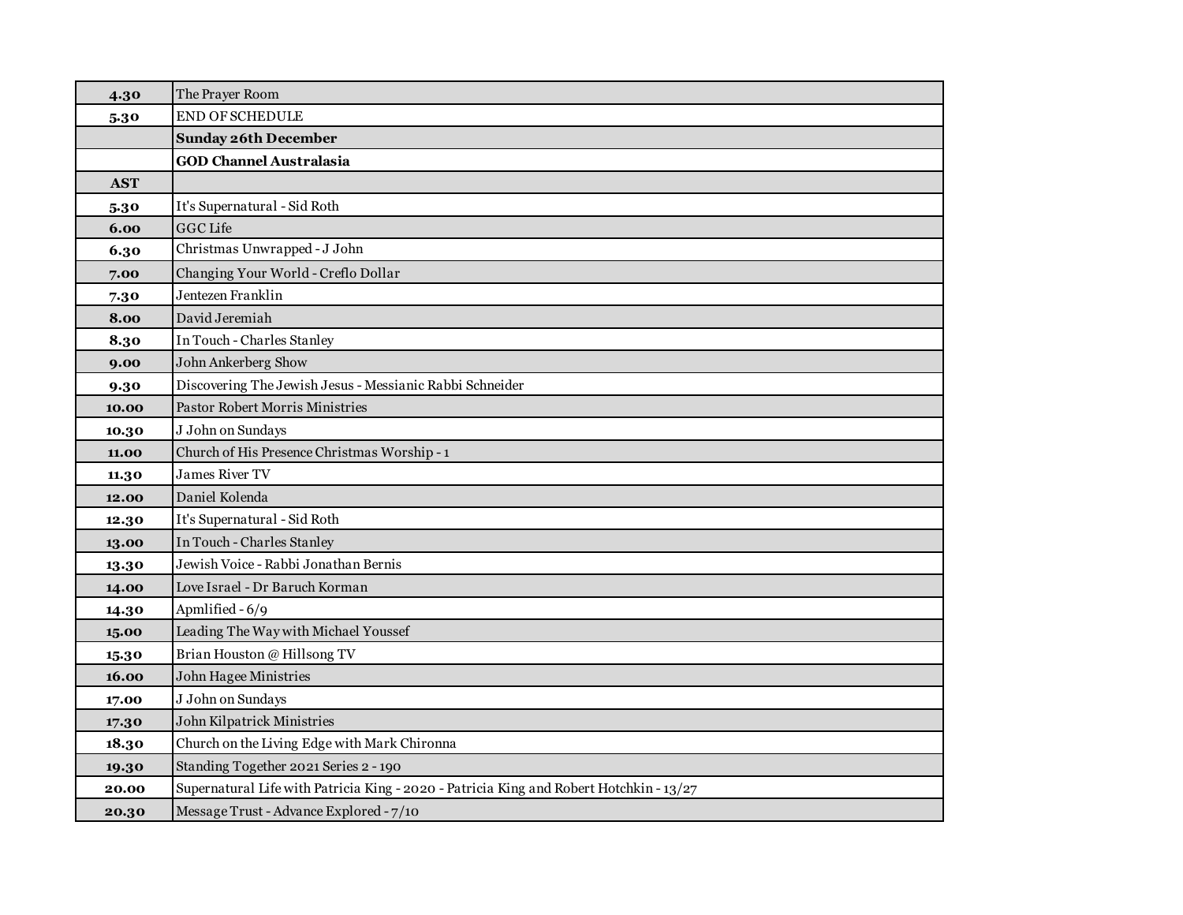| | |
|---|---|
| **4.30** | The Prayer Room |
| **5.30** | END OF SCHEDULE |
| | **Sunday 26th December** |
| | **GOD Channel Australasia** |
| **AST** | |
| **5.30** | It's Supernatural - Sid Roth |
| **6.00** | GGC Life |
| **6.30** | Christmas Unwrapped - J John |
| **7.00** | Changing Your World - Creflo Dollar |
| **7.30** | Jentezen Franklin |
| **8.00** | David Jeremiah |
| **8.30** | In Touch - Charles Stanley |
| **9.00** | John Ankerberg Show |
| **9.30** | Discovering The Jewish Jesus - Messianic Rabbi Schneider |
| **10.00** | Pastor Robert Morris Ministries |
| **10.30** | J John on Sundays |
| **11.00** | Church of His Presence Christmas Worship - 1 |
| **11.30** | James River TV |
| **12.00** | Daniel Kolenda |
| **12.30** | It's Supernatural - Sid Roth |
| **13.00** | In Touch - Charles Stanley |
| **13.30** | Jewish Voice - Rabbi Jonathan Bernis |
| **14.00** | Love Israel - Dr Baruch Korman |
| **14.30** | Apmlified - 6/9 |
| **15.00** | Leading The Way with Michael Youssef |
| **15.30** | Brian Houston @ Hillsong TV |
| **16.00** | John Hagee Ministries |
| **17.00** | J John on Sundays |
| **17.30** | John Kilpatrick Ministries |
| **18.30** | Church on the Living Edge with Mark Chironna |
| **19.30** | Standing Together 2021 Series 2 - 190 |
| **20.00** | Supernatural Life with Patricia King - 2020 - Patricia King and Robert Hotchkin - 13/27 |
| **20.30** | Message Trust - Advance Explored - 7/10 |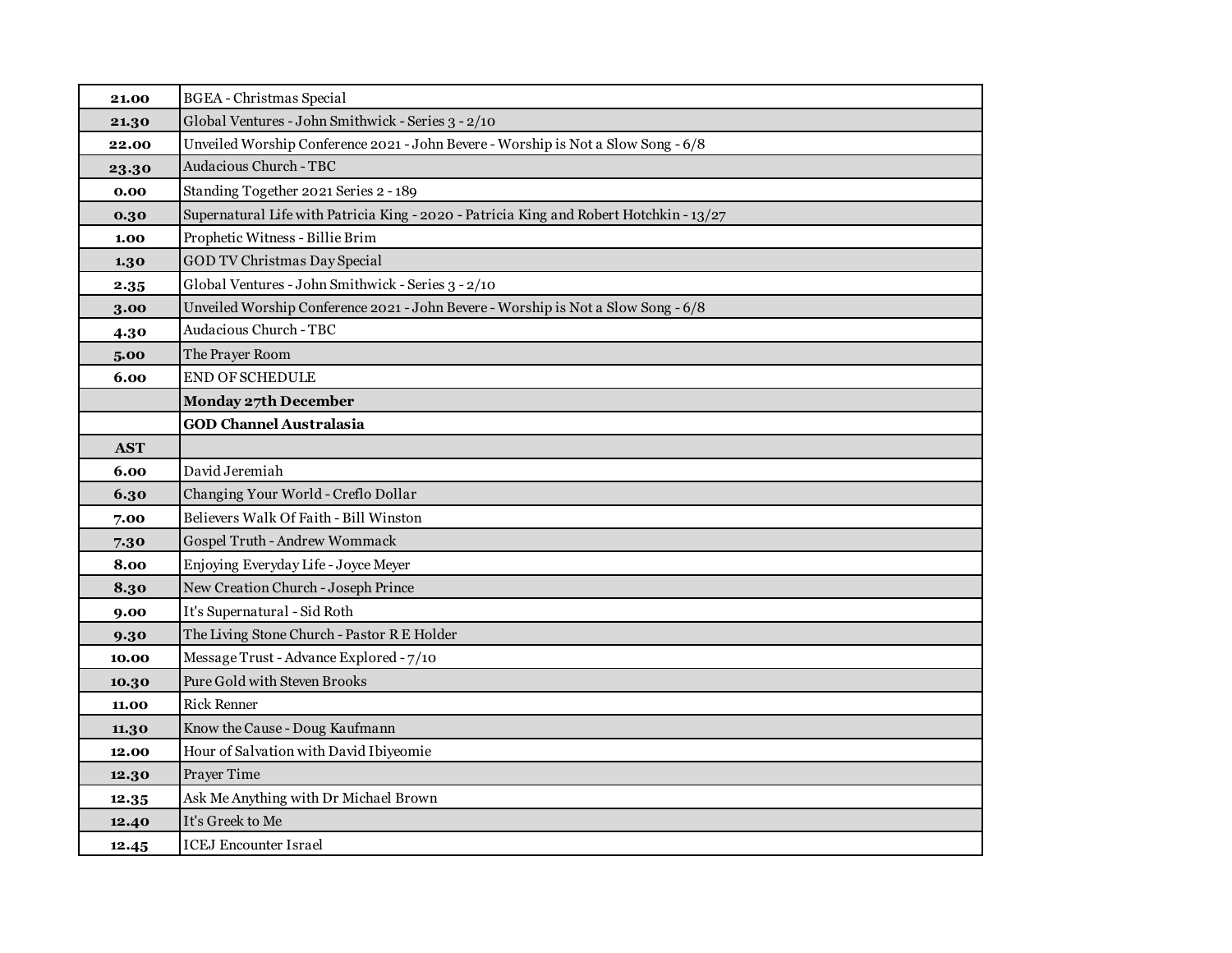| | |
|---|---|
| 21.00 | BGEA - Christmas Special |
| 21.30 | Global Ventures - John Smithwick - Series 3 - 2/10 |
| 22.00 | Unveiled Worship Conference 2021 - John Bevere - Worship is Not a Slow Song - 6/8 |
| 23.30 | Audacious Church - TBC |
| 0.00 | Standing Together 2021 Series 2 - 189 |
| 0.30 | Supernatural Life with Patricia King - 2020 - Patricia King and Robert Hotchkin - 13/27 |
| 1.00 | Prophetic Witness - Billie Brim |
| 1.30 | GOD TV Christmas Day Special |
| 2.35 | Global Ventures - John Smithwick - Series 3 - 2/10 |
| 3.00 | Unveiled Worship Conference 2021 - John Bevere - Worship is Not a Slow Song - 6/8 |
| 4.30 | Audacious Church - TBC |
| 5.00 | The Prayer Room |
| 6.00 | END OF SCHEDULE |
| | **Monday 27th December** |
| | **GOD Channel Australasia** |
| **AST** | |
| 6.00 | David Jeremiah |
| 6.30 | Changing Your World - Creflo Dollar |
| 7.00 | Believers Walk Of Faith - Bill Winston |
| 7.30 | Gospel Truth - Andrew Wommack |
| 8.00 | Enjoying Everyday Life - Joyce Meyer |
| 8.30 | New Creation Church - Joseph Prince |
| 9.00 | It's Supernatural - Sid Roth |
| 9.30 | The Living Stone Church - Pastor R E Holder |
| 10.00 | Message Trust - Advance Explored - 7/10 |
| 10.30 | Pure Gold with Steven Brooks |
| 11.00 | Rick Renner |
| 11.30 | Know the Cause - Doug Kaufmann |
| 12.00 | Hour of Salvation with David Ibiyeomie |
| 12.30 | Prayer Time |
| 12.35 | Ask Me Anything with Dr Michael Brown |
| 12.40 | It's Greek to Me |
| 12.45 | ICEJ Encounter Israel |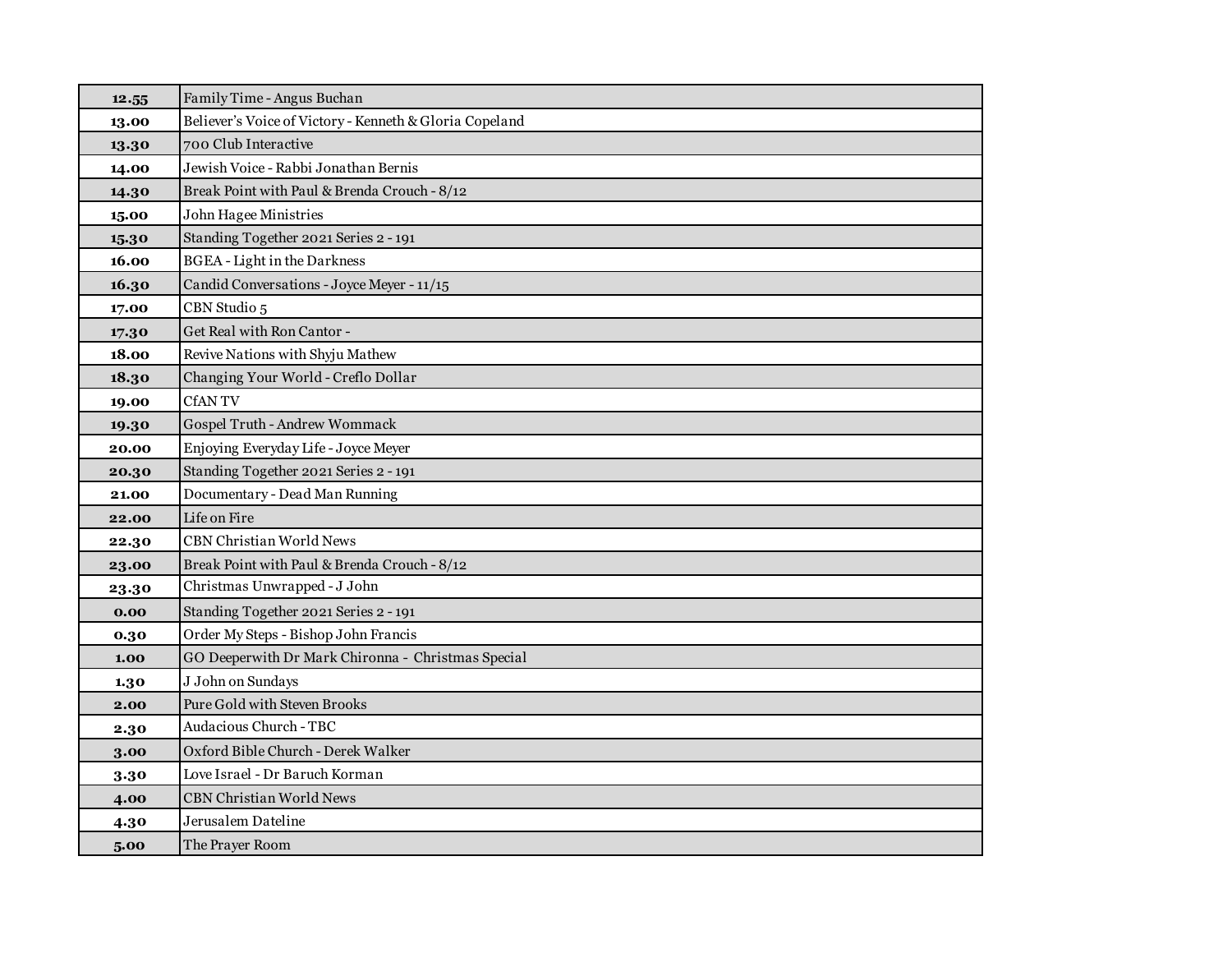| | |
|---|---|
| 12.55 | Family Time - Angus Buchan |
| 13.00 | Believer's Voice of Victory - Kenneth & Gloria Copeland |
| 13.30 | 700 Club Interactive |
| 14.00 | Jewish Voice - Rabbi Jonathan Bernis |
| 14.30 | Break Point with Paul & Brenda Crouch - 8/12 |
| 15.00 | John Hagee Ministries |
| 15.30 | Standing Together 2021 Series 2 - 191 |
| 16.00 | BGEA - Light in the Darkness |
| 16.30 | Candid Conversations - Joyce Meyer - 11/15 |
| 17.00 | CBN Studio 5 |
| 17.30 | Get Real with Ron Cantor - |
| 18.00 | Revive Nations with Shyju Mathew |
| 18.30 | Changing Your World - Creflo Dollar |
| 19.00 | CfAN TV |
| 19.30 | Gospel Truth - Andrew Wommack |
| 20.00 | Enjoying Everyday Life - Joyce Meyer |
| 20.30 | Standing Together 2021 Series 2 - 191 |
| 21.00 | Documentary - Dead Man Running |
| 22.00 | Life on Fire |
| 22.30 | CBN Christian World News |
| 23.00 | Break Point with Paul & Brenda Crouch - 8/12 |
| 23.30 | Christmas Unwrapped - J John |
| 0.00 | Standing Together 2021 Series 2 - 191 |
| 0.30 | Order My Steps - Bishop John Francis |
| 1.00 | GO Deeperwith Dr Mark Chironna - Christmas Special |
| 1.30 | J John on Sundays |
| 2.00 | Pure Gold with Steven Brooks |
| 2.30 | Audacious Church - TBC |
| 3.00 | Oxford Bible Church - Derek Walker |
| 3.30 | Love Israel - Dr Baruch Korman |
| 4.00 | CBN Christian World News |
| 4.30 | Jerusalem Dateline |
| 5.00 | The Prayer Room |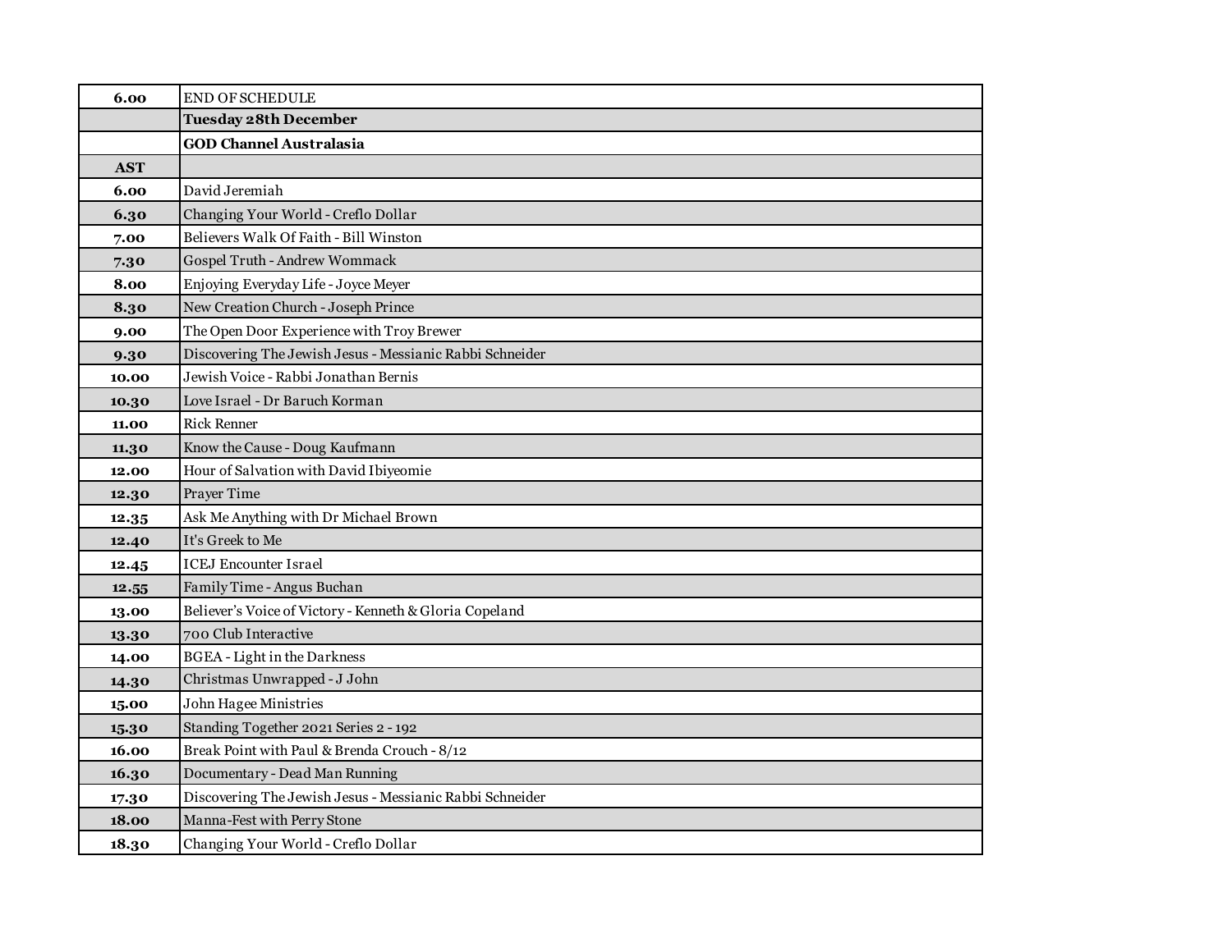| | |
|---|---|
| **6.00** | END OF SCHEDULE |
| | **Tuesday 28th December** |
| | **GOD Channel Australasia** |
| **AST** | |
| **6.00** | David Jeremiah |
| **6.30** | Changing Your World - Creflo Dollar |
| **7.00** | Believers Walk Of Faith - Bill Winston |
| **7.30** | Gospel Truth - Andrew Wommack |
| **8.00** | Enjoying Everyday Life - Joyce Meyer |
| **8.30** | New Creation Church - Joseph Prince |
| **9.00** | The Open Door Experience with Troy Brewer |
| **9.30** | Discovering The Jewish Jesus - Messianic Rabbi Schneider |
| **10.00** | Jewish Voice - Rabbi Jonathan Bernis |
| **10.30** | Love Israel - Dr Baruch Korman |
| **11.00** | Rick Renner |
| **11.30** | Know the Cause - Doug Kaufmann |
| **12.00** | Hour of Salvation with David Ibiyeomie |
| **12.30** | Prayer Time |
| **12.35** | Ask Me Anything with Dr Michael Brown |
| **12.40** | It's Greek to Me |
| **12.45** | ICEJ Encounter Israel |
| **12.55** | Family Time - Angus Buchan |
| **13.00** | Believer's Voice of Victory - Kenneth & Gloria Copeland |
| **13.30** | 700 Club Interactive |
| **14.00** | BGEA - Light in the Darkness |
| **14.30** | Christmas Unwrapped - J John |
| **15.00** | John Hagee Ministries |
| **15.30** | Standing Together 2021 Series 2 - 192 |
| **16.00** | Break Point with Paul & Brenda Crouch - 8/12 |
| **16.30** | Documentary - Dead Man Running |
| **17.30** | Discovering The Jewish Jesus - Messianic Rabbi Schneider |
| **18.00** | Manna-Fest with Perry Stone |
| **18.30** | Changing Your World - Creflo Dollar |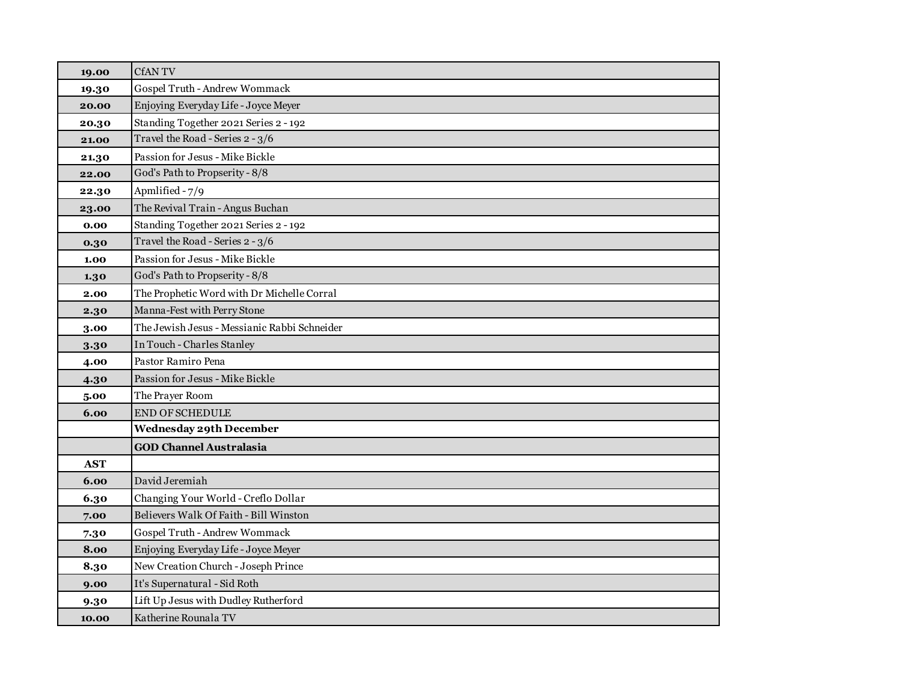| | |
|---|---|
| **19.00** | CfAN TV |
| **19.30** | Gospel Truth - Andrew Wommack |
| **20.00** | Enjoying Everyday Life - Joyce Meyer |
| **20.30** | Standing Together 2021 Series 2 - 192 |
| **21.00** | Travel the Road - Series 2 - 3/6 |
| **21.30** | Passion for Jesus - Mike Bickle |
| **22.00** | God's Path to Propserity - 8/8 |
| **22.30** | Apmlified - 7/9 |
| **23.00** | The Revival Train - Angus Buchan |
| **0.00** | Standing Together 2021 Series 2 - 192 |
| **0.30** | Travel the Road - Series 2 - 3/6 |
| **1.00** | Passion for Jesus - Mike Bickle |
| **1.30** | God's Path to Propserity - 8/8 |
| **2.00** | The Prophetic Word with Dr Michelle Corral |
| **2.30** | Manna-Fest with Perry Stone |
| **3.00** | The Jewish Jesus - Messianic Rabbi Schneider |
| **3.30** | In Touch - Charles Stanley |
| **4.00** | Pastor Ramiro Pena |
| **4.30** | Passion for Jesus - Mike Bickle |
| **5.00** | The Prayer Room |
| **6.00** | END OF SCHEDULE |
| | **Wednesday 29th December** |
| | **GOD Channel Australasia** |
| **AST** | |
| **6.00** | David Jeremiah |
| **6.30** | Changing Your World - Creflo Dollar |
| **7.00** | Believers Walk Of Faith - Bill Winston |
| **7.30** | Gospel Truth - Andrew Wommack |
| **8.00** | Enjoying Everyday Life - Joyce Meyer |
| **8.30** | New Creation Church - Joseph Prince |
| **9.00** | It's Supernatural - Sid Roth |
| **9.30** | Lift Up Jesus with Dudley Rutherford |
| **10.00** | Katherine Rounala TV |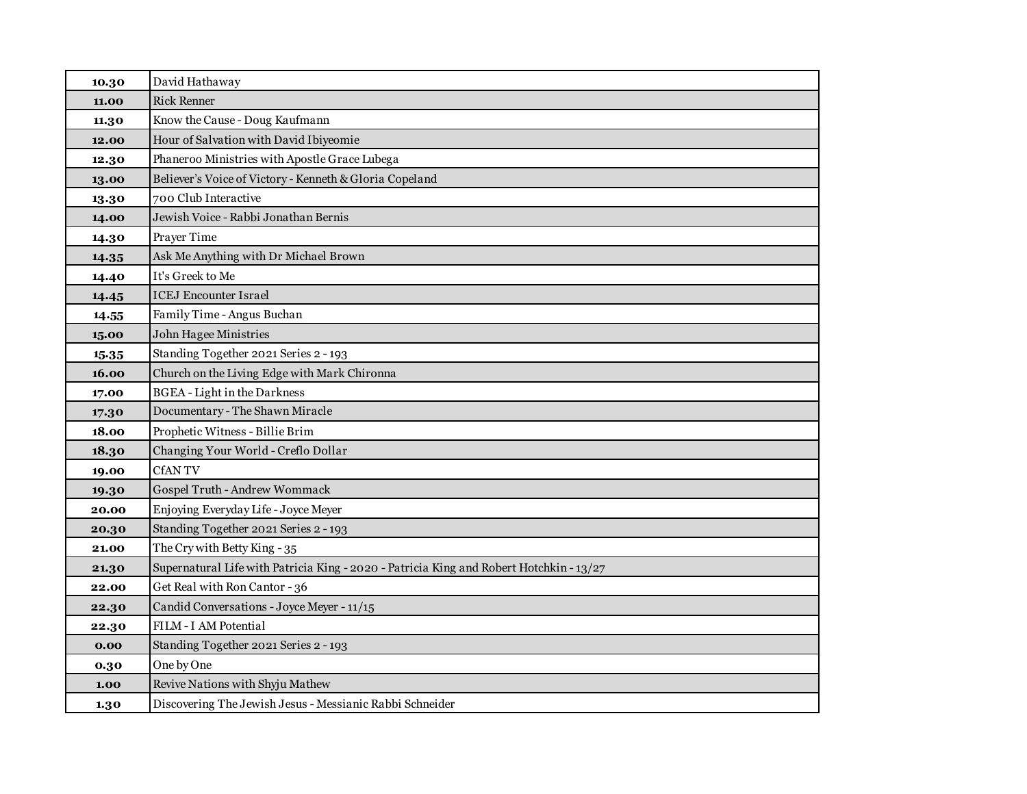| | |
|---|---|
| **10.30** | David Hathaway |
| **11.00** | Rick Renner |
| **11.30** | Know the Cause - Doug Kaufmann |
| **12.00** | Hour of Salvation with David Ibiyeomie |
| **12.30** | Phaneroo Ministries with Apostle Grace Lubega |
| **13.00** | Believer’s Voice of Victory - Kenneth & Gloria Copeland |
| **13.30** | 700 Club Interactive |
| **14.00** | Jewish Voice - Rabbi Jonathan Bernis |
| **14.30** | Prayer Time |
| **14.35** | Ask Me Anything with Dr Michael Brown |
| **14.40** | It's Greek to Me |
| **14.45** | ICEJ Encounter Israel |
| **14.55** | Family Time - Angus Buchan |
| **15.00** | John Hagee Ministries |
| **15.35** | Standing Together 2021 Series 2 - 193 |
| **16.00** | Church on the Living Edge with Mark Chironna |
| **17.00** | BGEA - Light in the Darkness |
| **17.30** | Documentary - The Shawn Miracle |
| **18.00** | Prophetic Witness - Billie Brim |
| **18.30** | Changing Your World - Creflo Dollar |
| **19.00** | CfAN TV |
| **19.30** | Gospel Truth - Andrew Wommack |
| **20.00** | Enjoying Everyday Life - Joyce Meyer |
| **20.30** | Standing Together 2021 Series 2 - 193 |
| **21.00** | The Cry with Betty King - 35 |
| **21.30** | Supernatural Life with Patricia King - 2020 - Patricia King and Robert Hotchkin - 13/27 |
| **22.00** | Get Real with Ron Cantor - 36 |
| **22.30** | Candid Conversations - Joyce Meyer - 11/15 |
| **22.30** | FILM - I AM Potential |
| **0.00** | Standing Together 2021 Series 2 - 193 |
| **0.30** | One by One |
| **1.00** | Revive Nations with Shyju Mathew |
| **1.30** | Discovering The Jewish Jesus - Messianic Rabbi Schneider |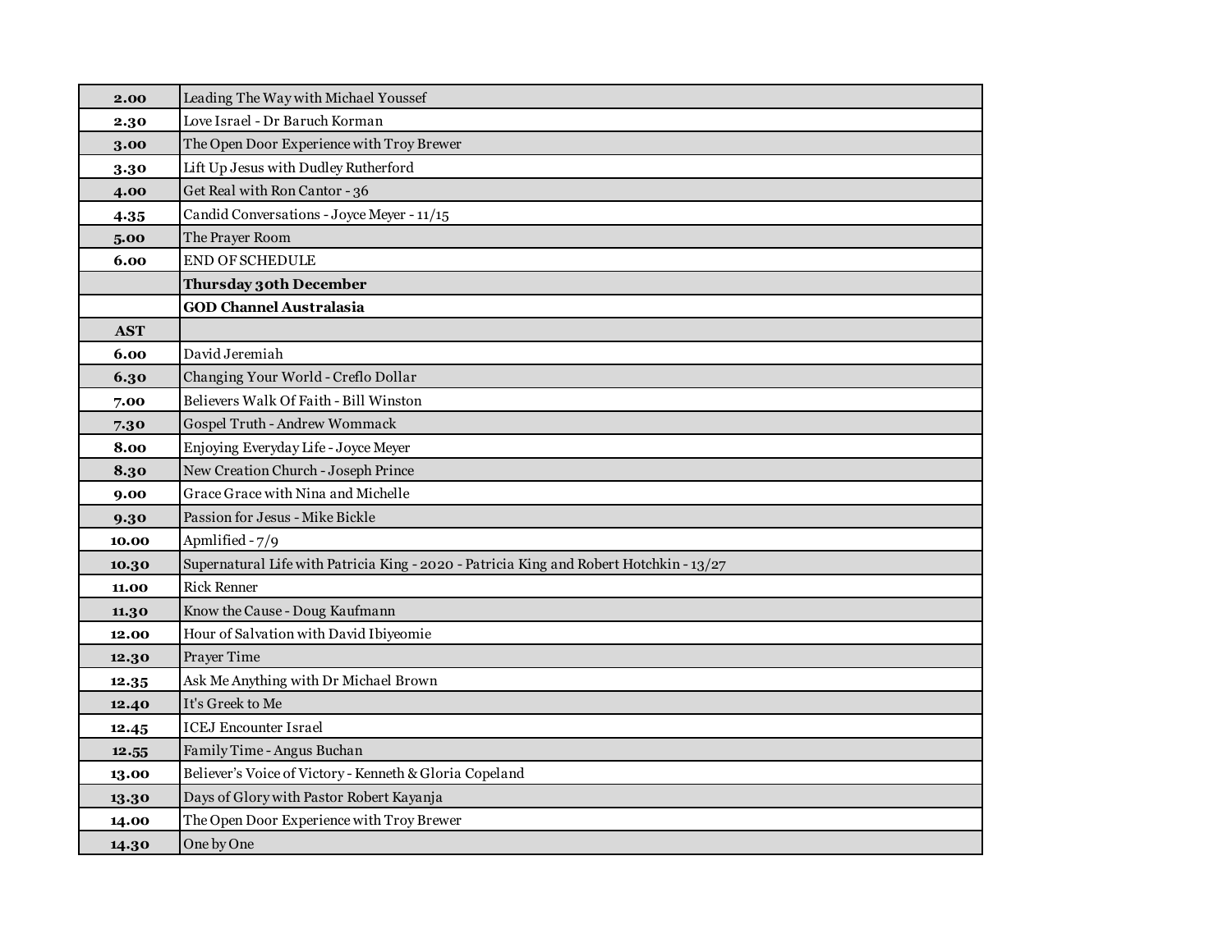| | |
|---|---|
| **2.00** | Leading The Way with Michael Youssef |
| **2.30** | Love Israel - Dr Baruch Korman |
| **3.00** | The Open Door Experience with Troy Brewer |
| **3.30** | Lift Up Jesus with Dudley Rutherford |
| **4.00** | Get Real with Ron Cantor - 36 |
| **4.35** | Candid Conversations - Joyce Meyer - 11/15 |
| **5.00** | The Prayer Room |
| **6.00** | END OF SCHEDULE |
| | **Thursday 30th December** |
| | **GOD Channel Australasia** |
| **AST** | |
| **6.00** | David Jeremiah |
| **6.30** | Changing Your World - Creflo Dollar |
| **7.00** | Believers Walk Of Faith - Bill Winston |
| **7.30** | Gospel Truth - Andrew Wommack |
| **8.00** | Enjoying Everyday Life - Joyce Meyer |
| **8.30** | New Creation Church - Joseph Prince |
| **9.00** | Grace Grace with Nina and Michelle |
| **9.30** | Passion for Jesus - Mike Bickle |
| **10.00** | Apmlified - 7/9 |
| **10.30** | Supernatural Life with Patricia King - 2020 - Patricia King and Robert Hotchkin - 13/27 |
| **11.00** | Rick Renner |
| **11.30** | Know the Cause - Doug Kaufmann |
| **12.00** | Hour of Salvation with David Ibiyeomie |
| **12.30** | Prayer Time |
| **12.35** | Ask Me Anything with Dr Michael Brown |
| **12.40** | It's Greek to Me |
| **12.45** | ICEJ Encounter Israel |
| **12.55** | Family Time - Angus Buchan |
| **13.00** | Believer's Voice of Victory - Kenneth & Gloria Copeland |
| **13.30** | Days of Glory with Pastor Robert Kayanja |
| **14.00** | The Open Door Experience with Troy Brewer |
| **14.30** | One by One |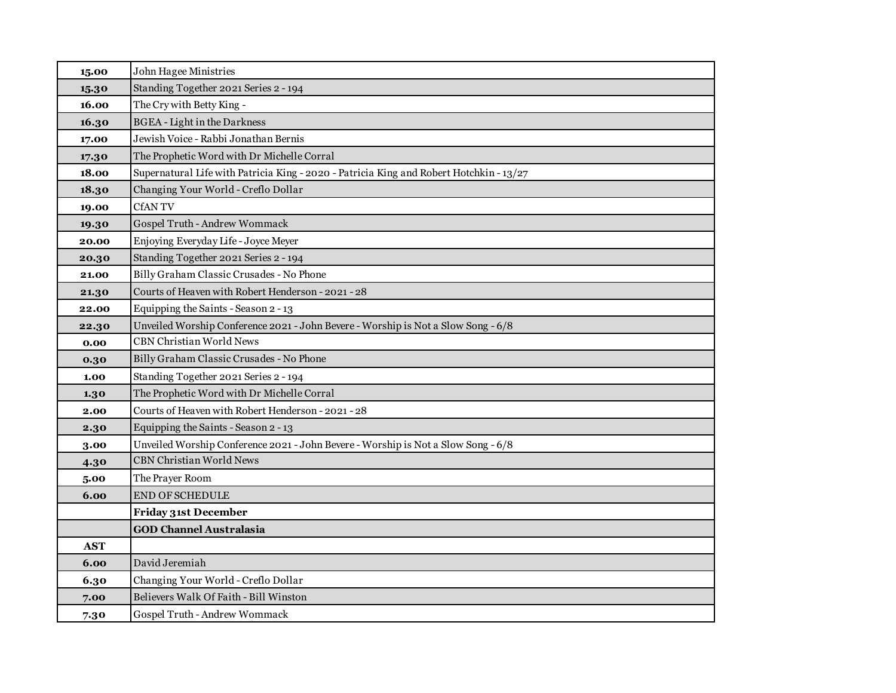| | |
|---|---|
| **15.00** | John Hagee Ministries |
| **15.30** | Standing Together 2021 Series 2 - 194 |
| **16.00** | The Cry with Betty King - |
| **16.30** | BGEA - Light in the Darkness |
| **17.00** | Jewish Voice - Rabbi Jonathan Bernis |
| **17.30** | The Prophetic Word with Dr Michelle Corral |
| **18.00** | Supernatural Life with Patricia King - 2020 - Patricia King and Robert Hotchkin - 13/27 |
| **18.30** | Changing Your World - Creflo Dollar |
| **19.00** | CfAN TV |
| **19.30** | Gospel Truth - Andrew Wommack |
| **20.00** | Enjoying Everyday Life - Joyce Meyer |
| **20.30** | Standing Together 2021 Series 2 - 194 |
| **21.00** | Billy Graham Classic Crusades - No Phone |
| **21.30** | Courts of Heaven with Robert Henderson - 2021 - 28 |
| **22.00** | Equipping the Saints - Season 2 - 13 |
| **22.30** | Unveiled Worship Conference 2021 - John Bevere - Worship is Not a Slow Song - 6/8 |
| **0.00** | CBN Christian World News |
| **0.30** | Billy Graham Classic Crusades - No Phone |
| **1.00** | Standing Together 2021 Series 2 - 194 |
| **1.30** | The Prophetic Word with Dr Michelle Corral |
| **2.00** | Courts of Heaven with Robert Henderson - 2021 - 28 |
| **2.30** | Equipping the Saints - Season 2 - 13 |
| **3.00** | Unveiled Worship Conference 2021 - John Bevere - Worship is Not a Slow Song - 6/8 |
| **4.30** | CBN Christian World News |
| **5.00** | The Prayer Room |
| **6.00** | END OF SCHEDULE |
| | **Friday 31st December** |
| | **GOD Channel Australasia** |
| **AST** | |
| **6.00** | David Jeremiah |
| **6.30** | Changing Your World - Creflo Dollar |
| **7.00** | Believers Walk Of Faith - Bill Winston |
| **7.30** | Gospel Truth - Andrew Wommack |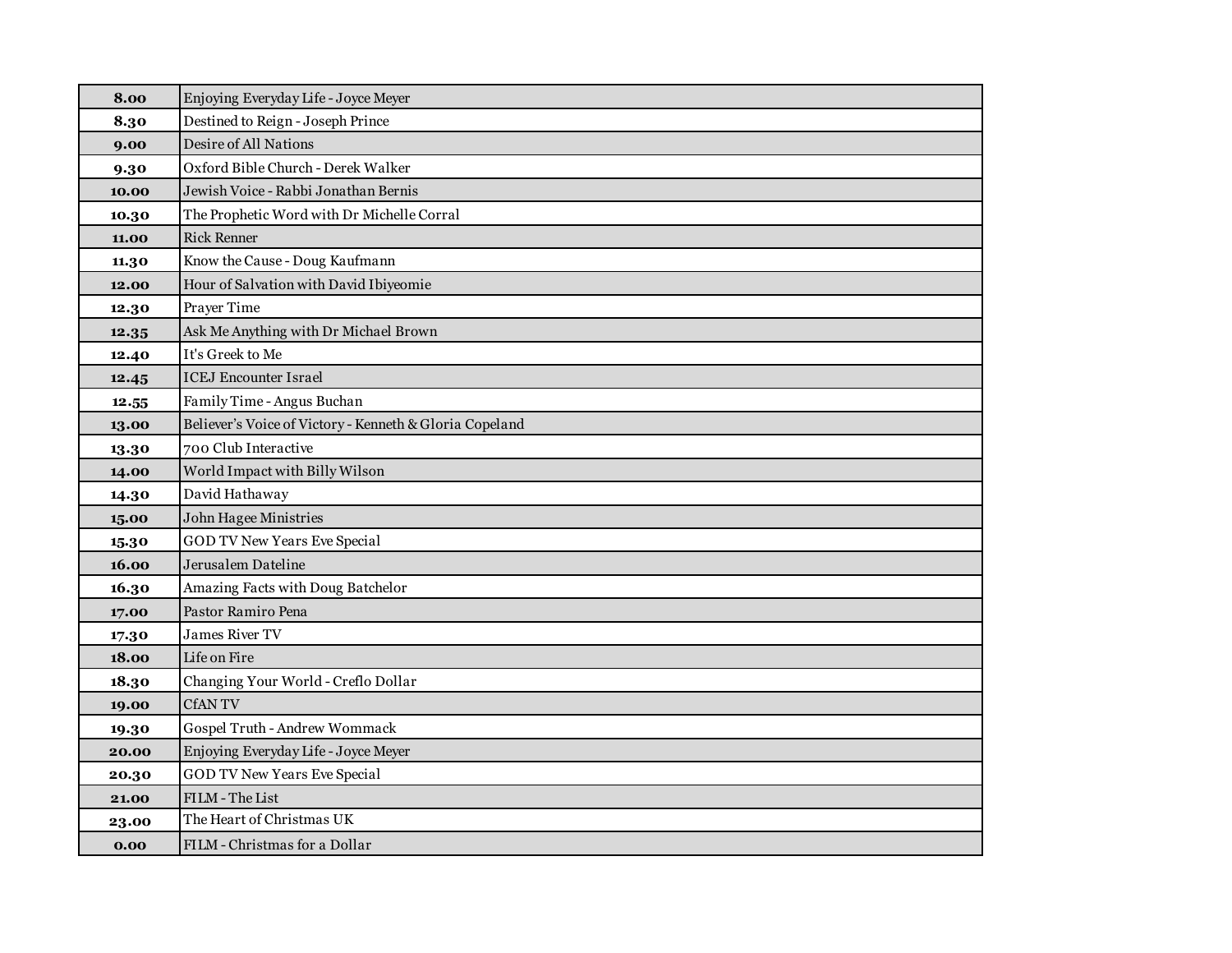| | |
|---|---|
| **8.00** | Enjoying Everyday Life - Joyce Meyer |
| **8.30** | Destined to Reign - Joseph Prince |
| **9.00** | Desire of All Nations |
| **9.30** | Oxford Bible Church - Derek Walker |
| **10.00** | Jewish Voice - Rabbi Jonathan Bernis |
| **10.30** | The Prophetic Word with Dr Michelle Corral |
| **11.00** | Rick Renner |
| **11.30** | Know the Cause - Doug Kaufmann |
| **12.00** | Hour of Salvation with David Ibiyeomie |
| **12.30** | Prayer Time |
| **12.35** | Ask Me Anything with Dr Michael Brown |
| **12.40** | It's Greek to Me |
| **12.45** | ICEJ Encounter Israel |
| **12.55** | Family Time - Angus Buchan |
| **13.00** | Believer's Voice of Victory - Kenneth & Gloria Copeland |
| **13.30** | 700 Club Interactive |
| **14.00** | World Impact with Billy Wilson |
| **14.30** | David Hathaway |
| **15.00** | John Hagee Ministries |
| **15.30** | GOD TV New Years Eve Special |
| **16.00** | Jerusalem Dateline |
| **16.30** | Amazing Facts with Doug Batchelor |
| **17.00** | Pastor Ramiro Pena |
| **17.30** | James River TV |
| **18.00** | Life on Fire |
| **18.30** | Changing Your World - Creflo Dollar |
| **19.00** | CfAN TV |
| **19.30** | Gospel Truth - Andrew Wommack |
| **20.00** | Enjoying Everyday Life - Joyce Meyer |
| **20.30** | GOD TV New Years Eve Special |
| **21.00** | FILM - The List |
| **23.00** | The Heart of Christmas UK |
| **0.00** | FILM - Christmas for a Dollar |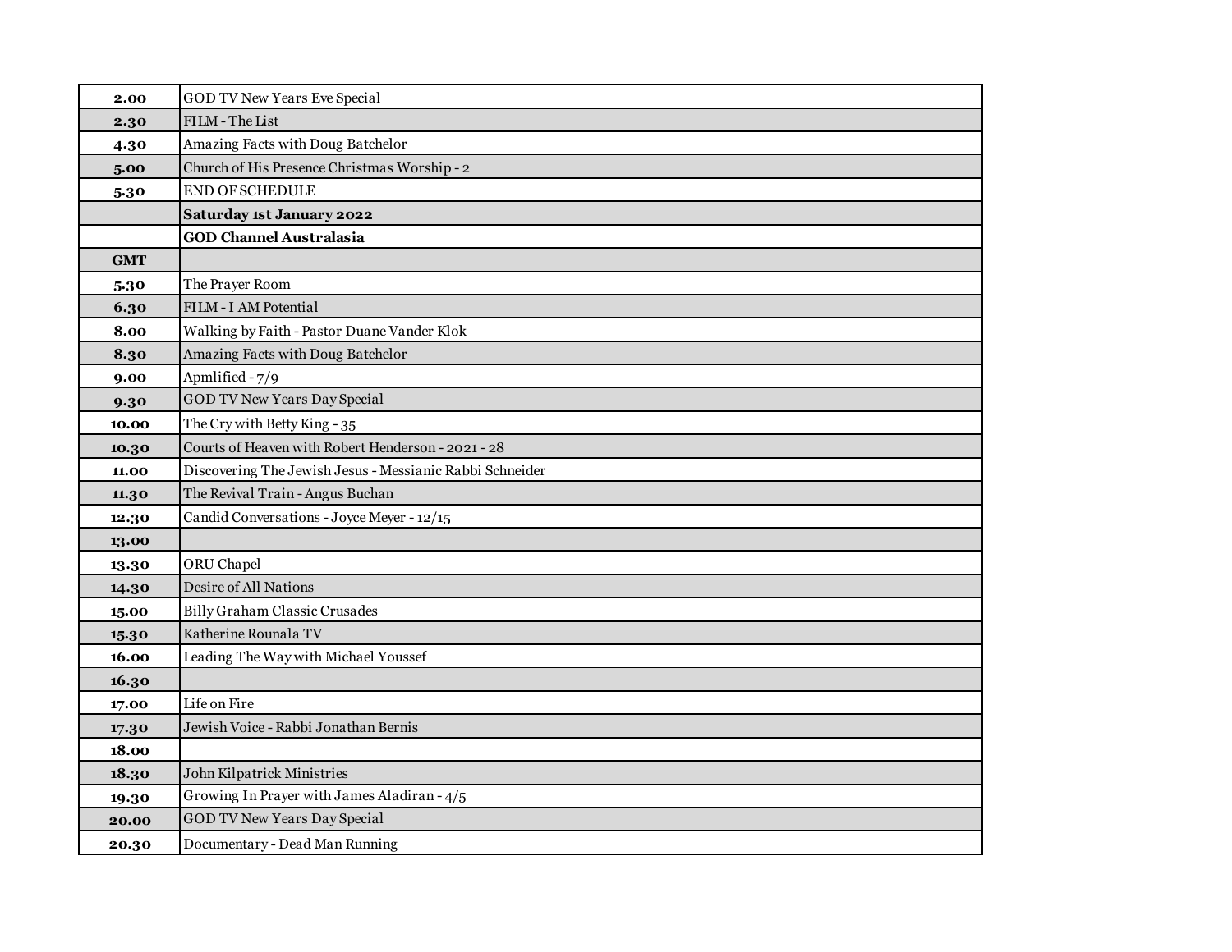| | |
|---|---|
| **2.00** | GOD TV New Years Eve Special |
| **2.30** | FILM - The List |
| **4.30** | Amazing Facts with Doug Batchelor |
| **5.00** | Church of His Presence Christmas Worship - 2 |
| **5.30** | END OF SCHEDULE |
| | **Saturday 1st January 2022** |
| | **GOD Channel Australasia** |
| **GMT** | |
| **5.30** | The Prayer Room |
| **6.30** | FILM - I AM Potential |
| **8.00** | Walking by Faith - Pastor Duane Vander Klok |
| **8.30** | Amazing Facts with Doug Batchelor |
| **9.00** | Apmlified - 7/9 |
| **9.30** | GOD TV New Years Day Special |
| **10.00** | The Cry with Betty King - 35 |
| **10.30** | Courts of Heaven with Robert Henderson - 2021 - 28 |
| **11.00** | Discovering The Jewish Jesus - Messianic Rabbi Schneider |
| **11.30** | The Revival Train - Angus Buchan |
| **12.30** | Candid Conversations - Joyce Meyer - 12/15 |
| **13.00** | |
| **13.30** | ORU Chapel |
| **14.30** | Desire of All Nations |
| **15.00** | Billy Graham Classic Crusades |
| **15.30** | Katherine Rounala TV |
| **16.00** | Leading The Way with Michael Youssef |
| **16.30** | |
| **17.00** | Life on Fire |
| **17.30** | Jewish Voice - Rabbi Jonathan Bernis |
| **18.00** | |
| **18.30** | John Kilpatrick Ministries |
| **19.30** | Growing In Prayer with James Aladiran - 4/5 |
| **20.00** | GOD TV New Years Day Special |
| **20.30** | Documentary - Dead Man Running |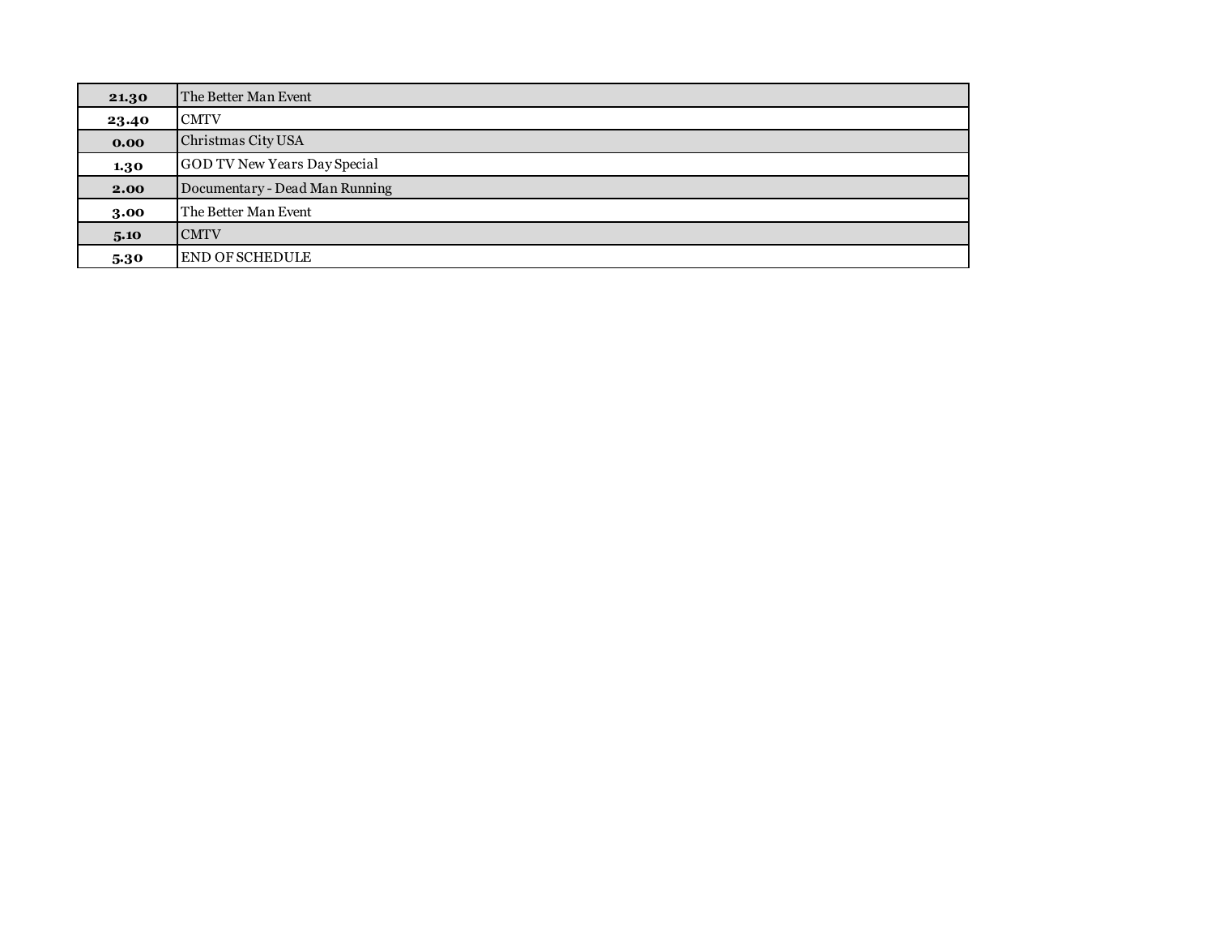| | |
|---|---|
| **21.30** | The Better Man Event |
| **23.40** | CMTV |
| **0.00** | Christmas City USA |
| **1.30** | GOD TV New Years Day Special |
| **2.00** | Documentary - Dead Man Running |
| **3.00** | The Better Man Event |
| **5.10** | CMTV |
| **5.30** | END OF SCHEDULE |